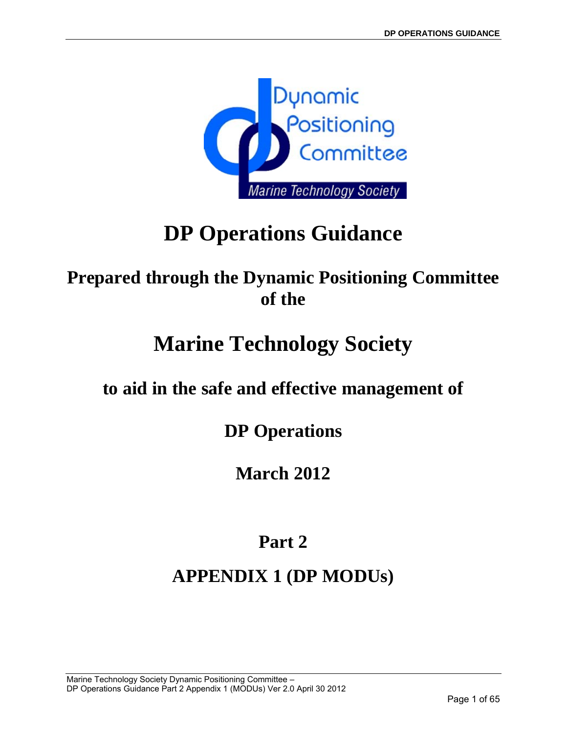# DP Operations Guidance

## Prepared through the Dynamic Positioning Committee of the

# Marine Technology Society

## to aid in the safe and effective management of

## DP Operations

## March 2012

## Part 2

## APPENDIX 1 (DP MODUs)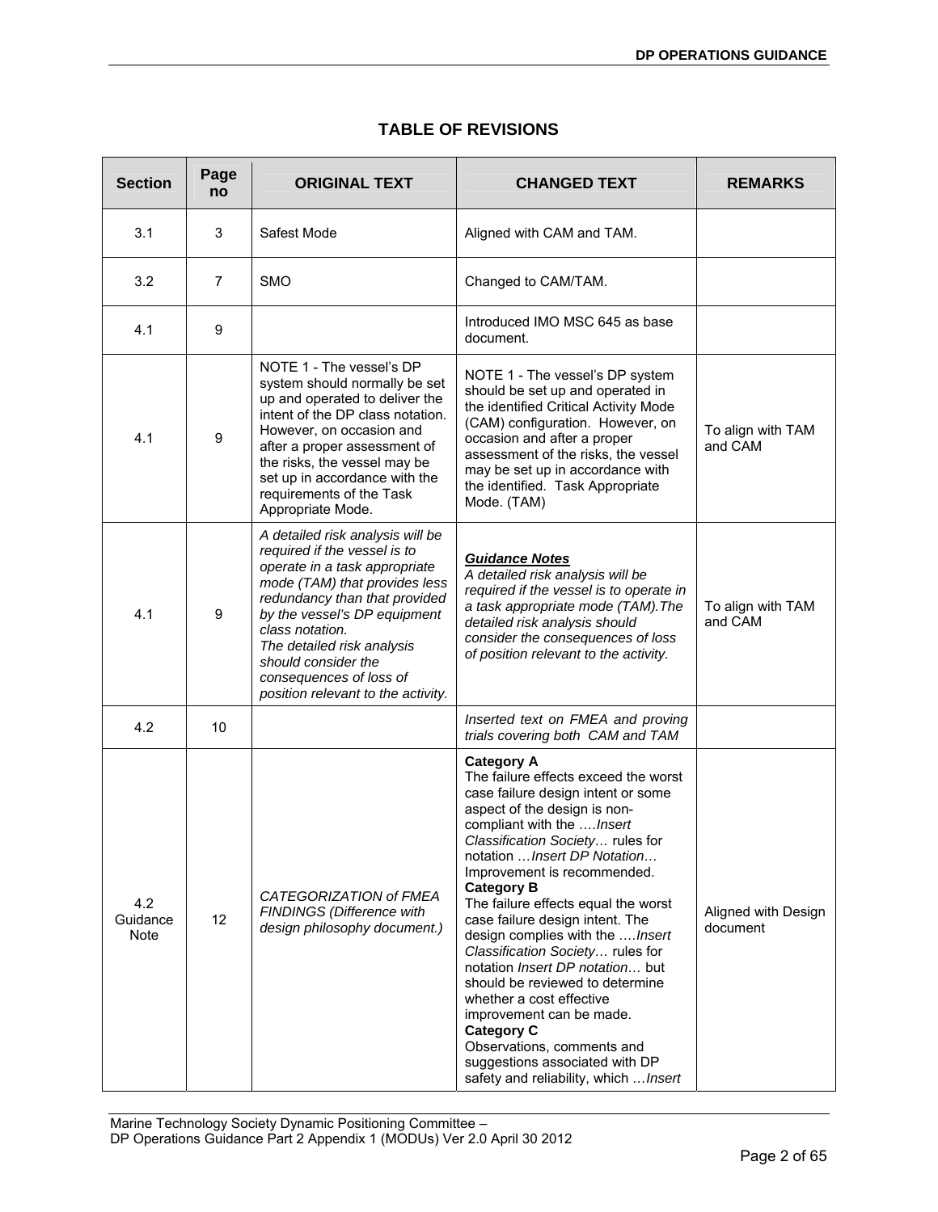# TABLE OF REVISIONS

| Section | Page no | ORIGINAL TEXT | CHANGED TEXT | REMARKS |
|---|---|---|---|---|
| 3.1 | 3 | Safest Mode | Aligned with CAM and TAM. | |
| 3.2 | 7 | SMO | Changed to CAM/TAM. | |
| 4.1 | 9 | | Introduced IMO MSC 645 as base document. | |
| 4.1 | 9 | NOTE 1 - The vessel's DP system should normally be set up and operated to deliver the intent of the DP class notation. However, on occasion and after a proper assessment of the risks, the vessel may be set up in accordance with the requirements of the Task Appropriate Mode. | NOTE 1 - The vessel's DP system should be set up and operated in the identified Critical Activity Mode (CAM) configuration. However, on occasion and after a proper assessment of the risks, the vessel may be set up in accordance with the identified. Task Appropriate Mode. (TAM) | To align with TAM and CAM |
| 4.1 | 9 | *A detailed risk analysis will be required if the vessel is to operate in a task appropriate mode (TAM) that provides less redundancy than that provided by the vessel's DP equipment class notation. The detailed risk analysis should consider the consequences of loss of position relevant to the activity.* | ***Guidance Notes*** *A detailed risk analysis will be required if the vessel is to operate in a task appropriate mode (TAM).The detailed risk analysis should consider the consequences of loss of position relevant to the activity.* | To align with TAM and CAM |
| 4.2 | 10 | | *Inserted text on FMEA and proving trials covering both CAM and TAM* | |
| 4.2 Guidance Note | 12 | *CATEGORIZATION of FMEA FINDINGS (Difference with design philosophy document.)* | **Category A** The failure effects exceed the worst case failure design intent or some aspect of the design is non-compliant with the ….*Insert Classification Society…* rules for notation …*Insert DP Notation…* Improvement is recommended. **Category B** The failure effects equal the worst case failure design intent. The design complies with the ….*Insert Classification Society…* rules for notation *Insert DP notation…* but should be reviewed to determine whether a cost effective improvement can be made. **Category C** Observations, comments and suggestions associated with DP safety and reliability, which …*Insert* | Aligned with Design document |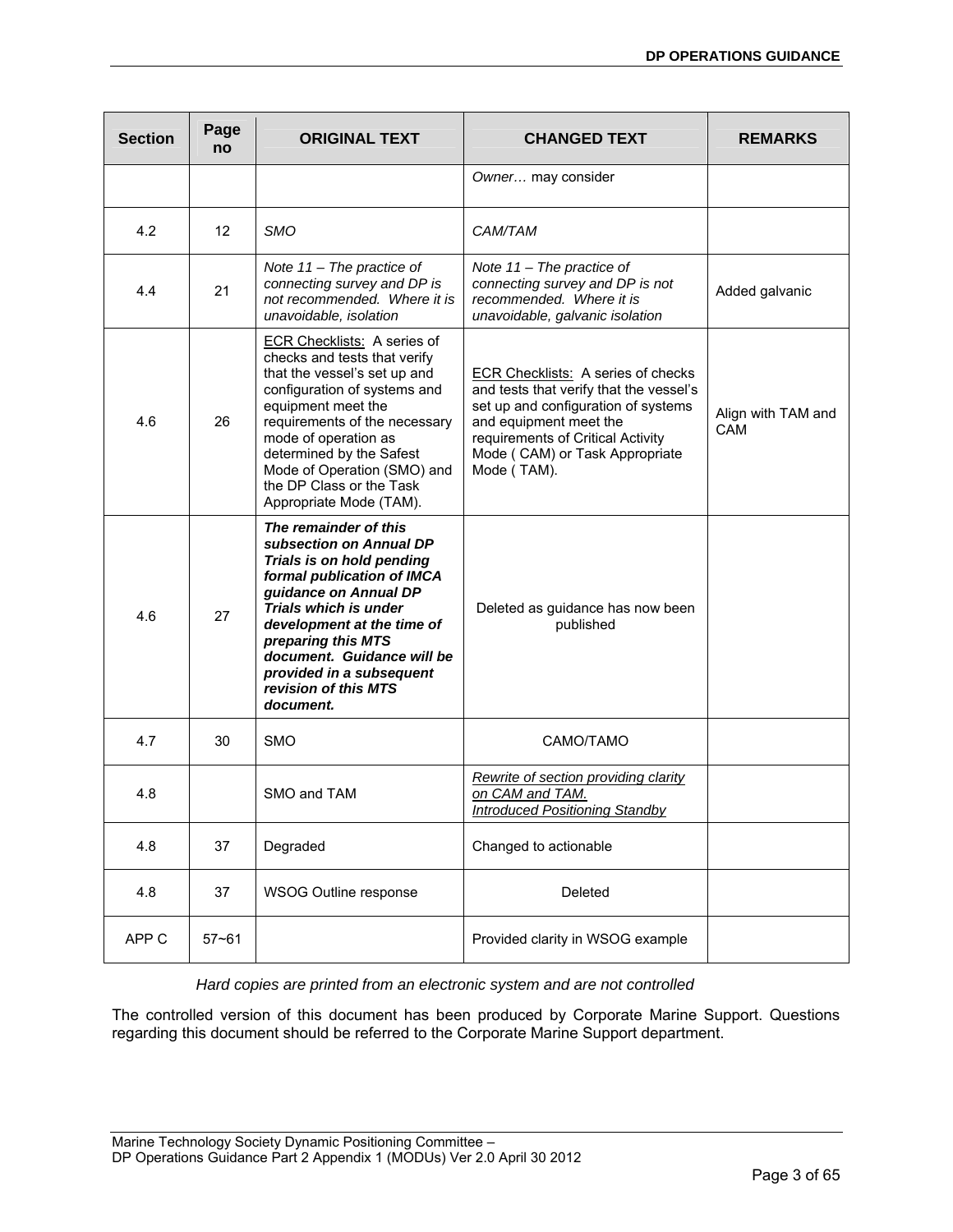| Section | Page no | ORIGINAL TEXT | CHANGED TEXT | REMARKS |
|---|---|---|---|---|
| | | | *Owner…* may consider | |
| 4.2 | 12 | *SMO* | *CAM/TAM* | |
| 4.4 | 21 | *Note 11 – The practice of connecting survey and DP is not recommended. Where it is unavoidable, isolation* | *Note 11 – The practice of connecting survey and DP is not recommended. Where it is unavoidable, galvanic isolation* | Added galvanic |
| 4.6 | 26 | ECR Checklists: A series of checks and tests that verify that the vessel's set up and configuration of systems and equipment meet the requirements of the necessary mode of operation as determined by the Safest Mode of Operation (SMO) and the DP Class or the Task Appropriate Mode (TAM). | ECR Checklists: A series of checks and tests that verify that the vessel's set up and configuration of systems and equipment meet the requirements of Critical Activity Mode ( CAM) or Task Appropriate Mode ( TAM). | Align with TAM and CAM |
| 4.6 | 27 | ***The remainder of this subsection on Annual DP Trials is on hold pending formal publication of IMCA guidance on Annual DP Trials which is under development at the time of preparing this MTS document. Guidance will be provided in a subsequent revision of this MTS document.*** | Deleted as guidance has now been published | |
| 4.7 | 30 | SMO | CAMO/TAMO | |
| 4.8 | | SMO and TAM | *Rewrite of section providing clarity on CAM and TAM. Introduced Positioning Standby* | |
| 4.8 | 37 | Degraded | Changed to actionable | |
| 4.8 | 37 | WSOG Outline response | Deleted | |
| APP C | 57~61 | | Provided clarity in WSOG example | |

*Hard copies are printed from an electronic system and are not controlled*

The controlled version of this document has been produced by Corporate Marine Support. Questions regarding this document should be referred to the Corporate Marine Support department.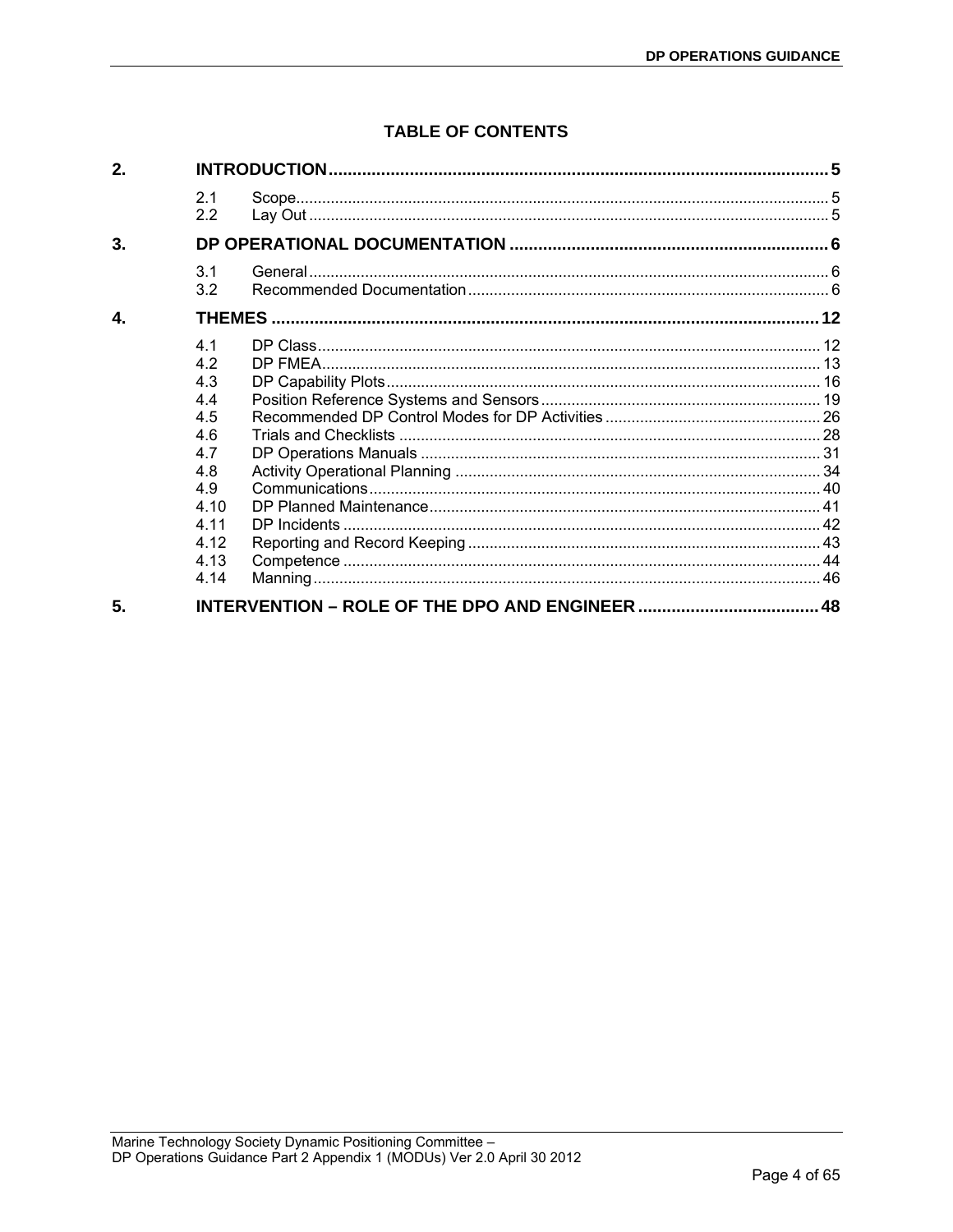# TABLE OF CONTENTS

| | | | |
|---|---|---|---|
| **2.** | **INTRODUCTION** | | **5** |
| | 2.1 | Scope | 5 |
| | 2.2 | Lay Out | 5 |
| **3.** | **DP OPERATIONAL DOCUMENTATION** | | **6** |
| | 3.1 | General | 6 |
| | 3.2 | Recommended Documentation | 6 |
| **4.** | **THEMES** | | **12** |
| | 4.1 | DP Class | 12 |
| | 4.2 | DP FMEA | 13 |
| | 4.3 | DP Capability Plots | 16 |
| | 4.4 | Position Reference Systems and Sensors | 19 |
| | 4.5 | Recommended DP Control Modes for DP Activities | 26 |
| | 4.6 | Trials and Checklists | 28 |
| | 4.7 | DP Operations Manuals | 31 |
| | 4.8 | Activity Operational Planning | 34 |
| | 4.9 | Communications | 40 |
| | 4.10 | DP Planned Maintenance | 41 |
| | 4.11 | DP Incidents | 42 |
| | 4.12 | Reporting and Record Keeping | 43 |
| | 4.13 | Competence | 44 |
| | 4.14 | Manning | 46 |
| **5.** | **INTERVENTION – ROLE OF THE DPO AND ENGINEER** | | **48** |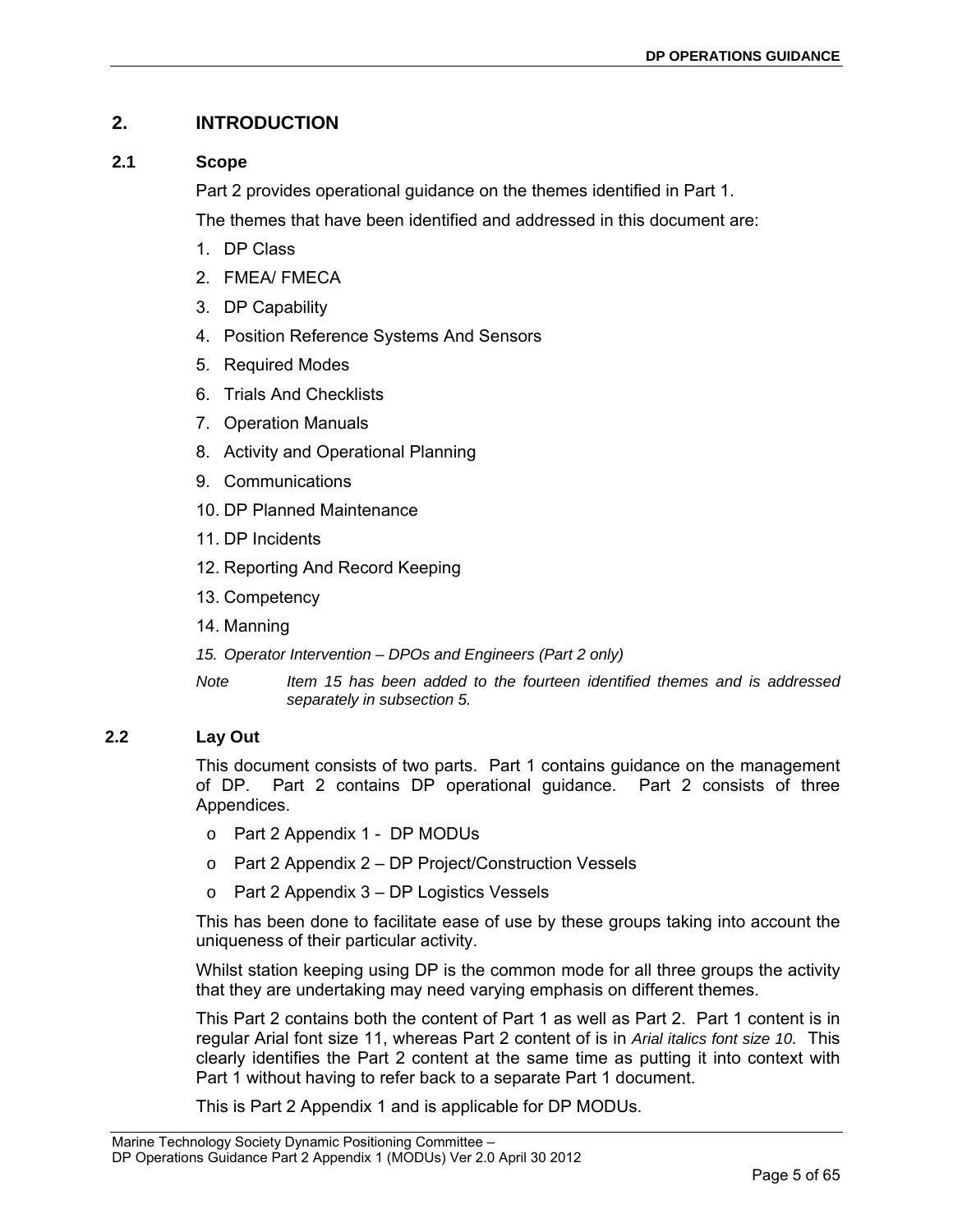## 2. INTRODUCTION

### 2.1 Scope

Part 2 provides operational guidance on the themes identified in Part 1.

The themes that have been identified and addressed in this document are:

1. DP Class
2. FMEA/ FMECA
3. DP Capability
4. Position Reference Systems And Sensors
5. Required Modes
6. Trials And Checklists
7. Operation Manuals
8. Activity and Operational Planning
9. Communications
10. DP Planned Maintenance
11. DP Incidents
12. Reporting And Record Keeping
13. Competency
14. Manning
15. *Operator Intervention – DPOs and Engineers (Part 2 only)*

*Note    Item 15 has been added to the fourteen identified themes and is addressed separately in subsection 5.*

### 2.2 Lay Out

This document consists of two parts. Part 1 contains guidance on the management of DP. Part 2 contains DP operational guidance. Part 2 consists of three Appendices.

- Part 2 Appendix 1 - DP MODUs
- Part 2 Appendix 2 – DP Project/Construction Vessels
- Part 2 Appendix 3 – DP Logistics Vessels

This has been done to facilitate ease of use by these groups taking into account the uniqueness of their particular activity.

Whilst station keeping using DP is the common mode for all three groups the activity that they are undertaking may need varying emphasis on different themes.

This Part 2 contains both the content of Part 1 as well as Part 2. Part 1 content is in regular Arial font size 11, whereas Part 2 content of is in *Arial italics font size 10.* This clearly identifies the Part 2 content at the same time as putting it into context with Part 1 without having to refer back to a separate Part 1 document.

This is Part 2 Appendix 1 and is applicable for DP MODUs.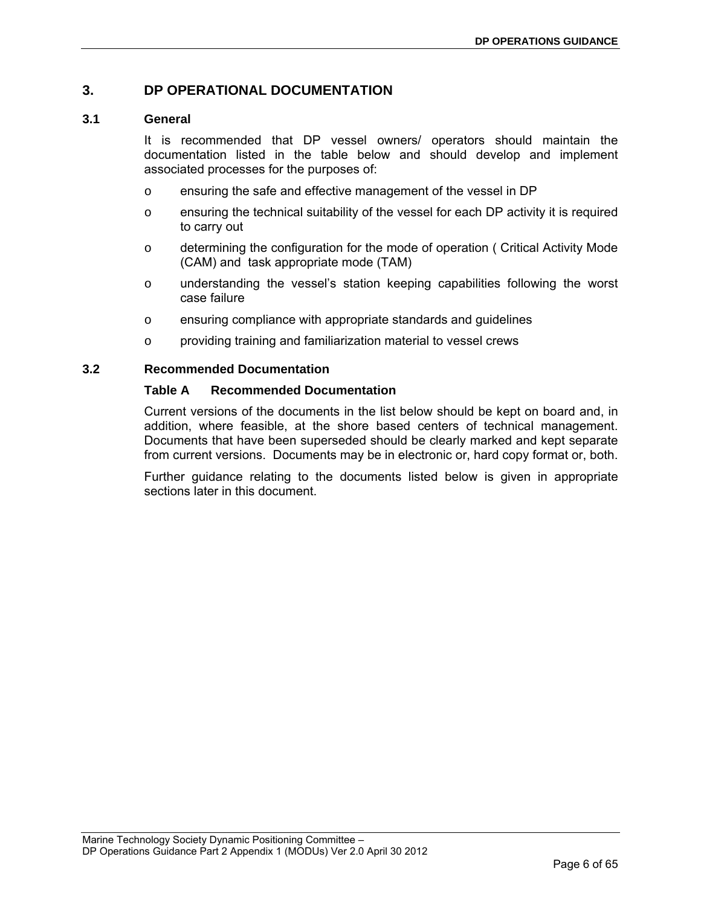# 3. DP OPERATIONAL DOCUMENTATION

## 3.1 General

It is recommended that DP vessel owners/ operators should maintain the documentation listed in the table below and should develop and implement associated processes for the purposes of:

- ensuring the safe and effective management of the vessel in DP
- ensuring the technical suitability of the vessel for each DP activity it is required to carry out
- determining the configuration for the mode of operation ( Critical Activity Mode (CAM) and task appropriate mode (TAM)
- understanding the vessel's station keeping capabilities following the worst case failure
- ensuring compliance with appropriate standards and guidelines
- providing training and familiarization material to vessel crews

## 3.2 Recommended Documentation

### Table A Recommended Documentation

Current versions of the documents in the list below should be kept on board and, in addition, where feasible, at the shore based centers of technical management. Documents that have been superseded should be clearly marked and kept separate from current versions. Documents may be in electronic or, hard copy format or, both.

Further guidance relating to the documents listed below is given in appropriate sections later in this document.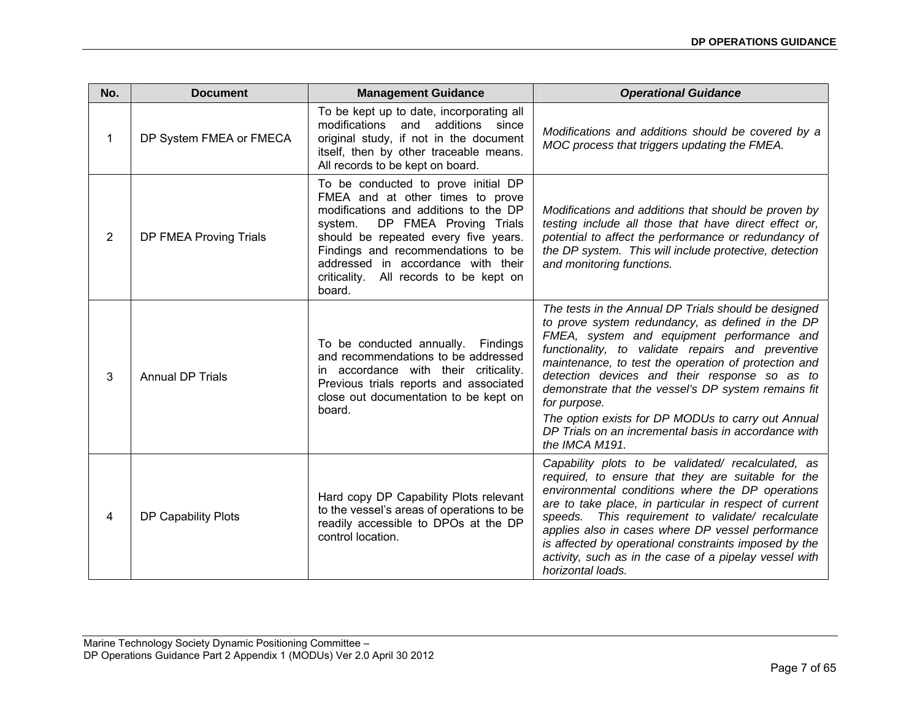| No. | Document | Management Guidance | *Operational Guidance* |
|---|---|---|---|
| 1 | DP System FMEA or FMECA | To be kept up to date, incorporating all modifications and additions since original study, if not in the document itself, then by other traceable means. All records to be kept on board. | *Modifications and additions should be covered by a MOC process that triggers updating the FMEA.* |
| 2 | DP FMEA Proving Trials | To be conducted to prove initial DP FMEA and at other times to prove modifications and additions to the DP system. DP FMEA Proving Trials should be repeated every five years. Findings and recommendations to be addressed in accordance with their criticality. All records to be kept on board. | *Modifications and additions that should be proven by testing include all those that have direct effect or, potential to affect the performance or redundancy of the DP system. This will include protective, detection and monitoring functions.* |
| 3 | Annual DP Trials | To be conducted annually. Findings and recommendations to be addressed in accordance with their criticality. Previous trials reports and associated close out documentation to be kept on board. | *The tests in the Annual DP Trials should be designed to prove system redundancy, as defined in the DP FMEA, system and equipment performance and functionality, to validate repairs and preventive maintenance, to test the operation of protection and detection devices and their response so as to demonstrate that the vessel's DP system remains fit for purpose.* *The option exists for DP MODUs to carry out Annual DP Trials on an incremental basis in accordance with the IMCA M191.* |
| 4 | DP Capability Plots | Hard copy DP Capability Plots relevant to the vessel's areas of operations to be readily accessible to DPOs at the DP control location. | *Capability plots to be validated/ recalculated, as required, to ensure that they are suitable for the environmental conditions where the DP operations are to take place, in particular in respect of current speeds. This requirement to validate/ recalculate applies also in cases where DP vessel performance is affected by operational constraints imposed by the activity, such as in the case of a pipelay vessel with horizontal loads.* |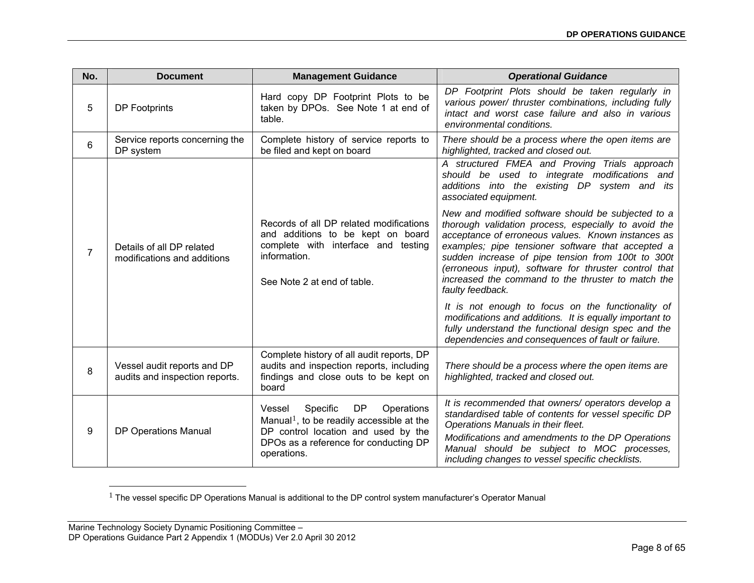| No. | Document | Management Guidance | *Operational Guidance* |
|---|---|---|---|
| 5 | DP Footprints | Hard copy DP Footprint Plots to be taken by DPOs. See Note 1 at end of table. | *DP Footprint Plots should be taken regularly in various power/ thruster combinations, including fully intact and worst case failure and also in various environmental conditions.* |
| 6 | Service reports concerning the DP system | Complete history of service reports to be filed and kept on board | *There should be a process where the open items are highlighted, tracked and closed out.* |
| 7 | Details of all DP related modifications and additions | Records of all DP related modifications and additions to be kept on board complete with interface and testing information.<br><br>See Note 2 at end of table. | *A structured FMEA and Proving Trials approach should be used to integrate modifications and additions into the existing DP system and its associated equipment.*<br><br>*New and modified software should be subjected to a thorough validation process, especially to avoid the acceptance of erroneous values. Known instances as examples; pipe tensioner software that accepted a sudden increase of pipe tension from 100t to 300t (erroneous input), software for thruster control that increased the command to the thruster to match the faulty feedback.*<br><br>*It is not enough to focus on the functionality of modifications and additions. It is equally important to fully understand the functional design spec and the dependencies and consequences of fault or failure.* |
| 8 | Vessel audit reports and DP audits and inspection reports. | Complete history of all audit reports, DP audits and inspection reports, including findings and close outs to be kept on board | *There should be a process where the open items are highlighted, tracked and closed out.* |
| 9 | DP Operations Manual | Vessel Specific DP Operations Manual[1], to be readily accessible at the DP control location and used by the DPOs as a reference for conducting DP operations. | *It is recommended that owners/ operators develop a standardised table of contents for vessel specific DP Operations Manuals in their fleet.*<br><br>*Modifications and amendments to the DP Operations Manual should be subject to MOC processes, including changes to vessel specific checklists.* |

[1] The vessel specific DP Operations Manual is additional to the DP control system manufacturer's Operator Manual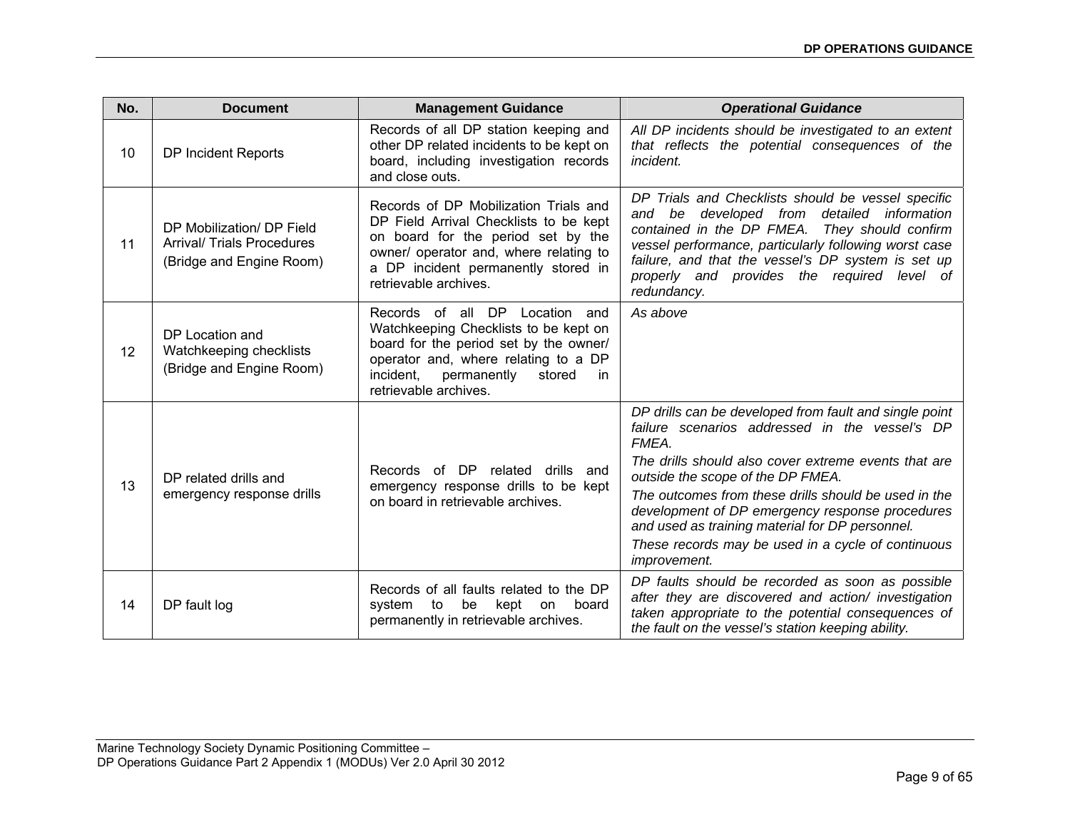| No. | Document | Management Guidance | *Operational Guidance* |
|---|---|---|---|
| 10 | DP Incident Reports | Records of all DP station keeping and other DP related incidents to be kept on board, including investigation records and close outs. | *All DP incidents should be investigated to an extent that reflects the potential consequences of the incident.* |
| 11 | DP Mobilization/ DP Field Arrival/ Trials Procedures (Bridge and Engine Room) | Records of DP Mobilization Trials and DP Field Arrival Checklists to be kept on board for the period set by the owner/ operator and, where relating to a DP incident permanently stored in retrievable archives. | *DP Trials and Checklists should be vessel specific and be developed from detailed information contained in the DP FMEA. They should confirm vessel performance, particularly following worst case failure, and that the vessel's DP system is set up properly and provides the required level of redundancy.* |
| 12 | DP Location and Watchkeeping checklists (Bridge and Engine Room) | Records of all DP Location and Watchkeeping Checklists to be kept on board for the period set by the owner/ operator and, where relating to a DP incident, permanently stored in retrievable archives. | *As above* |
| 13 | DP related drills and emergency response drills | Records of DP related drills and emergency response drills to be kept on board in retrievable archives. | *DP drills can be developed from fault and single point failure scenarios addressed in the vessel's DP FMEA.*<br>*The drills should also cover extreme events that are outside the scope of the DP FMEA.*<br>*The outcomes from these drills should be used in the development of DP emergency response procedures and used as training material for DP personnel.*<br>*These records may be used in a cycle of continuous improvement.* |
| 14 | DP fault log | Records of all faults related to the DP system to be kept on board permanently in retrievable archives. | *DP faults should be recorded as soon as possible after they are discovered and action/ investigation taken appropriate to the potential consequences of the fault on the vessel's station keeping ability.* |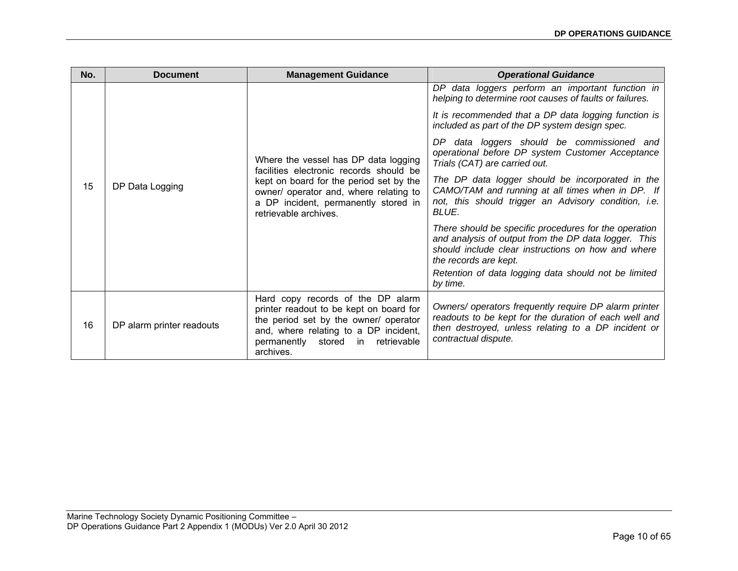| No. | Document | Management Guidance | *Operational Guidance* |
|---|---|---|---|
| 15 | DP Data Logging | Where the vessel has DP data logging facilities electronic records should be kept on board for the period set by the owner/ operator and, where relating to a DP incident, permanently stored in retrievable archives. | *DP data loggers perform an important function in helping to determine root causes of faults or failures.*<br><br>*It is recommended that a DP data logging function is included as part of the DP system design spec.*<br><br>*DP data loggers should be commissioned and operational before DP system Customer Acceptance Trials (CAT) are carried out.*<br><br>*The DP data logger should be incorporated in the CAMO/TAM and running at all times when in DP. If not, this should trigger an Advisory condition, i.e. BLUE.*<br><br>*There should be specific procedures for the operation and analysis of output from the DP data logger. This should include clear instructions on how and where the records are kept.*<br><br>*Retention of data logging data should not be limited by time.* |
| 16 | DP alarm printer readouts | Hard copy records of the DP alarm printer readout to be kept on board for the period set by the owner/ operator and, where relating to a DP incident, permanently stored in retrievable archives. | *Owners/ operators frequently require DP alarm printer readouts to be kept for the duration of each well and then destroyed, unless relating to a DP incident or contractual dispute.* |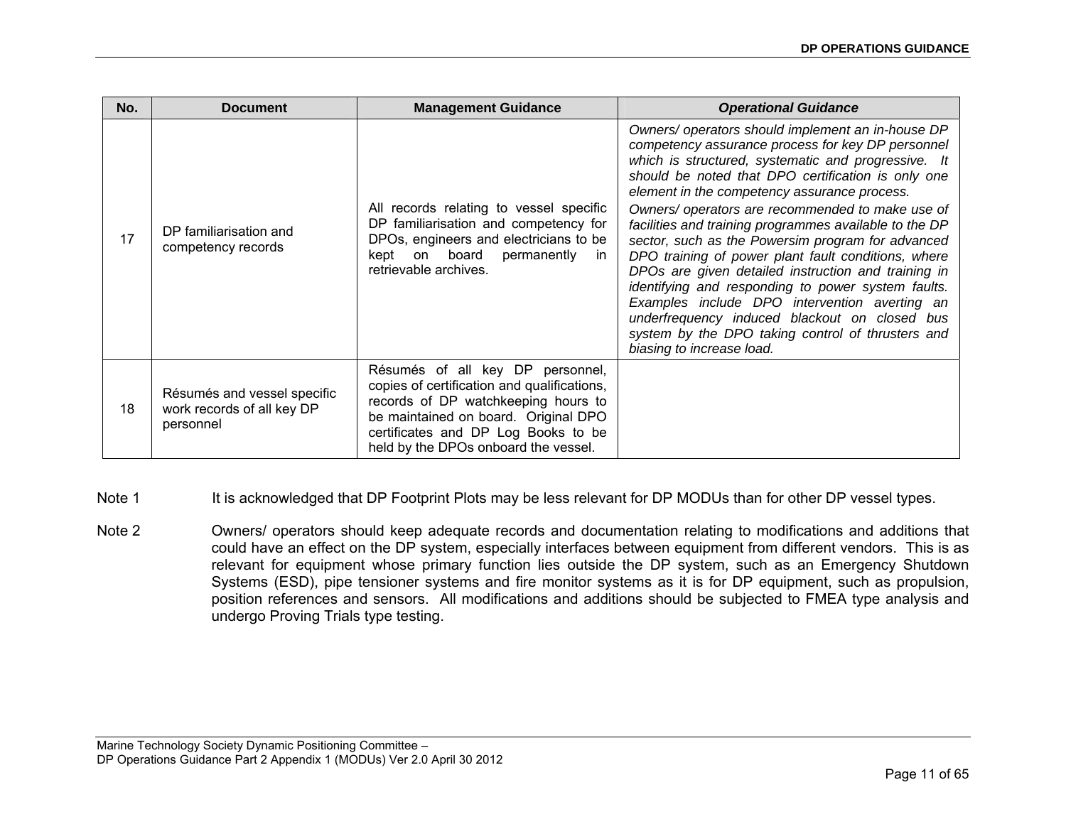| No. | Document | Management Guidance | *Operational Guidance* |
|---|---|---|---|
| 17 | DP familiarisation and competency records | All records relating to vessel specific DP familiarisation and competency for DPOs, engineers and electricians to be kept on board permanently in retrievable archives. | *Owners/ operators should implement an in-house DP competency assurance process for key DP personnel which is structured, systematic and progressive. It should be noted that DPO certification is only one element in the competency assurance process.* *Owners/ operators are recommended to make use of facilities and training programmes available to the DP sector, such as the Powersim program for advanced DPO training of power plant fault conditions, where DPOs are given detailed instruction and training in identifying and responding to power system faults. Examples include DPO intervention averting an underfrequency induced blackout on closed bus system by the DPO taking control of thrusters and biasing to increase load.* |
| 18 | Résumés and vessel specific work records of all key DP personnel | Résumés of all key DP personnel, copies of certification and qualifications, records of DP watchkeeping hours to be maintained on board. Original DPO certificates and DP Log Books to be held by the DPOs onboard the vessel. | |

Note 1 It is acknowledged that DP Footprint Plots may be less relevant for DP MODUs than for other DP vessel types.

Note 2 Owners/ operators should keep adequate records and documentation relating to modifications and additions that could have an effect on the DP system, especially interfaces between equipment from different vendors. This is as relevant for equipment whose primary function lies outside the DP system, such as an Emergency Shutdown Systems (ESD), pipe tensioner systems and fire monitor systems as it is for DP equipment, such as propulsion, position references and sensors. All modifications and additions should be subjected to FMEA type analysis and undergo Proving Trials type testing.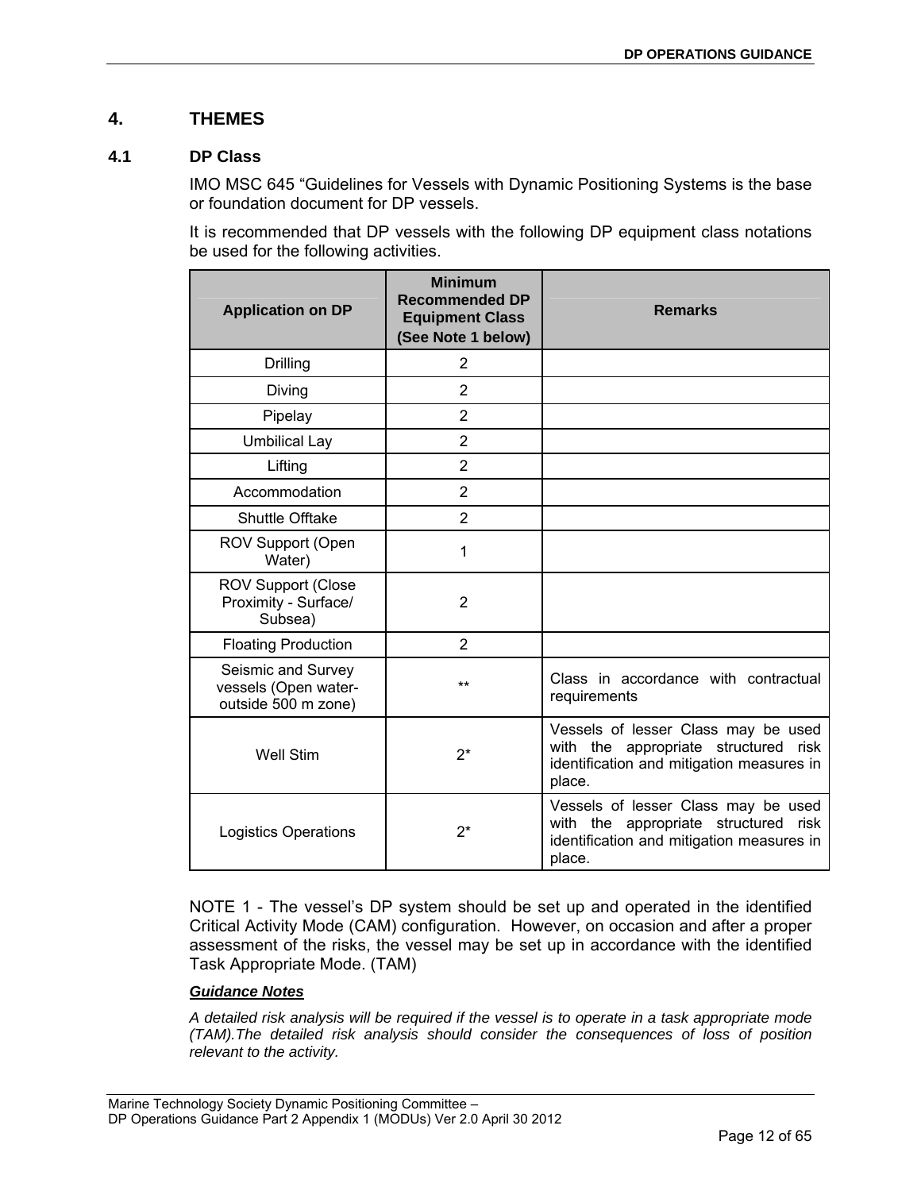# 4. THEMES

## 4.1 DP Class

IMO MSC 645 "Guidelines for Vessels with Dynamic Positioning Systems is the base or foundation document for DP vessels.

It is recommended that DP vessels with the following DP equipment class notations be used for the following activities.

| Application on DP | Minimum Recommended DP Equipment Class (See Note 1 below) | Remarks |
|---|---|---|
| Drilling | 2 | |
| Diving | 2 | |
| Pipelay | 2 | |
| Umbilical Lay | 2 | |
| Lifting | 2 | |
| Accommodation | 2 | |
| Shuttle Offtake | 2 | |
| ROV Support (Open Water) | 1 | |
| ROV Support (Close Proximity - Surface/ Subsea) | 2 | |
| Floating Production | 2 | |
| Seismic and Survey vessels (Open water- outside 500 m zone) | ** | Class in accordance with contractual requirements |
| Well Stim | 2* | Vessels of lesser Class may be used with the appropriate structured risk identification and mitigation measures in place. |
| Logistics Operations | 2* | Vessels of lesser Class may be used with the appropriate structured risk identification and mitigation measures in place. |

NOTE 1 - The vessel's DP system should be set up and operated in the identified Critical Activity Mode (CAM) configuration. However, on occasion and after a proper assessment of the risks, the vessel may be set up in accordance with the identified Task Appropriate Mode. (TAM)

***Guidance Notes***

*A detailed risk analysis will be required if the vessel is to operate in a task appropriate mode (TAM).The detailed risk analysis should consider the consequences of loss of position relevant to the activity.*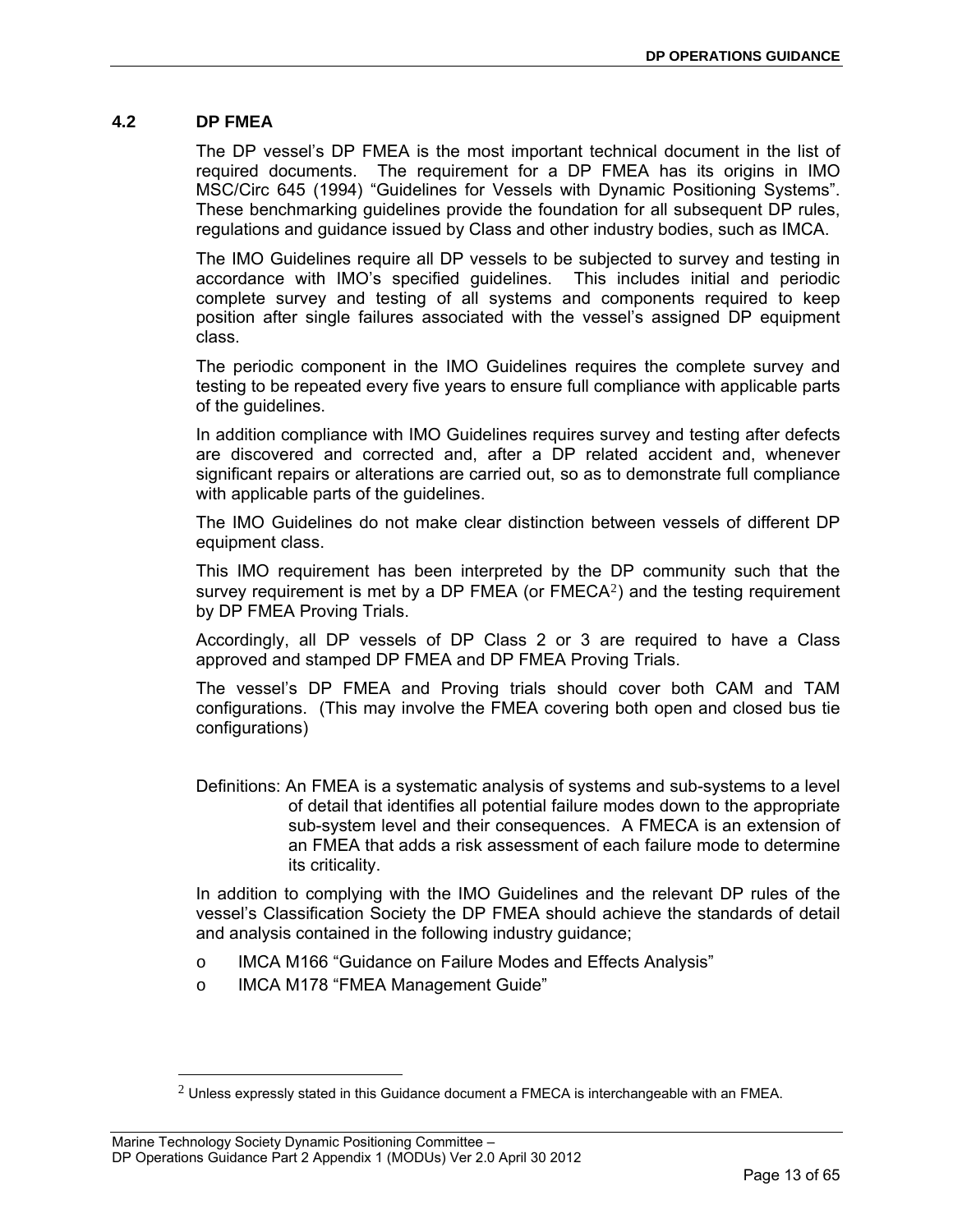## 4.2 DP FMEA

The DP vessel's DP FMEA is the most important technical document in the list of required documents. The requirement for a DP FMEA has its origins in IMO MSC/Circ 645 (1994) "Guidelines for Vessels with Dynamic Positioning Systems". These benchmarking guidelines provide the foundation for all subsequent DP rules, regulations and guidance issued by Class and other industry bodies, such as IMCA.

The IMO Guidelines require all DP vessels to be subjected to survey and testing in accordance with IMO's specified guidelines. This includes initial and periodic complete survey and testing of all systems and components required to keep position after single failures associated with the vessel's assigned DP equipment class.

The periodic component in the IMO Guidelines requires the complete survey and testing to be repeated every five years to ensure full compliance with applicable parts of the guidelines.

In addition compliance with IMO Guidelines requires survey and testing after defects are discovered and corrected and, after a DP related accident and, whenever significant repairs or alterations are carried out, so as to demonstrate full compliance with applicable parts of the guidelines.

The IMO Guidelines do not make clear distinction between vessels of different DP equipment class.

This IMO requirement has been interpreted by the DP community such that the survey requirement is met by a DP FMEA (or FMECA[2]) and the testing requirement by DP FMEA Proving Trials.

Accordingly, all DP vessels of DP Class 2 or 3 are required to have a Class approved and stamped DP FMEA and DP FMEA Proving Trials.

The vessel's DP FMEA and Proving trials should cover both CAM and TAM configurations. (This may involve the FMEA covering both open and closed bus tie configurations)

Definitions: An FMEA is a systematic analysis of systems and sub-systems to a level of detail that identifies all potential failure modes down to the appropriate sub-system level and their consequences. A FMECA is an extension of an FMEA that adds a risk assessment of each failure mode to determine its criticality.

In addition to complying with the IMO Guidelines and the relevant DP rules of the vessel's Classification Society the DP FMEA should achieve the standards of detail and analysis contained in the following industry guidance;

- IMCA M166 "Guidance on Failure Modes and Effects Analysis"
- IMCA M178 "FMEA Management Guide"

[2] Unless expressly stated in this Guidance document a FMECA is interchangeable with an FMEA.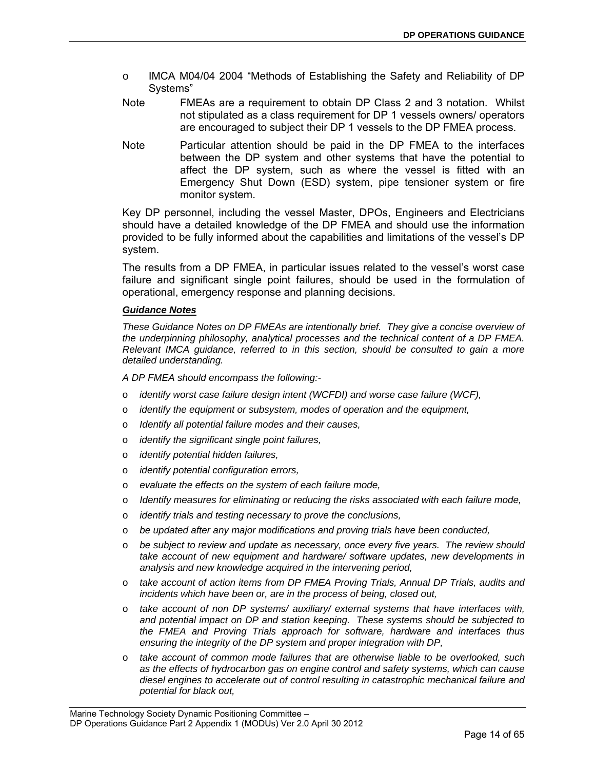- IMCA M04/04 2004 “Methods of Establishing the Safety and Reliability of DP Systems”

Note FMEAs are a requirement to obtain DP Class 2 and 3 notation. Whilst not stipulated as a class requirement for DP 1 vessels owners/ operators are encouraged to subject their DP 1 vessels to the DP FMEA process.

Note Particular attention should be paid in the DP FMEA to the interfaces between the DP system and other systems that have the potential to affect the DP system, such as where the vessel is fitted with an Emergency Shut Down (ESD) system, pipe tensioner system or fire monitor system.

Key DP personnel, including the vessel Master, DPOs, Engineers and Electricians should have a detailed knowledge of the DP FMEA and should use the information provided to be fully informed about the capabilities and limitations of the vessel’s DP system.

The results from a DP FMEA, in particular issues related to the vessel’s worst case failure and significant single point failures, should be used in the formulation of operational, emergency response and planning decisions.

***Guidance Notes***

*These Guidance Notes on DP FMEAs are intentionally brief. They give a concise overview of the underpinning philosophy, analytical processes and the technical content of a DP FMEA. Relevant IMCA guidance, referred to in this section, should be consulted to gain a more detailed understanding.*

*A DP FMEA should encompass the following:-*

- *identify worst case failure design intent (WCFDI) and worse case failure (WCF),*
- *identify the equipment or subsystem, modes of operation and the equipment,*
- *Identify all potential failure modes and their causes,*
- *identify the significant single point failures,*
- *identify potential hidden failures,*
- *identify potential configuration errors,*
- *evaluate the effects on the system of each failure mode,*
- *Identify measures for eliminating or reducing the risks associated with each failure mode,*
- *identify trials and testing necessary to prove the conclusions,*
- *be updated after any major modifications and proving trials have been conducted,*
- *be subject to review and update as necessary, once every five years. The review should take account of new equipment and hardware/ software updates, new developments in analysis and new knowledge acquired in the intervening period,*
- *take account of action items from DP FMEA Proving Trials, Annual DP Trials, audits and incidents which have been or, are in the process of being, closed out,*
- *take account of non DP systems/ auxiliary/ external systems that have interfaces with, and potential impact on DP and station keeping. These systems should be subjected to the FMEA and Proving Trials approach for software, hardware and interfaces thus ensuring the integrity of the DP system and proper integration with DP,*
- *take account of common mode failures that are otherwise liable to be overlooked, such as the effects of hydrocarbon gas on engine control and safety systems, which can cause diesel engines to accelerate out of control resulting in catastrophic mechanical failure and potential for black out,*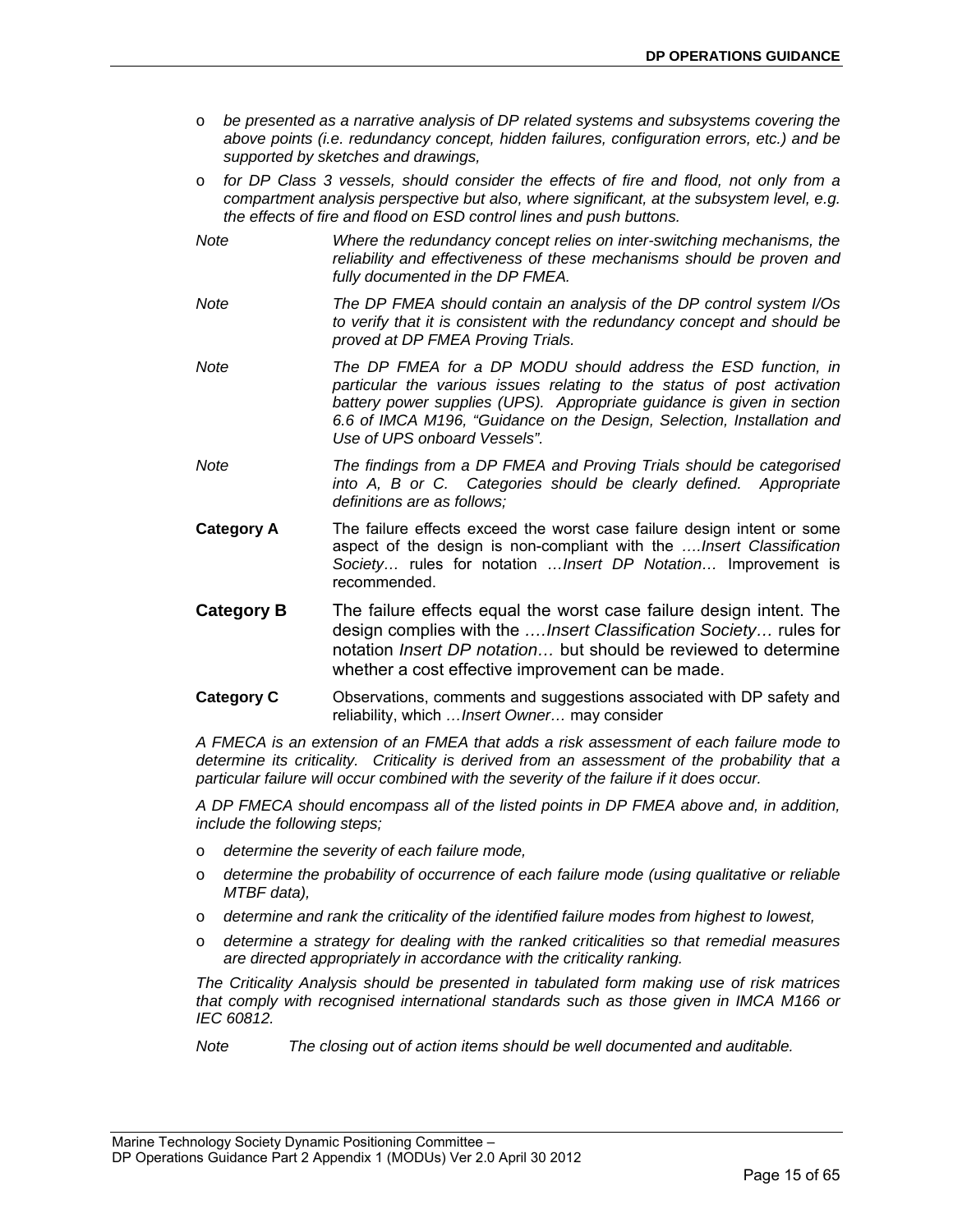- *be presented as a narrative analysis of DP related systems and subsystems covering the above points (i.e. redundancy concept, hidden failures, configuration errors, etc.) and be supported by sketches and drawings,*
- *for DP Class 3 vessels, should consider the effects of fire and flood, not only from a compartment analysis perspective but also, where significant, at the subsystem level, e.g. the effects of fire and flood on ESD control lines and push buttons.*

*Note* *Where the redundancy concept relies on inter-switching mechanisms, the reliability and effectiveness of these mechanisms should be proven and fully documented in the DP FMEA.*

*Note* *The DP FMEA should contain an analysis of the DP control system I/Os to verify that it is consistent with the redundancy concept and should be proved at DP FMEA Proving Trials.*

*Note* *The DP FMEA for a DP MODU should address the ESD function, in particular the various issues relating to the status of post activation battery power supplies (UPS). Appropriate guidance is given in section 6.6 of IMCA M196, "Guidance on the Design, Selection, Installation and Use of UPS onboard Vessels".*

*Note* *The findings from a DP FMEA and Proving Trials should be categorised into A, B or C. Categories should be clearly defined. Appropriate definitions are as follows;*

**Category A** The failure effects exceed the worst case failure design intent or some aspect of the design is non-compliant with the *….Insert Classification Society…* rules for notation *…Insert DP Notation…* Improvement is recommended.

**Category B** The failure effects equal the worst case failure design intent. The design complies with the *….Insert Classification Society…* rules for notation *Insert DP notation…* but should be reviewed to determine whether a cost effective improvement can be made.

**Category C** Observations, comments and suggestions associated with DP safety and reliability, which *…Insert Owner…* may consider

*A FMECA is an extension of an FMEA that adds a risk assessment of each failure mode to determine its criticality. Criticality is derived from an assessment of the probability that a particular failure will occur combined with the severity of the failure if it does occur.*

*A DP FMECA should encompass all of the listed points in DP FMEA above and, in addition, include the following steps;*

- *determine the severity of each failure mode,*
- *determine the probability of occurrence of each failure mode (using qualitative or reliable MTBF data),*
- *determine and rank the criticality of the identified failure modes from highest to lowest,*
- *determine a strategy for dealing with the ranked criticalities so that remedial measures are directed appropriately in accordance with the criticality ranking.*

*The Criticality Analysis should be presented in tabulated form making use of risk matrices that comply with recognised international standards such as those given in IMCA M166 or IEC 60812.*

*Note* *The closing out of action items should be well documented and auditable.*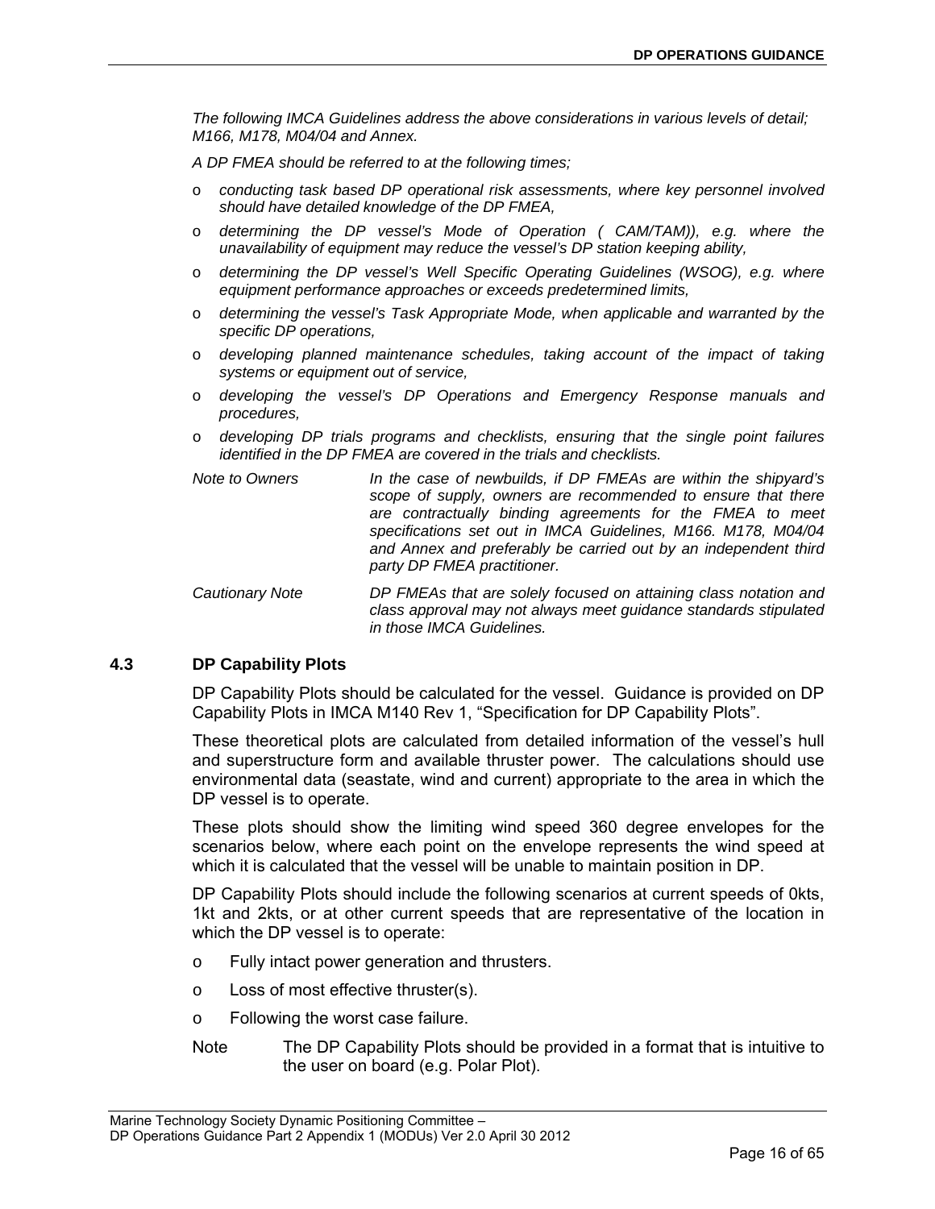*The following IMCA Guidelines address the above considerations in various levels of detail; M166, M178, M04/04 and Annex.*

*A DP FMEA should be referred to at the following times;*

- *conducting task based DP operational risk assessments, where key personnel involved should have detailed knowledge of the DP FMEA,*
- *determining the DP vessel's Mode of Operation ( CAM/TAM)), e.g. where the unavailability of equipment may reduce the vessel's DP station keeping ability,*
- *determining the DP vessel's Well Specific Operating Guidelines (WSOG), e.g. where equipment performance approaches or exceeds predetermined limits,*
- *determining the vessel's Task Appropriate Mode, when applicable and warranted by the specific DP operations,*
- *developing planned maintenance schedules, taking account of the impact of taking systems or equipment out of service,*
- *developing the vessel's DP Operations and Emergency Response manuals and procedures,*
- *developing DP trials programs and checklists, ensuring that the single point failures identified in the DP FMEA are covered in the trials and checklists.*

*Note to Owners* — *In the case of newbuilds, if DP FMEAs are within the shipyard's scope of supply, owners are recommended to ensure that there are contractually binding agreements for the FMEA to meet specifications set out in IMCA Guidelines, M166. M178, M04/04 and Annex and preferably be carried out by an independent third party DP FMEA practitioner.*

*Cautionary Note* — *DP FMEAs that are solely focused on attaining class notation and class approval may not always meet guidance standards stipulated in those IMCA Guidelines.*

## 4.3 DP Capability Plots

DP Capability Plots should be calculated for the vessel. Guidance is provided on DP Capability Plots in IMCA M140 Rev 1, "Specification for DP Capability Plots".

These theoretical plots are calculated from detailed information of the vessel's hull and superstructure form and available thruster power. The calculations should use environmental data (seastate, wind and current) appropriate to the area in which the DP vessel is to operate.

These plots should show the limiting wind speed 360 degree envelopes for the scenarios below, where each point on the envelope represents the wind speed at which it is calculated that the vessel will be unable to maintain position in DP.

DP Capability Plots should include the following scenarios at current speeds of 0kts, 1kt and 2kts, or at other current speeds that are representative of the location in which the DP vessel is to operate:

- Fully intact power generation and thrusters.
- Loss of most effective thruster(s).
- Following the worst case failure.

Note — The DP Capability Plots should be provided in a format that is intuitive to the user on board (e.g. Polar Plot).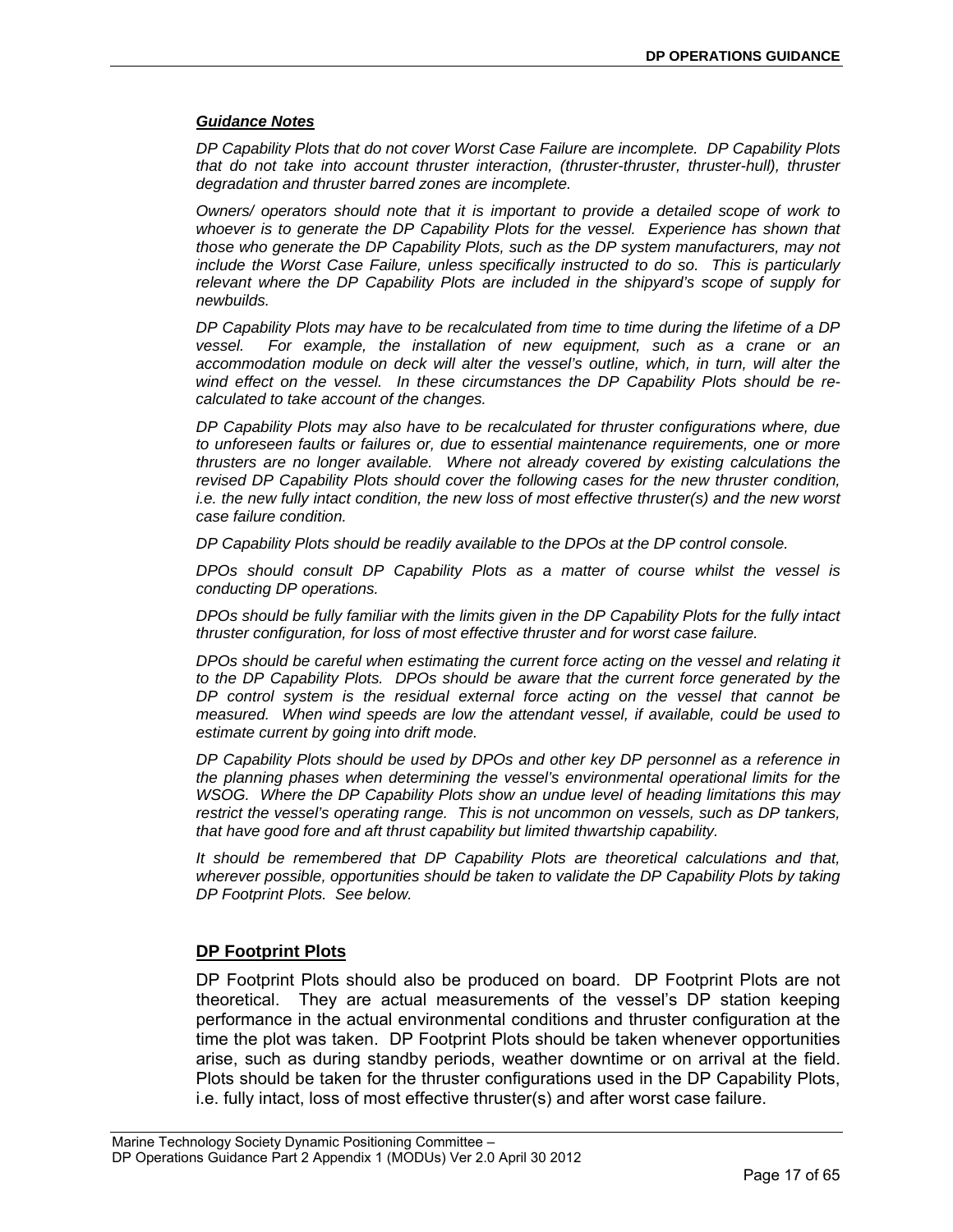***Guidance Notes***

*DP Capability Plots that do not cover Worst Case Failure are incomplete. DP Capability Plots that do not take into account thruster interaction, (thruster-thruster, thruster-hull), thruster degradation and thruster barred zones are incomplete.*

*Owners/ operators should note that it is important to provide a detailed scope of work to whoever is to generate the DP Capability Plots for the vessel. Experience has shown that those who generate the DP Capability Plots, such as the DP system manufacturers, may not include the Worst Case Failure, unless specifically instructed to do so. This is particularly relevant where the DP Capability Plots are included in the shipyard's scope of supply for newbuilds.*

*DP Capability Plots may have to be recalculated from time to time during the lifetime of a DP vessel. For example, the installation of new equipment, such as a crane or an accommodation module on deck will alter the vessel's outline, which, in turn, will alter the wind effect on the vessel. In these circumstances the DP Capability Plots should be re-calculated to take account of the changes.*

*DP Capability Plots may also have to be recalculated for thruster configurations where, due to unforeseen faults or failures or, due to essential maintenance requirements, one or more thrusters are no longer available. Where not already covered by existing calculations the revised DP Capability Plots should cover the following cases for the new thruster condition, i.e. the new fully intact condition, the new loss of most effective thruster(s) and the new worst case failure condition.*

*DP Capability Plots should be readily available to the DPOs at the DP control console.*

*DPOs should consult DP Capability Plots as a matter of course whilst the vessel is conducting DP operations.*

*DPOs should be fully familiar with the limits given in the DP Capability Plots for the fully intact thruster configuration, for loss of most effective thruster and for worst case failure.*

*DPOs should be careful when estimating the current force acting on the vessel and relating it to the DP Capability Plots. DPOs should be aware that the current force generated by the DP control system is the residual external force acting on the vessel that cannot be measured. When wind speeds are low the attendant vessel, if available, could be used to estimate current by going into drift mode.*

*DP Capability Plots should be used by DPOs and other key DP personnel as a reference in the planning phases when determining the vessel's environmental operational limits for the WSOG. Where the DP Capability Plots show an undue level of heading limitations this may restrict the vessel's operating range. This is not uncommon on vessels, such as DP tankers, that have good fore and aft thrust capability but limited thwartship capability.*

*It should be remembered that DP Capability Plots are theoretical calculations and that, wherever possible, opportunities should be taken to validate the DP Capability Plots by taking DP Footprint Plots. See below.*

## DP Footprint Plots

DP Footprint Plots should also be produced on board. DP Footprint Plots are not theoretical. They are actual measurements of the vessel's DP station keeping performance in the actual environmental conditions and thruster configuration at the time the plot was taken. DP Footprint Plots should be taken whenever opportunities arise, such as during standby periods, weather downtime or on arrival at the field. Plots should be taken for the thruster configurations used in the DP Capability Plots, i.e. fully intact, loss of most effective thruster(s) and after worst case failure.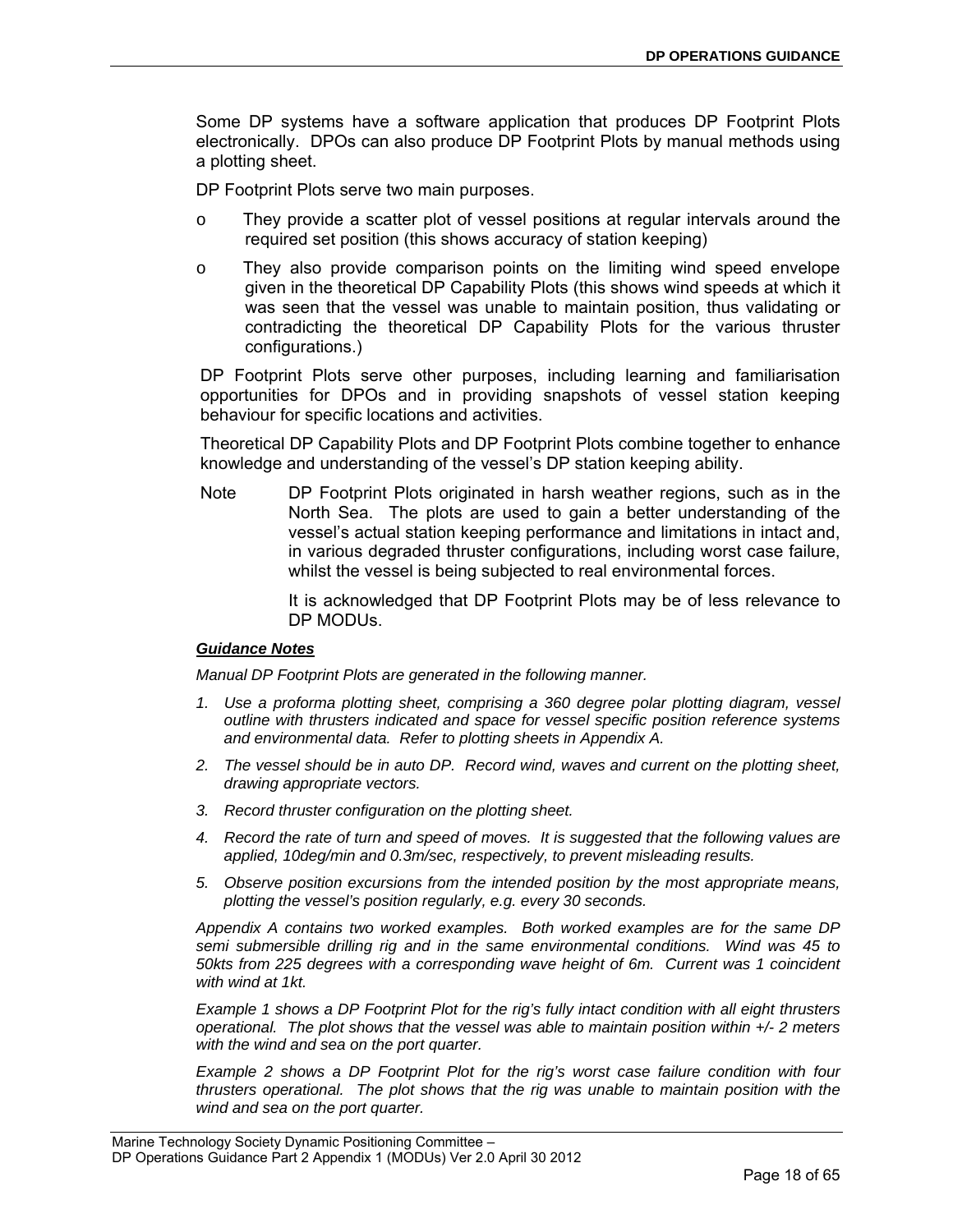Some DP systems have a software application that produces DP Footprint Plots electronically. DPOs can also produce DP Footprint Plots by manual methods using a plotting sheet.

DP Footprint Plots serve two main purposes.

- They provide a scatter plot of vessel positions at regular intervals around the required set position (this shows accuracy of station keeping)
- They also provide comparison points on the limiting wind speed envelope given in the theoretical DP Capability Plots (this shows wind speeds at which it was seen that the vessel was unable to maintain position, thus validating or contradicting the theoretical DP Capability Plots for the various thruster configurations.)

DP Footprint Plots serve other purposes, including learning and familiarisation opportunities for DPOs and in providing snapshots of vessel station keeping behaviour for specific locations and activities.

Theoretical DP Capability Plots and DP Footprint Plots combine together to enhance knowledge and understanding of the vessel's DP station keeping ability.

Note DP Footprint Plots originated in harsh weather regions, such as in the North Sea. The plots are used to gain a better understanding of the vessel's actual station keeping performance and limitations in intact and, in various degraded thruster configurations, including worst case failure, whilst the vessel is being subjected to real environmental forces.

It is acknowledged that DP Footprint Plots may be of less relevance to DP MODUs.

***Guidance Notes***

*Manual DP Footprint Plots are generated in the following manner.*

1. *Use a proforma plotting sheet, comprising a 360 degree polar plotting diagram, vessel outline with thrusters indicated and space for vessel specific position reference systems and environmental data. Refer to plotting sheets in Appendix A.*
2. *The vessel should be in auto DP. Record wind, waves and current on the plotting sheet, drawing appropriate vectors.*
3. *Record thruster configuration on the plotting sheet.*
4. *Record the rate of turn and speed of moves. It is suggested that the following values are applied, 10deg/min and 0.3m/sec, respectively, to prevent misleading results.*
5. *Observe position excursions from the intended position by the most appropriate means, plotting the vessel's position regularly, e.g. every 30 seconds.*

*Appendix A contains two worked examples. Both worked examples are for the same DP semi submersible drilling rig and in the same environmental conditions. Wind was 45 to 50kts from 225 degrees with a corresponding wave height of 6m. Current was 1 coincident with wind at 1kt.*

*Example 1 shows a DP Footprint Plot for the rig's fully intact condition with all eight thrusters operational. The plot shows that the vessel was able to maintain position within +/- 2 meters with the wind and sea on the port quarter.*

*Example 2 shows a DP Footprint Plot for the rig's worst case failure condition with four thrusters operational. The plot shows that the rig was unable to maintain position with the wind and sea on the port quarter.*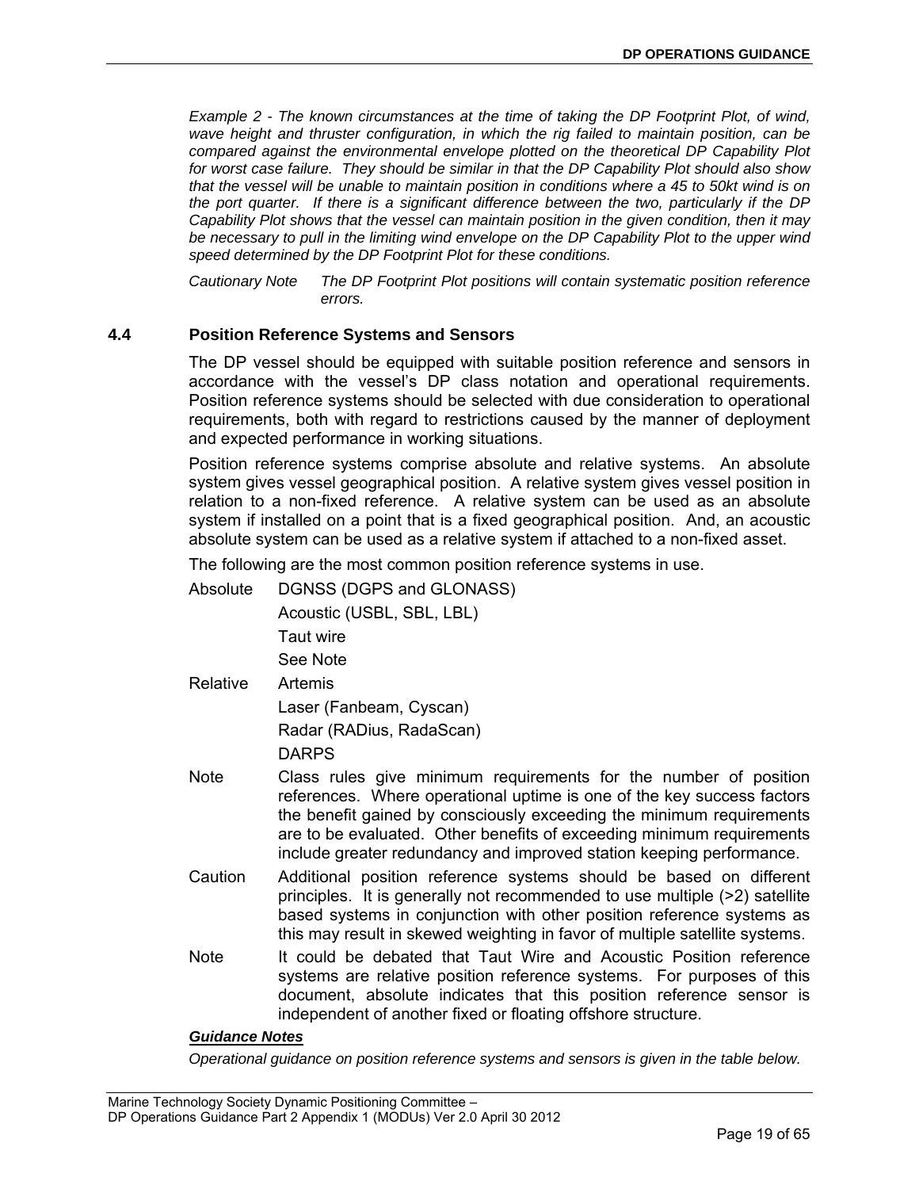*Example 2 - The known circumstances at the time of taking the DP Footprint Plot, of wind, wave height and thruster configuration, in which the rig failed to maintain position, can be compared against the environmental envelope plotted on the theoretical DP Capability Plot for worst case failure. They should be similar in that the DP Capability Plot should also show that the vessel will be unable to maintain position in conditions where a 45 to 50kt wind is on the port quarter. If there is a significant difference between the two, particularly if the DP Capability Plot shows that the vessel can maintain position in the given condition, then it may be necessary to pull in the limiting wind envelope on the DP Capability Plot to the upper wind speed determined by the DP Footprint Plot for these conditions.*

*Cautionary Note The DP Footprint Plot positions will contain systematic position reference errors.*

## 4.4 Position Reference Systems and Sensors

The DP vessel should be equipped with suitable position reference and sensors in accordance with the vessel's DP class notation and operational requirements. Position reference systems should be selected with due consideration to operational requirements, both with regard to restrictions caused by the manner of deployment and expected performance in working situations.

Position reference systems comprise absolute and relative systems. An absolute system gives vessel geographical position. A relative system gives vessel position in relation to a non-fixed reference. A relative system can be used as an absolute system if installed on a point that is a fixed geographical position. And, an acoustic absolute system can be used as a relative system if attached to a non-fixed asset.

The following are the most common position reference systems in use.

Absolute
- DGNSS (DGPS and GLONASS)
- Acoustic (USBL, SBL, LBL)
- Taut wire
- See Note

Relative
- Artemis
- Laser (Fanbeam, Cyscan)
- Radar (RADius, RadaScan)
- DARPS

Note: Class rules give minimum requirements for the number of position references. Where operational uptime is one of the key success factors the benefit gained by consciously exceeding the minimum requirements are to be evaluated. Other benefits of exceeding minimum requirements include greater redundancy and improved station keeping performance.

Caution: Additional position reference systems should be based on different principles. It is generally not recommended to use multiple (>2) satellite based systems in conjunction with other position reference systems as this may result in skewed weighting in favor of multiple satellite systems.

Note: It could be debated that Taut Wire and Acoustic Position reference systems are relative position reference systems. For purposes of this document, absolute indicates that this position reference sensor is independent of another fixed or floating offshore structure.

***Guidance Notes***

*Operational guidance on position reference systems and sensors is given in the table below.*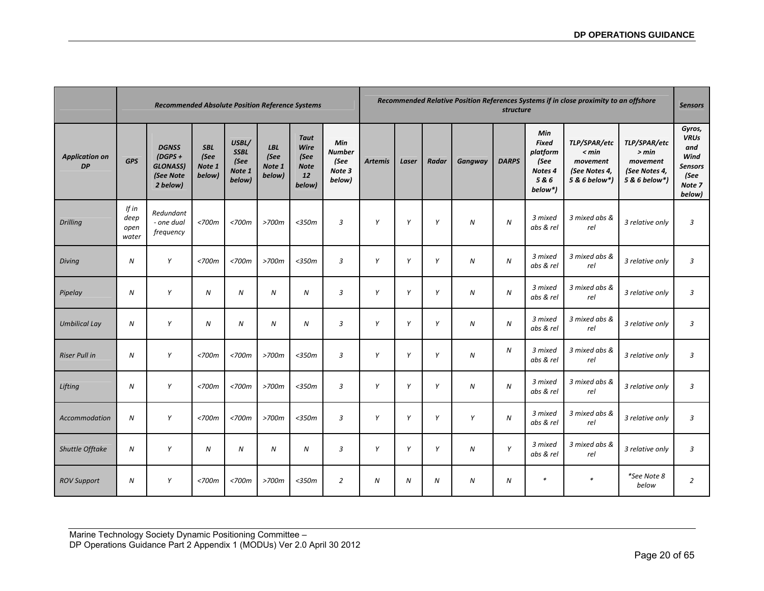| | Recommended Absolute Position Reference Systems | | | | | | | Recommended Relative Position References Systems if in close proximity to an offshore structure | | | | | | | | Sensors |
|---|---|---|---|---|---|---|---|---|---|---|---|---|---|---|---|---|
| *Application on DP* | *GPS* | *DGNSS (DGPS + GLONASS) (See Note 2 below)* | *SBL (See Note 1 below)* | *USBL/ SSBL (See Note 1 below)* | *LBL (See Note 1 below)* | *Taut Wire (See Note 12 below)* | *Min Number (See Note 3 below)* | *Artemis* | *Laser* | *Radar* | *Gangway* | *DARPS* | *Min Fixed platform (See Notes 4 5 & 6 below*)* | *TLP/SPAR/etc < min movement (See Notes 4, 5 & 6 below*)* | *TLP/SPAR/etc > min movement (See Notes 4, 5 & 6 below*)* | *Gyros, VRUs and Wind Sensors (See Note 7 below)* |
| *Drilling* | *If in deep open water* | *Redundant - one dual frequency* | *<700m* | *<700m* | *>700m* | *<350m* | *3* | *Y* | *Y* | *Y* | *N* | *N* | *3 mixed abs & rel* | *3 mixed abs & rel* | *3 relative only* | *3* |
| *Diving* | *N* | *Y* | *<700m* | *<700m* | *>700m* | *<350m* | *3* | *Y* | *Y* | *Y* | *N* | *N* | *3 mixed abs & rel* | *3 mixed abs & rel* | *3 relative only* | *3* |
| *Pipelay* | *N* | *Y* | *N* | *N* | *N* | *N* | *3* | *Y* | *Y* | *Y* | *N* | *N* | *3 mixed abs & rel* | *3 mixed abs & rel* | *3 relative only* | *3* |
| *Umbilical Lay* | *N* | *Y* | *N* | *N* | *N* | *N* | *3* | *Y* | *Y* | *Y* | *N* | *N* | *3 mixed abs & rel* | *3 mixed abs & rel* | *3 relative only* | *3* |
| *Riser Pull in* | *N* | *Y* | *<700m* | *<700m* | *>700m* | *<350m* | *3* | *Y* | *Y* | *Y* | *N* | *N* | *3 mixed abs & rel* | *3 mixed abs & rel* | *3 relative only* | *3* |
| *Lifting* | *N* | *Y* | *<700m* | *<700m* | *>700m* | *<350m* | *3* | *Y* | *Y* | *Y* | *N* | *N* | *3 mixed abs & rel* | *3 mixed abs & rel* | *3 relative only* | *3* |
| *Accommodation* | *N* | *Y* | *<700m* | *<700m* | *>700m* | *<350m* | *3* | *Y* | *Y* | *Y* | *Y* | *N* | *3 mixed abs & rel* | *3 mixed abs & rel* | *3 relative only* | *3* |
| *Shuttle Offtake* | *N* | *Y* | *N* | *N* | *N* | *N* | *3* | *Y* | *Y* | *Y* | *N* | *Y* | *3 mixed abs & rel* | *3 mixed abs & rel* | *3 relative only* | *3* |
| *ROV Support* | *N* | *Y* | *<700m* | *<700m* | *>700m* | *<350m* | *2* | *N* | *N* | *N* | *N* | *N* | *** | *** | **See Note 8 below* | *2* |

Marine Technology Society Dynamic Positioning Committee –
DP Operations Guidance Part 2 Appendix 1 (MODUs) Ver 2.0 April 30 2012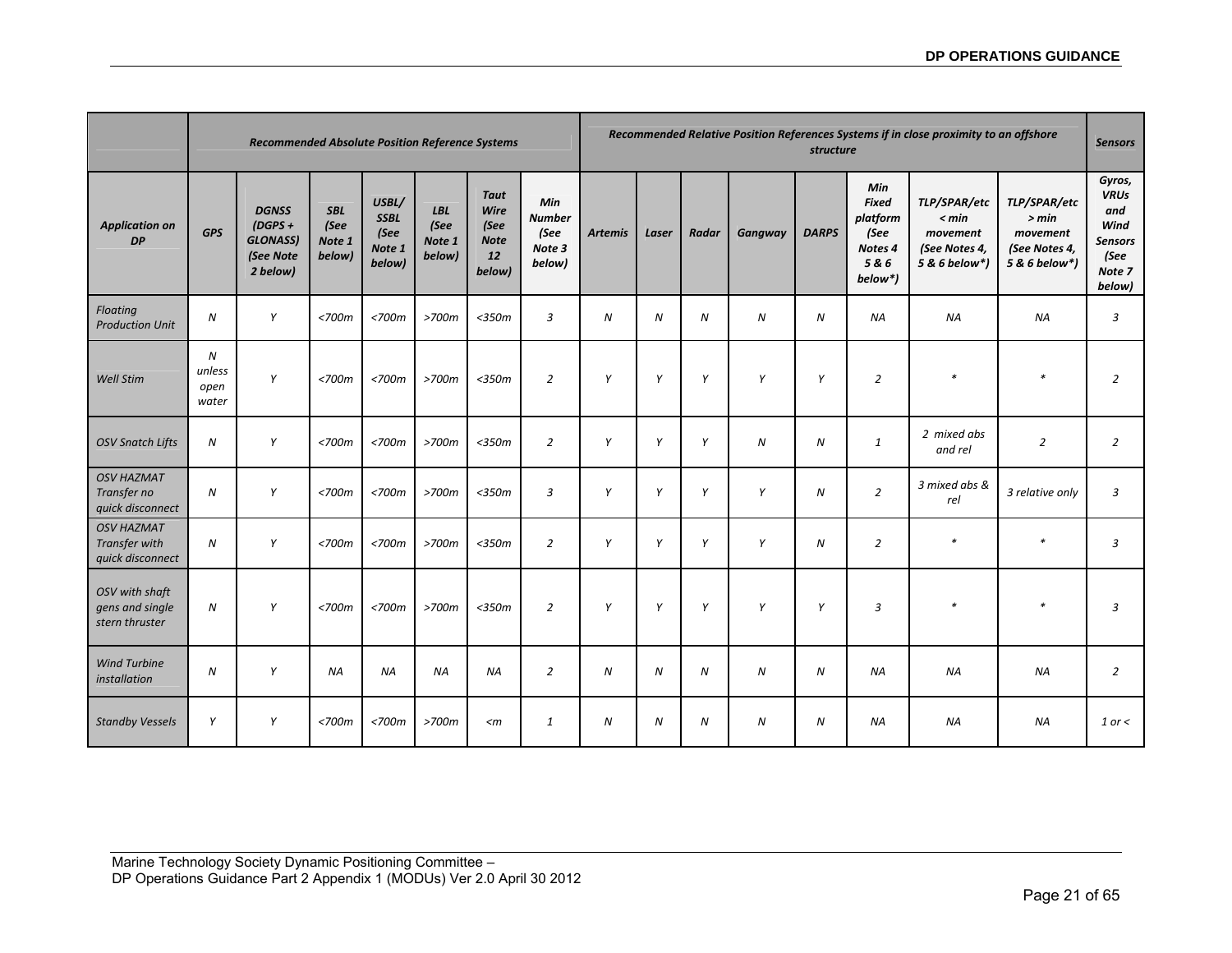| | Recommended Absolute Position Reference Systems | | | | | | | Recommended Relative Position References Systems if in close proximity to an offshore structure | | | | | | | | | Sensors |
|---|---|---|---|---|---|---|---|---|---|---|---|---|---|---|---|---|---|
| *Application on DP* | *GPS* | *DGNSS (DGPS + GLONASS) (See Note 2 below)* | *SBL (See Note 1 below)* | *USBL/ SSBL (See Note 1 below)* | *LBL (See Note 1 below)* | *Taut Wire (See Note 12 below)* | *Min Number (See Note 3 below)* | *Artemis* | *Laser* | *Radar* | *Gangway* | *DARPS* | *Min Fixed platform (See Notes 4 5 & 6 below*)* | *TLP/SPAR/etc < min movement (See Notes 4, 5 & 6 below*)* | *TLP/SPAR/etc > min movement (See Notes 4, 5 & 6 below*)* | *Gyros, VRUs and Wind Sensors (See Note 7 below)* |
| *Floating Production Unit* | *N* | *Y* | *<700m* | *<700m* | *>700m* | *<350m* | *3* | *N* | *N* | *N* | *N* | *N* | *NA* | *NA* | *NA* | *3* |
| *Well Stim* | *N unless open water* | *Y* | *<700m* | *<700m* | *>700m* | *<350m* | *2* | *Y* | *Y* | *Y* | *Y* | *Y* | *2* | *** | *** | *2* |
| *OSV Snatch Lifts* | *N* | *Y* | *<700m* | *<700m* | *>700m* | *<350m* | *2* | *Y* | *Y* | *Y* | *N* | *N* | *1* | *2 mixed abs and rel* | *2* | *2* |
| *OSV HAZMAT Transfer no quick disconnect* | *N* | *Y* | *<700m* | *<700m* | *>700m* | *<350m* | *3* | *Y* | *Y* | *Y* | *Y* | *N* | *2* | *3 mixed abs & rel* | *3 relative only* | *3* |
| *OSV HAZMAT Transfer with quick disconnect* | *N* | *Y* | *<700m* | *<700m* | *>700m* | *<350m* | *2* | *Y* | *Y* | *Y* | *Y* | *N* | *2* | *** | *** | *3* |
| *OSV with shaft gens and single stern thruster* | *N* | *Y* | *<700m* | *<700m* | *>700m* | *<350m* | *2* | *Y* | *Y* | *Y* | *Y* | *Y* | *3* | *** | *** | *3* |
| *Wind Turbine installation* | *N* | *Y* | *NA* | *NA* | *NA* | *NA* | *2* | *N* | *N* | *N* | *N* | *N* | *NA* | *NA* | *NA* | *2* |
| *Standby Vessels* | *Y* | *Y* | *<700m* | *<700m* | *>700m* | *<m* | *1* | *N* | *N* | *N* | *N* | *N* | *NA* | *NA* | *NA* | *1 or <* |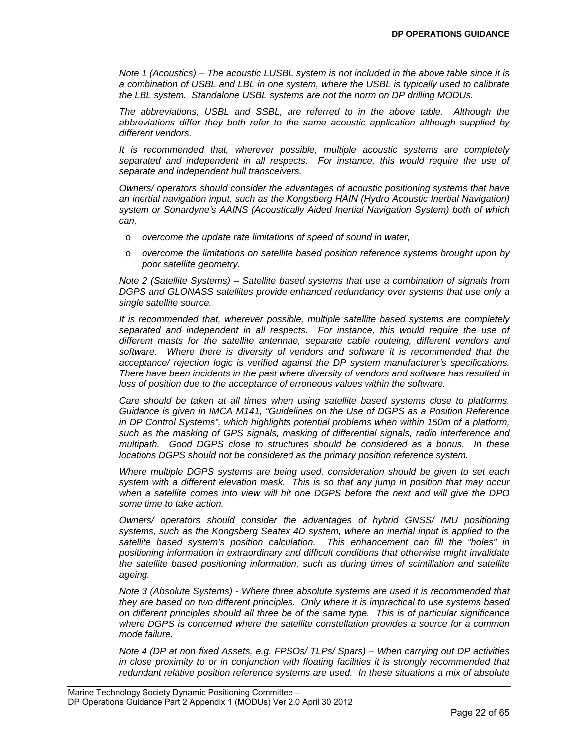*Note 1 (Acoustics) – The acoustic LUSBL system is not included in the above table since it is a combination of USBL and LBL in one system, where the USBL is typically used to calibrate the LBL system. Standalone USBL systems are not the norm on DP drilling MODUs.*

*The abbreviations, USBL and SSBL, are referred to in the above table. Although the abbreviations differ they both refer to the same acoustic application although supplied by different vendors.*

*It is recommended that, wherever possible, multiple acoustic systems are completely separated and independent in all respects. For instance, this would require the use of separate and independent hull transceivers.*

*Owners/ operators should consider the advantages of acoustic positioning systems that have an inertial navigation input, such as the Kongsberg HAIN (Hydro Acoustic Inertial Navigation) system or Sonardyne's AAINS (Acoustically Aided Inertial Navigation System) both of which can,*

- *overcome the update rate limitations of speed of sound in water,*
- *overcome the limitations on satellite based position reference systems brought upon by poor satellite geometry.*

*Note 2 (Satellite Systems) – Satellite based systems that use a combination of signals from DGPS and GLONASS satellites provide enhanced redundancy over systems that use only a single satellite source.*

*It is recommended that, wherever possible, multiple satellite based systems are completely separated and independent in all respects. For instance, this would require the use of different masts for the satellite antennae, separate cable routeing, different vendors and software. Where there is diversity of vendors and software it is recommended that the acceptance/ rejection logic is verified against the DP system manufacturer's specifications. There have been incidents in the past where diversity of vendors and software has resulted in loss of position due to the acceptance of erroneous values within the software.*

*Care should be taken at all times when using satellite based systems close to platforms. Guidance is given in IMCA M141, "Guidelines on the Use of DGPS as a Position Reference in DP Control Systems", which highlights potential problems when within 150m of a platform, such as the masking of GPS signals, masking of differential signals, radio interference and multipath. Good DGPS close to structures should be considered as a bonus. In these locations DGPS should not be considered as the primary position reference system.*

*Where multiple DGPS systems are being used, consideration should be given to set each system with a different elevation mask. This is so that any jump in position that may occur when a satellite comes into view will hit one DGPS before the next and will give the DPO some time to take action.*

*Owners/ operators should consider the advantages of hybrid GNSS/ IMU positioning systems, such as the Kongsberg Seatex 4D system, where an inertial input is applied to the satellite based system's position calculation. This enhancement can fill the "holes" in positioning information in extraordinary and difficult conditions that otherwise might invalidate the satellite based positioning information, such as during times of scintillation and satellite ageing.*

*Note 3 (Absolute Systems) - Where three absolute systems are used it is recommended that they are based on two different principles. Only where it is impractical to use systems based on different principles should all three be of the same type. This is of particular significance where DGPS is concerned where the satellite constellation provides a source for a common mode failure.*

*Note 4 (DP at non fixed Assets, e.g. FPSOs/ TLPs/ Spars) – When carrying out DP activities in close proximity to or in conjunction with floating facilities it is strongly recommended that redundant relative position reference systems are used. In these situations a mix of absolute*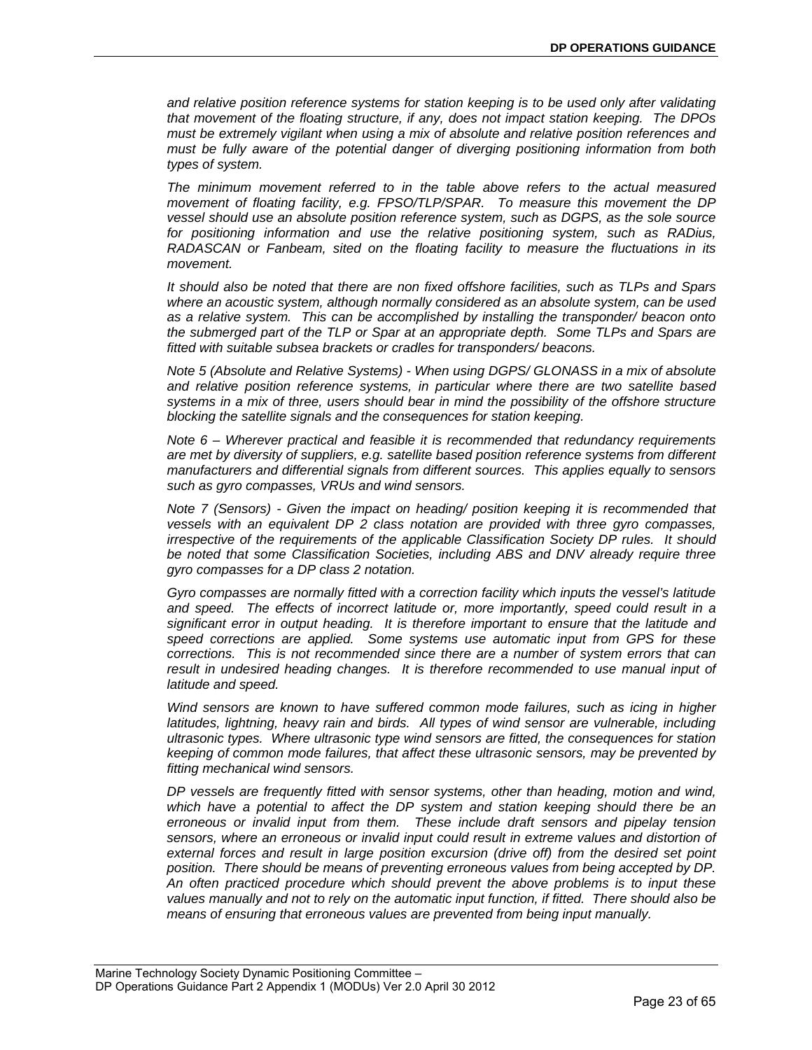*and relative position reference systems for station keeping is to be used only after validating that movement of the floating structure, if any, does not impact station keeping. The DPOs must be extremely vigilant when using a mix of absolute and relative position references and must be fully aware of the potential danger of diverging positioning information from both types of system.*

*The minimum movement referred to in the table above refers to the actual measured movement of floating facility, e.g. FPSO/TLP/SPAR. To measure this movement the DP vessel should use an absolute position reference system, such as DGPS, as the sole source for positioning information and use the relative positioning system, such as RADius, RADASCAN or Fanbeam, sited on the floating facility to measure the fluctuations in its movement.*

*It should also be noted that there are non fixed offshore facilities, such as TLPs and Spars where an acoustic system, although normally considered as an absolute system, can be used as a relative system. This can be accomplished by installing the transponder/ beacon onto the submerged part of the TLP or Spar at an appropriate depth. Some TLPs and Spars are fitted with suitable subsea brackets or cradles for transponders/ beacons.*

*Note 5 (Absolute and Relative Systems) - When using DGPS/ GLONASS in a mix of absolute and relative position reference systems, in particular where there are two satellite based systems in a mix of three, users should bear in mind the possibility of the offshore structure blocking the satellite signals and the consequences for station keeping.*

*Note 6 – Wherever practical and feasible it is recommended that redundancy requirements are met by diversity of suppliers, e.g. satellite based position reference systems from different manufacturers and differential signals from different sources. This applies equally to sensors such as gyro compasses, VRUs and wind sensors.*

*Note 7 (Sensors) - Given the impact on heading/ position keeping it is recommended that vessels with an equivalent DP 2 class notation are provided with three gyro compasses, irrespective of the requirements of the applicable Classification Society DP rules. It should be noted that some Classification Societies, including ABS and DNV already require three gyro compasses for a DP class 2 notation.*

*Gyro compasses are normally fitted with a correction facility which inputs the vessel's latitude and speed. The effects of incorrect latitude or, more importantly, speed could result in a significant error in output heading. It is therefore important to ensure that the latitude and speed corrections are applied. Some systems use automatic input from GPS for these corrections. This is not recommended since there are a number of system errors that can result in undesired heading changes. It is therefore recommended to use manual input of latitude and speed.*

*Wind sensors are known to have suffered common mode failures, such as icing in higher latitudes, lightning, heavy rain and birds. All types of wind sensor are vulnerable, including ultrasonic types. Where ultrasonic type wind sensors are fitted, the consequences for station keeping of common mode failures, that affect these ultrasonic sensors, may be prevented by fitting mechanical wind sensors.*

*DP vessels are frequently fitted with sensor systems, other than heading, motion and wind, which have a potential to affect the DP system and station keeping should there be an erroneous or invalid input from them. These include draft sensors and pipelay tension sensors, where an erroneous or invalid input could result in extreme values and distortion of external forces and result in large position excursion (drive off) from the desired set point position. There should be means of preventing erroneous values from being accepted by DP. An often practiced procedure which should prevent the above problems is to input these values manually and not to rely on the automatic input function, if fitted. There should also be means of ensuring that erroneous values are prevented from being input manually.*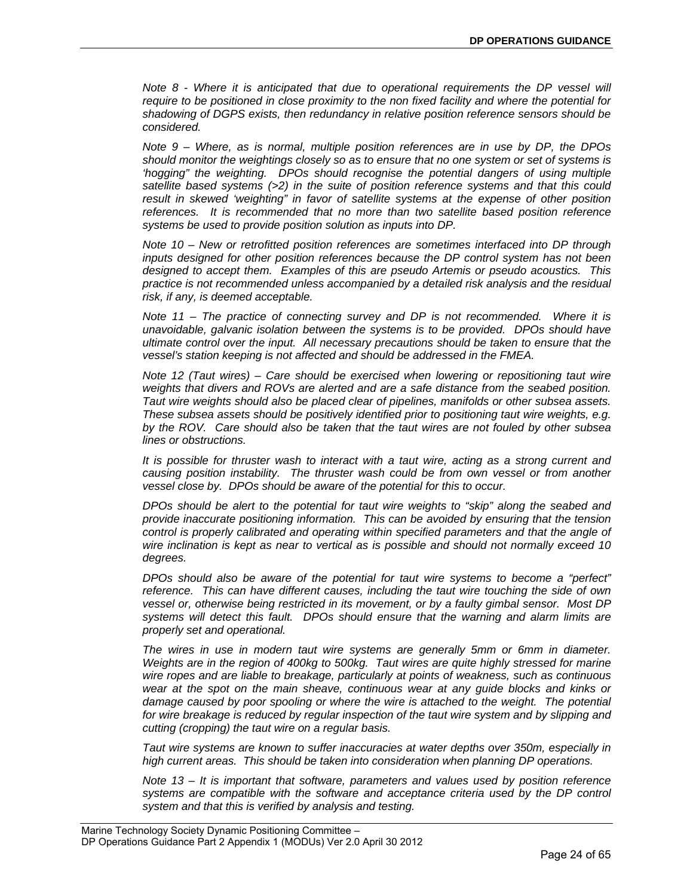*Note 8 - Where it is anticipated that due to operational requirements the DP vessel will require to be positioned in close proximity to the non fixed facility and where the potential for shadowing of DGPS exists, then redundancy in relative position reference sensors should be considered.*

*Note 9 – Where, as is normal, multiple position references are in use by DP, the DPOs should monitor the weightings closely so as to ensure that no one system or set of systems is 'hogging" the weighting. DPOs should recognise the potential dangers of using multiple satellite based systems (>2) in the suite of position reference systems and that this could result in skewed 'weighting" in favor of satellite systems at the expense of other position references. It is recommended that no more than two satellite based position reference systems be used to provide position solution as inputs into DP.*

*Note 10 – New or retrofitted position references are sometimes interfaced into DP through inputs designed for other position references because the DP control system has not been designed to accept them. Examples of this are pseudo Artemis or pseudo acoustics. This practice is not recommended unless accompanied by a detailed risk analysis and the residual risk, if any, is deemed acceptable.*

*Note 11 – The practice of connecting survey and DP is not recommended. Where it is unavoidable, galvanic isolation between the systems is to be provided. DPOs should have ultimate control over the input. All necessary precautions should be taken to ensure that the vessel's station keeping is not affected and should be addressed in the FMEA.*

*Note 12 (Taut wires) – Care should be exercised when lowering or repositioning taut wire weights that divers and ROVs are alerted and are a safe distance from the seabed position. Taut wire weights should also be placed clear of pipelines, manifolds or other subsea assets. These subsea assets should be positively identified prior to positioning taut wire weights, e.g. by the ROV. Care should also be taken that the taut wires are not fouled by other subsea lines or obstructions.*

*It is possible for thruster wash to interact with a taut wire, acting as a strong current and causing position instability. The thruster wash could be from own vessel or from another vessel close by. DPOs should be aware of the potential for this to occur.*

*DPOs should be alert to the potential for taut wire weights to "skip" along the seabed and provide inaccurate positioning information. This can be avoided by ensuring that the tension control is properly calibrated and operating within specified parameters and that the angle of wire inclination is kept as near to vertical as is possible and should not normally exceed 10 degrees.*

*DPOs should also be aware of the potential for taut wire systems to become a "perfect" reference. This can have different causes, including the taut wire touching the side of own vessel or, otherwise being restricted in its movement, or by a faulty gimbal sensor. Most DP systems will detect this fault. DPOs should ensure that the warning and alarm limits are properly set and operational.*

*The wires in use in modern taut wire systems are generally 5mm or 6mm in diameter. Weights are in the region of 400kg to 500kg. Taut wires are quite highly stressed for marine wire ropes and are liable to breakage, particularly at points of weakness, such as continuous wear at the spot on the main sheave, continuous wear at any guide blocks and kinks or damage caused by poor spooling or where the wire is attached to the weight. The potential for wire breakage is reduced by regular inspection of the taut wire system and by slipping and cutting (cropping) the taut wire on a regular basis.*

*Taut wire systems are known to suffer inaccuracies at water depths over 350m, especially in high current areas. This should be taken into consideration when planning DP operations.*

*Note 13 – It is important that software, parameters and values used by position reference systems are compatible with the software and acceptance criteria used by the DP control system and that this is verified by analysis and testing.*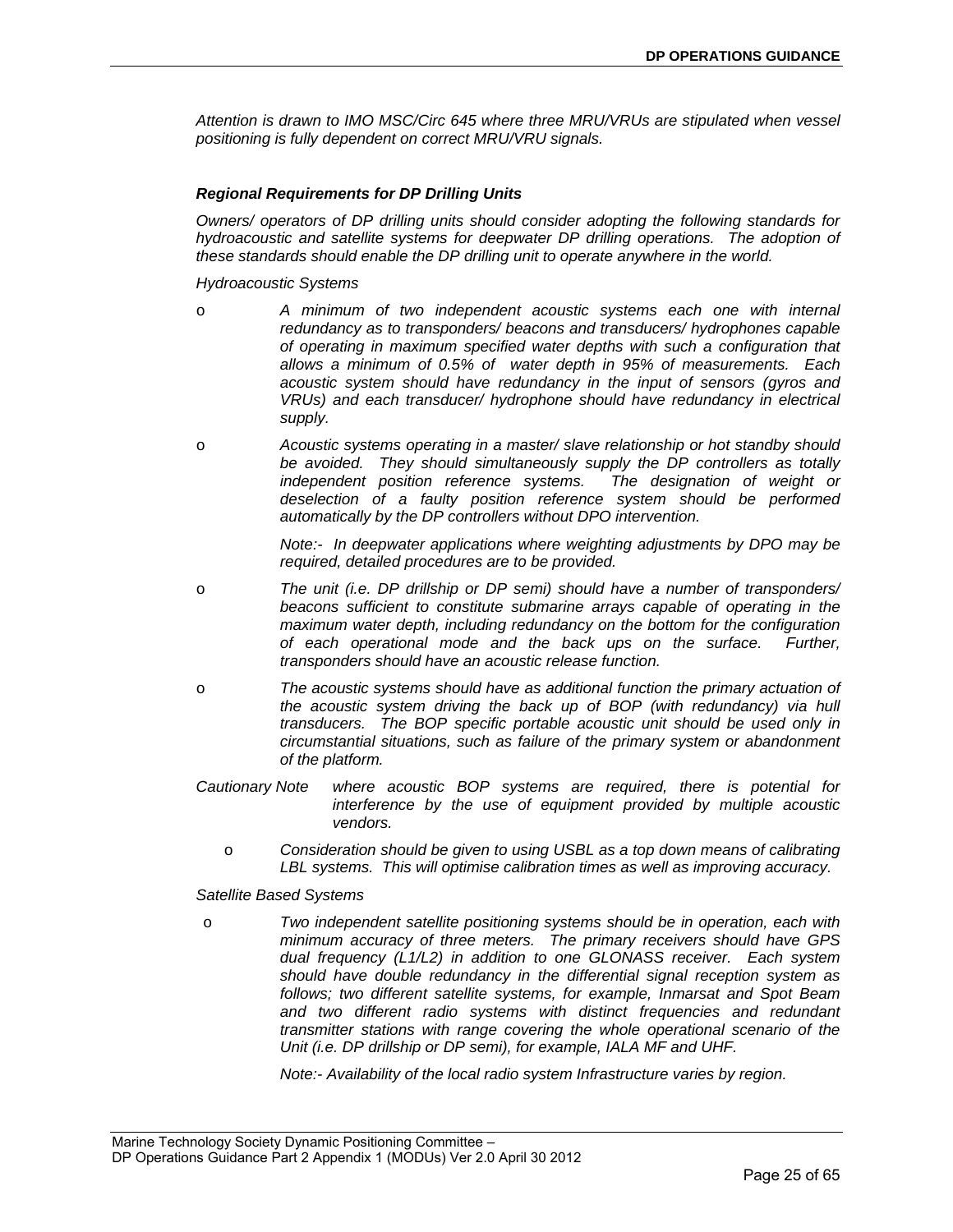*Attention is drawn to IMO MSC/Circ 645 where three MRU/VRUs are stipulated when vessel positioning is fully dependent on correct MRU/VRU signals.*

### *Regional Requirements for DP Drilling Units*

*Owners/ operators of DP drilling units should consider adopting the following standards for hydroacoustic and satellite systems for deepwater DP drilling operations. The adoption of these standards should enable the DP drilling unit to operate anywhere in the world.*

*Hydroacoustic Systems*

- *A minimum of two independent acoustic systems each one with internal redundancy as to transponders/ beacons and transducers/ hydrophones capable of operating in maximum specified water depths with such a configuration that allows a minimum of 0.5% of water depth in 95% of measurements. Each acoustic system should have redundancy in the input of sensors (gyros and VRUs) and each transducer/ hydrophone should have redundancy in electrical supply.*
- *Acoustic systems operating in a master/ slave relationship or hot standby should be avoided. They should simultaneously supply the DP controllers as totally independent position reference systems. The designation of weight or deselection of a faulty position reference system should be performed automatically by the DP controllers without DPO intervention.*

  *Note:- In deepwater applications where weighting adjustments by DPO may be required, detailed procedures are to be provided.*
- *The unit (i.e. DP drillship or DP semi) should have a number of transponders/ beacons sufficient to constitute submarine arrays capable of operating in the maximum water depth, including redundancy on the bottom for the configuration of each operational mode and the back ups on the surface. Further, transponders should have an acoustic release function.*
- *The acoustic systems should have as additional function the primary actuation of the acoustic system driving the back up of BOP (with redundancy) via hull transducers. The BOP specific portable acoustic unit should be used only in circumstantial situations, such as failure of the primary system or abandonment of the platform.*

*Cautionary Note* *where acoustic BOP systems are required, there is potential for interference by the use of equipment provided by multiple acoustic vendors.*

- *Consideration should be given to using USBL as a top down means of calibrating LBL systems. This will optimise calibration times as well as improving accuracy.*

*Satellite Based Systems*

- *Two independent satellite positioning systems should be in operation, each with minimum accuracy of three meters. The primary receivers should have GPS dual frequency (L1/L2) in addition to one GLONASS receiver. Each system should have double redundancy in the differential signal reception system as follows; two different satellite systems, for example, Inmarsat and Spot Beam and two different radio systems with distinct frequencies and redundant transmitter stations with range covering the whole operational scenario of the Unit (i.e. DP drillship or DP semi), for example, IALA MF and UHF.*

  *Note:- Availability of the local radio system Infrastructure varies by region.*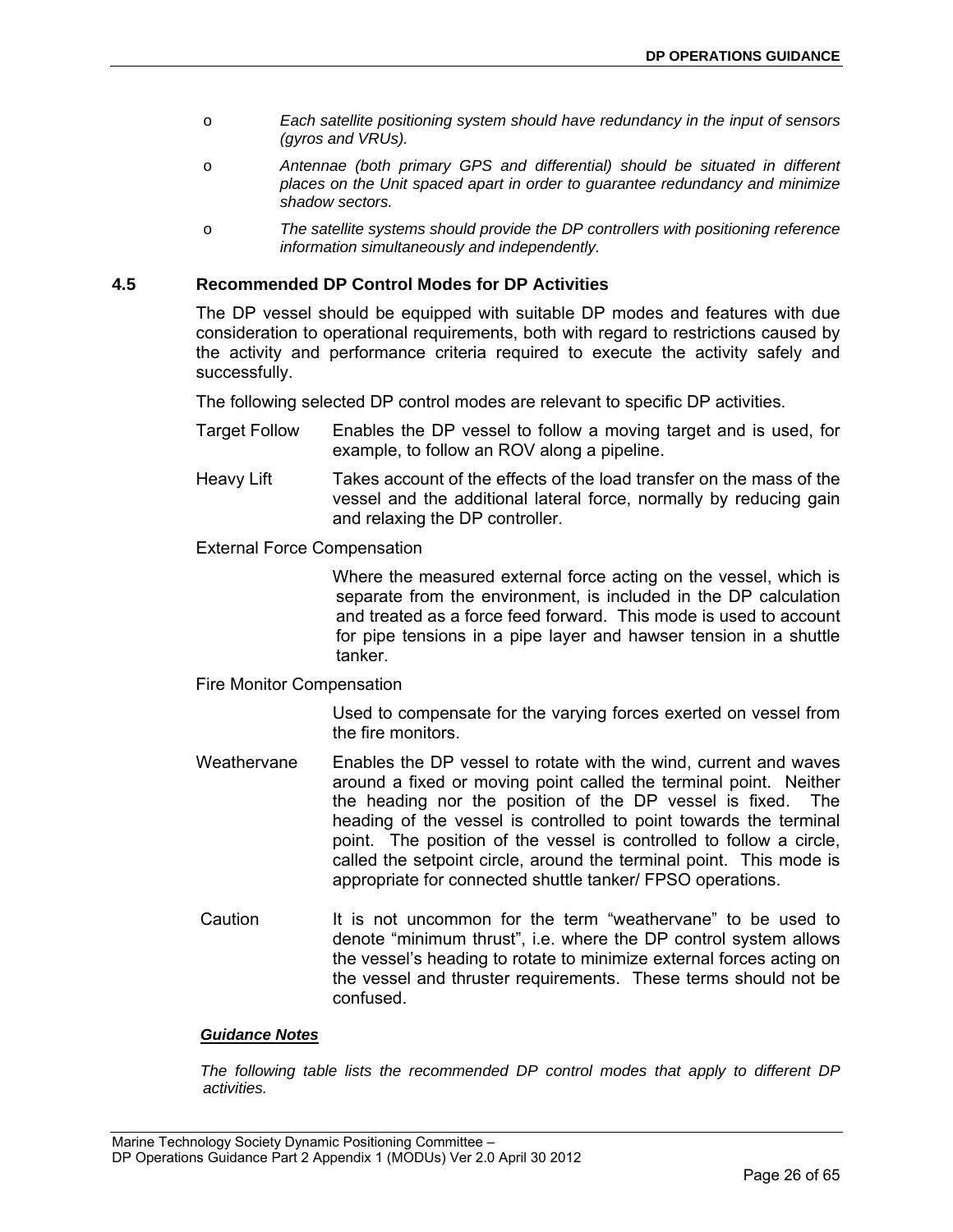- *Each satellite positioning system should have redundancy in the input of sensors (gyros and VRUs).*
- *Antennae (both primary GPS and differential) should be situated in different places on the Unit spaced apart in order to guarantee redundancy and minimize shadow sectors.*
- *The satellite systems should provide the DP controllers with positioning reference information simultaneously and independently.*

## 4.5 Recommended DP Control Modes for DP Activities

The DP vessel should be equipped with suitable DP modes and features with due consideration to operational requirements, both with regard to restrictions caused by the activity and performance criteria required to execute the activity safely and successfully.

The following selected DP control modes are relevant to specific DP activities.

**Target Follow** — Enables the DP vessel to follow a moving target and is used, for example, to follow an ROV along a pipeline.

**Heavy Lift** — Takes account of the effects of the load transfer on the mass of the vessel and the additional lateral force, normally by reducing gain and relaxing the DP controller.

**External Force Compensation** — Where the measured external force acting on the vessel, which is separate from the environment, is included in the DP calculation and treated as a force feed forward. This mode is used to account for pipe tensions in a pipe layer and hawser tension in a shuttle tanker.

**Fire Monitor Compensation** — Used to compensate for the varying forces exerted on vessel from the fire monitors.

**Weathervane** — Enables the DP vessel to rotate with the wind, current and waves around a fixed or moving point called the terminal point. Neither the heading nor the position of the DP vessel is fixed. The heading of the vessel is controlled to point towards the terminal point. The position of the vessel is controlled to follow a circle, called the setpoint circle, around the terminal point. This mode is appropriate for connected shuttle tanker/ FPSO operations.

**Caution** — It is not uncommon for the term "weathervane" to be used to denote "minimum thrust", i.e. where the DP control system allows the vessel's heading to rotate to minimize external forces acting on the vessel and thruster requirements. These terms should not be confused.

***Guidance Notes***

*The following table lists the recommended DP control modes that apply to different DP activities.*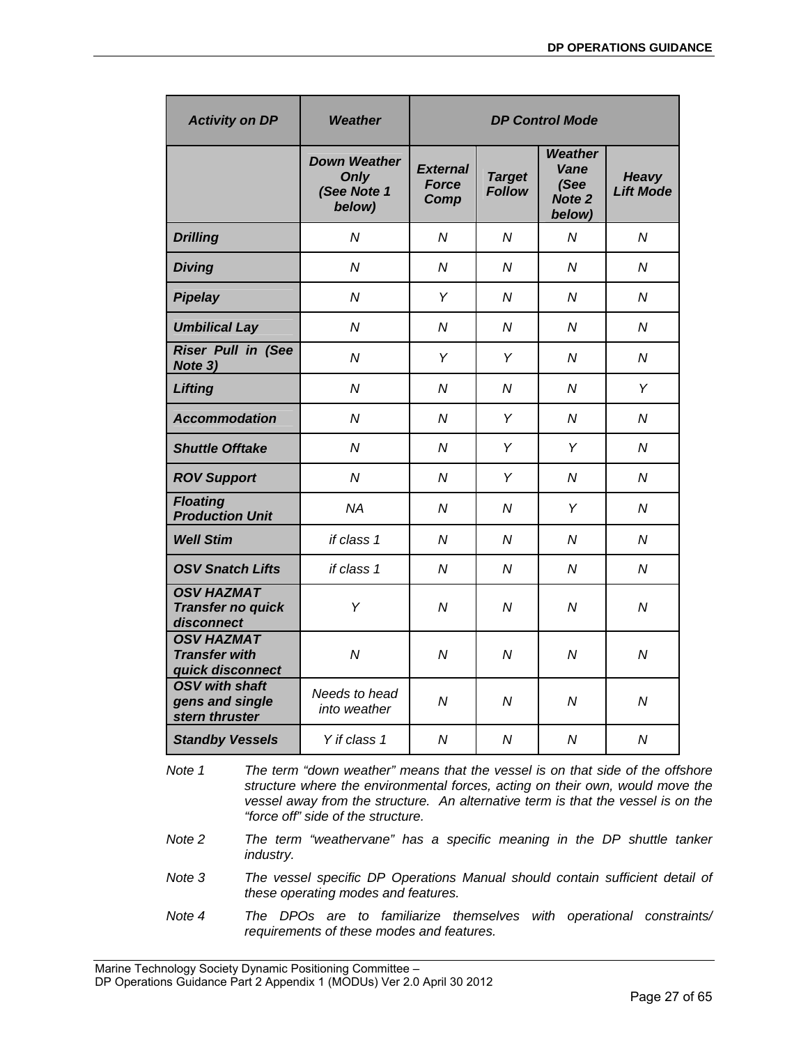| *Activity on DP* | *Weather* | *DP Control Mode* | | | |
|---|---|---|---|---|---|
| | ***Down Weather Only (See Note 1 below)*** | ***External Force Comp*** | ***Target Follow*** | ***Weather Vane (See Note 2 below)*** | ***Heavy Lift Mode*** |
| ***Drilling*** | *N* | *N* | *N* | *N* | *N* |
| ***Diving*** | *N* | *N* | *N* | *N* | *N* |
| ***Pipelay*** | *N* | *Y* | *N* | *N* | *N* |
| ***Umbilical Lay*** | *N* | *N* | *N* | *N* | *N* |
| ***Riser Pull in (See Note 3)*** | *N* | *Y* | *Y* | *N* | *N* |
| ***Lifting*** | *N* | *N* | *N* | *N* | *Y* |
| ***Accommodation*** | *N* | *N* | *Y* | *N* | *N* |
| ***Shuttle Offtake*** | *N* | *N* | *Y* | *Y* | *N* |
| ***ROV Support*** | *N* | *N* | *Y* | *N* | *N* |
| ***Floating Production Unit*** | *NA* | *N* | *N* | *Y* | *N* |
| ***Well Stim*** | *if class 1* | *N* | *N* | *N* | *N* |
| ***OSV Snatch Lifts*** | *if class 1* | *N* | *N* | *N* | *N* |
| ***OSV HAZMAT Transfer no quick disconnect*** | *Y* | *N* | *N* | *N* | *N* |
| ***OSV HAZMAT Transfer with quick disconnect*** | *N* | *N* | *N* | *N* | *N* |
| ***OSV with shaft gens and single stern thruster*** | *Needs to head into weather* | *N* | *N* | *N* | *N* |
| ***Standby Vessels*** | *Y if class 1* | *N* | *N* | *N* | *N* |

*Note 1* *The term "down weather" means that the vessel is on that side of the offshore structure where the environmental forces, acting on their own, would move the vessel away from the structure. An alternative term is that the vessel is on the "force off" side of the structure.*

*Note 2* *The term "weathervane" has a specific meaning in the DP shuttle tanker industry.*

*Note 3* *The vessel specific DP Operations Manual should contain sufficient detail of these operating modes and features.*

*Note 4* *The DPOs are to familiarize themselves with operational constraints/ requirements of these modes and features.*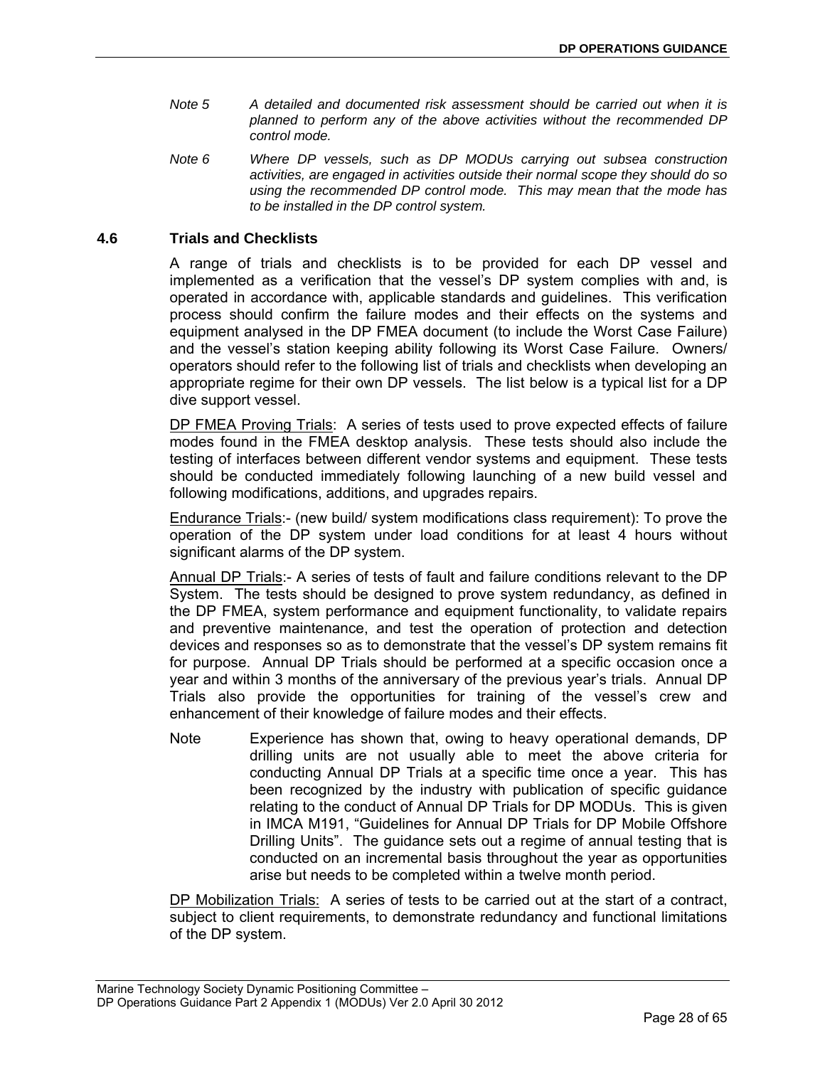*Note 5 A detailed and documented risk assessment should be carried out when it is planned to perform any of the above activities without the recommended DP control mode.*

*Note 6 Where DP vessels, such as DP MODUs carrying out subsea construction activities, are engaged in activities outside their normal scope they should do so using the recommended DP control mode. This may mean that the mode has to be installed in the DP control system.*

## 4.6 Trials and Checklists

A range of trials and checklists is to be provided for each DP vessel and implemented as a verification that the vessel's DP system complies with and, is operated in accordance with, applicable standards and guidelines. This verification process should confirm the failure modes and their effects on the systems and equipment analysed in the DP FMEA document (to include the Worst Case Failure) and the vessel's station keeping ability following its Worst Case Failure. Owners/ operators should refer to the following list of trials and checklists when developing an appropriate regime for their own DP vessels. The list below is a typical list for a DP dive support vessel.

<u>DP FMEA Proving Trials</u>: A series of tests used to prove expected effects of failure modes found in the FMEA desktop analysis. These tests should also include the testing of interfaces between different vendor systems and equipment. These tests should be conducted immediately following launching of a new build vessel and following modifications, additions, and upgrades repairs.

<u>Endurance Trials</u>:- (new build/ system modifications class requirement): To prove the operation of the DP system under load conditions for at least 4 hours without significant alarms of the DP system.

<u>Annual DP Trials</u>:- A series of tests of fault and failure conditions relevant to the DP System. The tests should be designed to prove system redundancy, as defined in the DP FMEA, system performance and equipment functionality, to validate repairs and preventive maintenance, and test the operation of protection and detection devices and responses so as to demonstrate that the vessel's DP system remains fit for purpose. Annual DP Trials should be performed at a specific occasion once a year and within 3 months of the anniversary of the previous year's trials. Annual DP Trials also provide the opportunities for training of the vessel's crew and enhancement of their knowledge of failure modes and their effects.

Note Experience has shown that, owing to heavy operational demands, DP drilling units are not usually able to meet the above criteria for conducting Annual DP Trials at a specific time once a year. This has been recognized by the industry with publication of specific guidance relating to the conduct of Annual DP Trials for DP MODUs. This is given in IMCA M191, "Guidelines for Annual DP Trials for DP Mobile Offshore Drilling Units". The guidance sets out a regime of annual testing that is conducted on an incremental basis throughout the year as opportunities arise but needs to be completed within a twelve month period.

<u>DP Mobilization Trials:</u> A series of tests to be carried out at the start of a contract, subject to client requirements, to demonstrate redundancy and functional limitations of the DP system.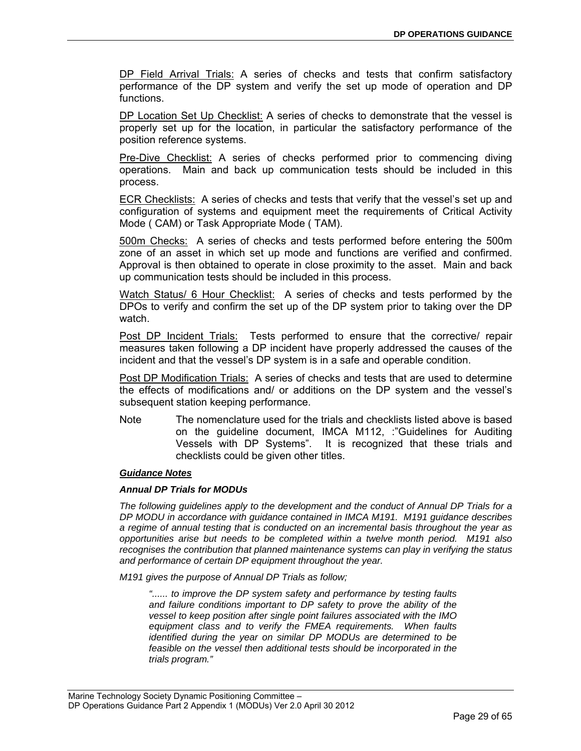DP Field Arrival Trials: A series of checks and tests that confirm satisfactory performance of the DP system and verify the set up mode of operation and DP functions.

DP Location Set Up Checklist: A series of checks to demonstrate that the vessel is properly set up for the location, in particular the satisfactory performance of the position reference systems.

Pre-Dive Checklist: A series of checks performed prior to commencing diving operations. Main and back up communication tests should be included in this process.

ECR Checklists: A series of checks and tests that verify that the vessel's set up and configuration of systems and equipment meet the requirements of Critical Activity Mode ( CAM) or Task Appropriate Mode ( TAM).

500m Checks: A series of checks and tests performed before entering the 500m zone of an asset in which set up mode and functions are verified and confirmed. Approval is then obtained to operate in close proximity to the asset. Main and back up communication tests should be included in this process.

Watch Status/ 6 Hour Checklist: A series of checks and tests performed by the DPOs to verify and confirm the set up of the DP system prior to taking over the DP watch.

Post DP Incident Trials: Tests performed to ensure that the corrective/ repair measures taken following a DP incident have properly addressed the causes of the incident and that the vessel's DP system is in a safe and operable condition.

Post DP Modification Trials: A series of checks and tests that are used to determine the effects of modifications and/ or additions on the DP system and the vessel's subsequent station keeping performance.

Note — The nomenclature used for the trials and checklists listed above is based on the guideline document, IMCA M112, :"Guidelines for Auditing Vessels with DP Systems". It is recognized that these trials and checklists could be given other titles.

***Guidance Notes***

***Annual DP Trials for MODUs***

*The following guidelines apply to the development and the conduct of Annual DP Trials for a DP MODU in accordance with guidance contained in IMCA M191. M191 guidance describes a regime of annual testing that is conducted on an incremental basis throughout the year as opportunities arise but needs to be completed within a twelve month period. M191 also recognises the contribution that planned maintenance systems can play in verifying the status and performance of certain DP equipment throughout the year.*

*M191 gives the purpose of Annual DP Trials as follow;*

> *"...... to improve the DP system safety and performance by testing faults and failure conditions important to DP safety to prove the ability of the vessel to keep position after single point failures associated with the IMO equipment class and to verify the FMEA requirements. When faults identified during the year on similar DP MODUs are determined to be feasible on the vessel then additional tests should be incorporated in the trials program."*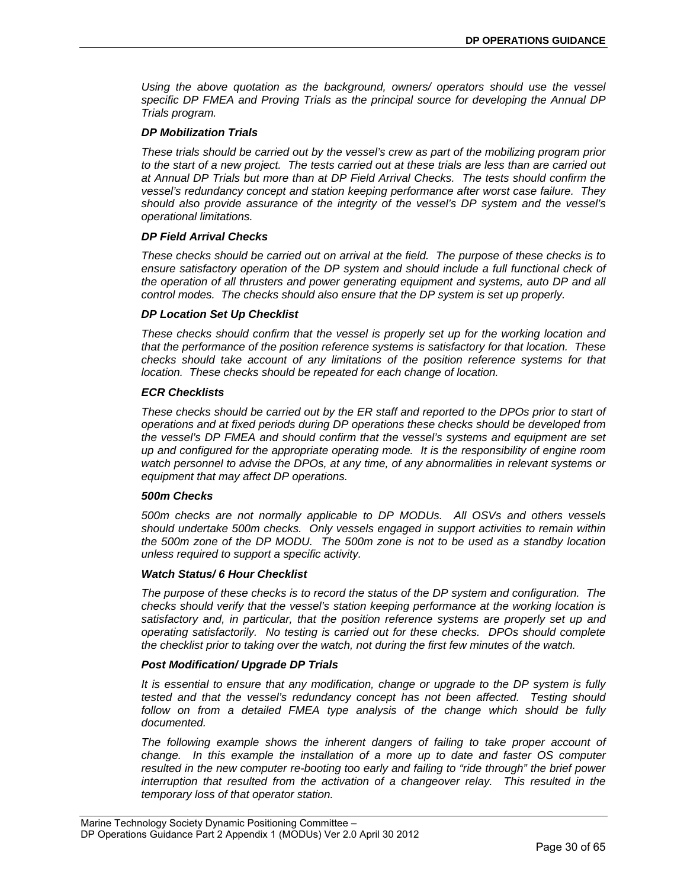*Using the above quotation as the background, owners/ operators should use the vessel specific DP FMEA and Proving Trials as the principal source for developing the Annual DP Trials program.*

***DP Mobilization Trials***

*These trials should be carried out by the vessel's crew as part of the mobilizing program prior to the start of a new project. The tests carried out at these trials are less than are carried out at Annual DP Trials but more than at DP Field Arrival Checks. The tests should confirm the vessel's redundancy concept and station keeping performance after worst case failure. They should also provide assurance of the integrity of the vessel's DP system and the vessel's operational limitations.*

***DP Field Arrival Checks***

*These checks should be carried out on arrival at the field. The purpose of these checks is to ensure satisfactory operation of the DP system and should include a full functional check of the operation of all thrusters and power generating equipment and systems, auto DP and all control modes. The checks should also ensure that the DP system is set up properly.*

***DP Location Set Up Checklist***

*These checks should confirm that the vessel is properly set up for the working location and that the performance of the position reference systems is satisfactory for that location. These checks should take account of any limitations of the position reference systems for that location. These checks should be repeated for each change of location.*

***ECR Checklists***

*These checks should be carried out by the ER staff and reported to the DPOs prior to start of operations and at fixed periods during DP operations these checks should be developed from the vessel's DP FMEA and should confirm that the vessel's systems and equipment are set up and configured for the appropriate operating mode. It is the responsibility of engine room watch personnel to advise the DPOs, at any time, of any abnormalities in relevant systems or equipment that may affect DP operations.*

***500m Checks***

*500m checks are not normally applicable to DP MODUs. All OSVs and others vessels should undertake 500m checks. Only vessels engaged in support activities to remain within the 500m zone of the DP MODU. The 500m zone is not to be used as a standby location unless required to support a specific activity.*

***Watch Status/ 6 Hour Checklist***

*The purpose of these checks is to record the status of the DP system and configuration. The checks should verify that the vessel's station keeping performance at the working location is satisfactory and, in particular, that the position reference systems are properly set up and operating satisfactorily. No testing is carried out for these checks. DPOs should complete the checklist prior to taking over the watch, not during the first few minutes of the watch.*

***Post Modification/ Upgrade DP Trials***

*It is essential to ensure that any modification, change or upgrade to the DP system is fully tested and that the vessel's redundancy concept has not been affected. Testing should follow on from a detailed FMEA type analysis of the change which should be fully documented.*

*The following example shows the inherent dangers of failing to take proper account of change. In this example the installation of a more up to date and faster OS computer resulted in the new computer re-booting too early and failing to "ride through" the brief power interruption that resulted from the activation of a changeover relay. This resulted in the temporary loss of that operator station.*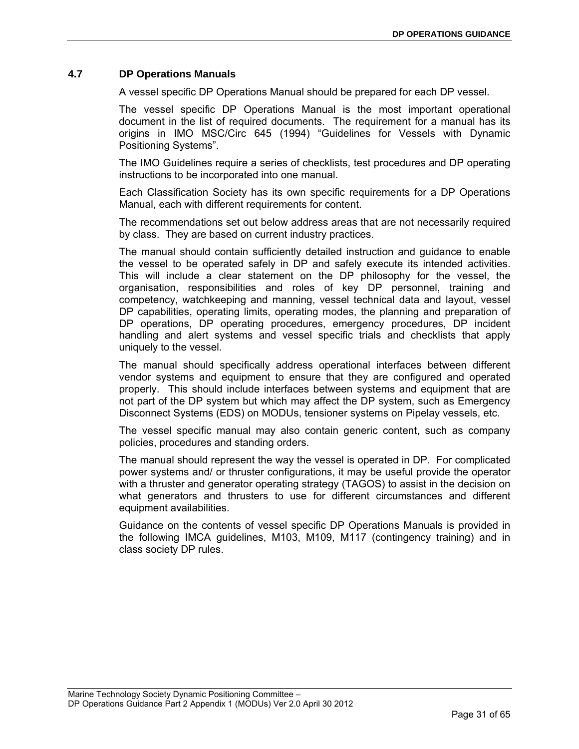## 4.7 DP Operations Manuals

A vessel specific DP Operations Manual should be prepared for each DP vessel.

The vessel specific DP Operations Manual is the most important operational document in the list of required documents. The requirement for a manual has its origins in IMO MSC/Circ 645 (1994) “Guidelines for Vessels with Dynamic Positioning Systems”.

The IMO Guidelines require a series of checklists, test procedures and DP operating instructions to be incorporated into one manual.

Each Classification Society has its own specific requirements for a DP Operations Manual, each with different requirements for content.

The recommendations set out below address areas that are not necessarily required by class. They are based on current industry practices.

The manual should contain sufficiently detailed instruction and guidance to enable the vessel to be operated safely in DP and safely execute its intended activities. This will include a clear statement on the DP philosophy for the vessel, the organisation, responsibilities and roles of key DP personnel, training and competency, watchkeeping and manning, vessel technical data and layout, vessel DP capabilities, operating limits, operating modes, the planning and preparation of DP operations, DP operating procedures, emergency procedures, DP incident handling and alert systems and vessel specific trials and checklists that apply uniquely to the vessel.

The manual should specifically address operational interfaces between different vendor systems and equipment to ensure that they are configured and operated properly. This should include interfaces between systems and equipment that are not part of the DP system but which may affect the DP system, such as Emergency Disconnect Systems (EDS) on MODUs, tensioner systems on Pipelay vessels, etc.

The vessel specific manual may also contain generic content, such as company policies, procedures and standing orders.

The manual should represent the way the vessel is operated in DP. For complicated power systems and/ or thruster configurations, it may be useful provide the operator with a thruster and generator operating strategy (TAGOS) to assist in the decision on what generators and thrusters to use for different circumstances and different equipment availabilities.

Guidance on the contents of vessel specific DP Operations Manuals is provided in the following IMCA guidelines, M103, M109, M117 (contingency training) and in class society DP rules.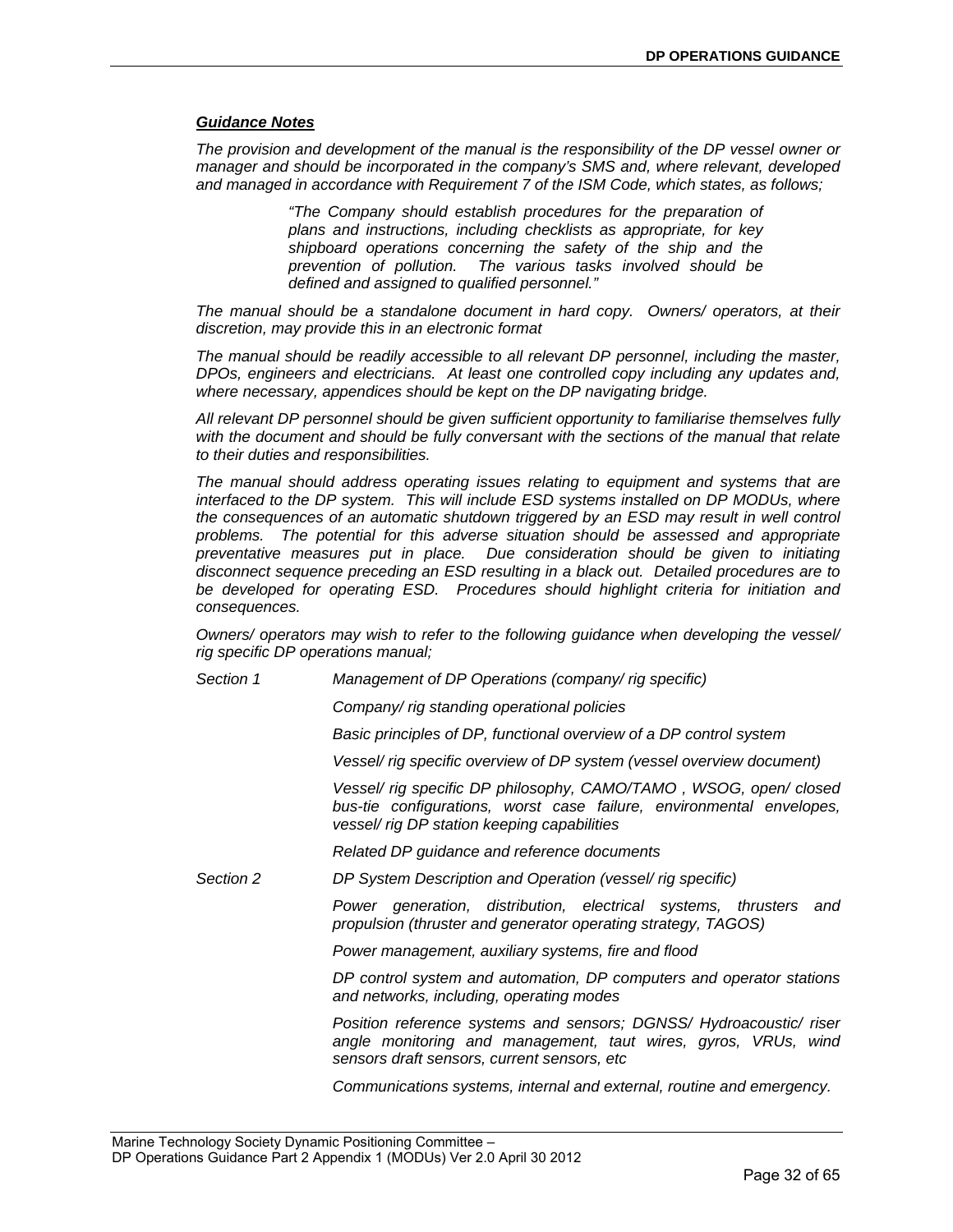***Guidance Notes***

*The provision and development of the manual is the responsibility of the DP vessel owner or manager and should be incorporated in the company's SMS and, where relevant, developed and managed in accordance with Requirement 7 of the ISM Code, which states, as follows;*

> *"The Company should establish procedures for the preparation of plans and instructions, including checklists as appropriate, for key shipboard operations concerning the safety of the ship and the prevention of pollution. The various tasks involved should be defined and assigned to qualified personnel."*

*The manual should be a standalone document in hard copy. Owners/ operators, at their discretion, may provide this in an electronic format*

*The manual should be readily accessible to all relevant DP personnel, including the master, DPOs, engineers and electricians. At least one controlled copy including any updates and, where necessary, appendices should be kept on the DP navigating bridge.*

*All relevant DP personnel should be given sufficient opportunity to familiarise themselves fully with the document and should be fully conversant with the sections of the manual that relate to their duties and responsibilities.*

*The manual should address operating issues relating to equipment and systems that are interfaced to the DP system. This will include ESD systems installed on DP MODUs, where the consequences of an automatic shutdown triggered by an ESD may result in well control problems. The potential for this adverse situation should be assessed and appropriate preventative measures put in place. Due consideration should be given to initiating disconnect sequence preceding an ESD resulting in a black out. Detailed procedures are to be developed for operating ESD. Procedures should highlight criteria for initiation and consequences.*

*Owners/ operators may wish to refer to the following guidance when developing the vessel/ rig specific DP operations manual;*

| | |
|---|---|
| *Section 1* | *Management of DP Operations (company/ rig specific)* |
| | *Company/ rig standing operational policies* |
| | *Basic principles of DP, functional overview of a DP control system* |
| | *Vessel/ rig specific overview of DP system (vessel overview document)* |
| | *Vessel/ rig specific DP philosophy, CAMO/TAMO , WSOG, open/ closed bus-tie configurations, worst case failure, environmental envelopes, vessel/ rig DP station keeping capabilities* |
| | *Related DP guidance and reference documents* |
| *Section 2* | *DP System Description and Operation (vessel/ rig specific)* |
| | *Power generation, distribution, electrical systems, thrusters and propulsion (thruster and generator operating strategy, TAGOS)* |
| | *Power management, auxiliary systems, fire and flood* |
| | *DP control system and automation, DP computers and operator stations and networks, including, operating modes* |
| | *Position reference systems and sensors; DGNSS/ Hydroacoustic/ riser angle monitoring and management, taut wires, gyros, VRUs, wind sensors draft sensors, current sensors, etc* |
| | *Communications systems, internal and external, routine and emergency.* |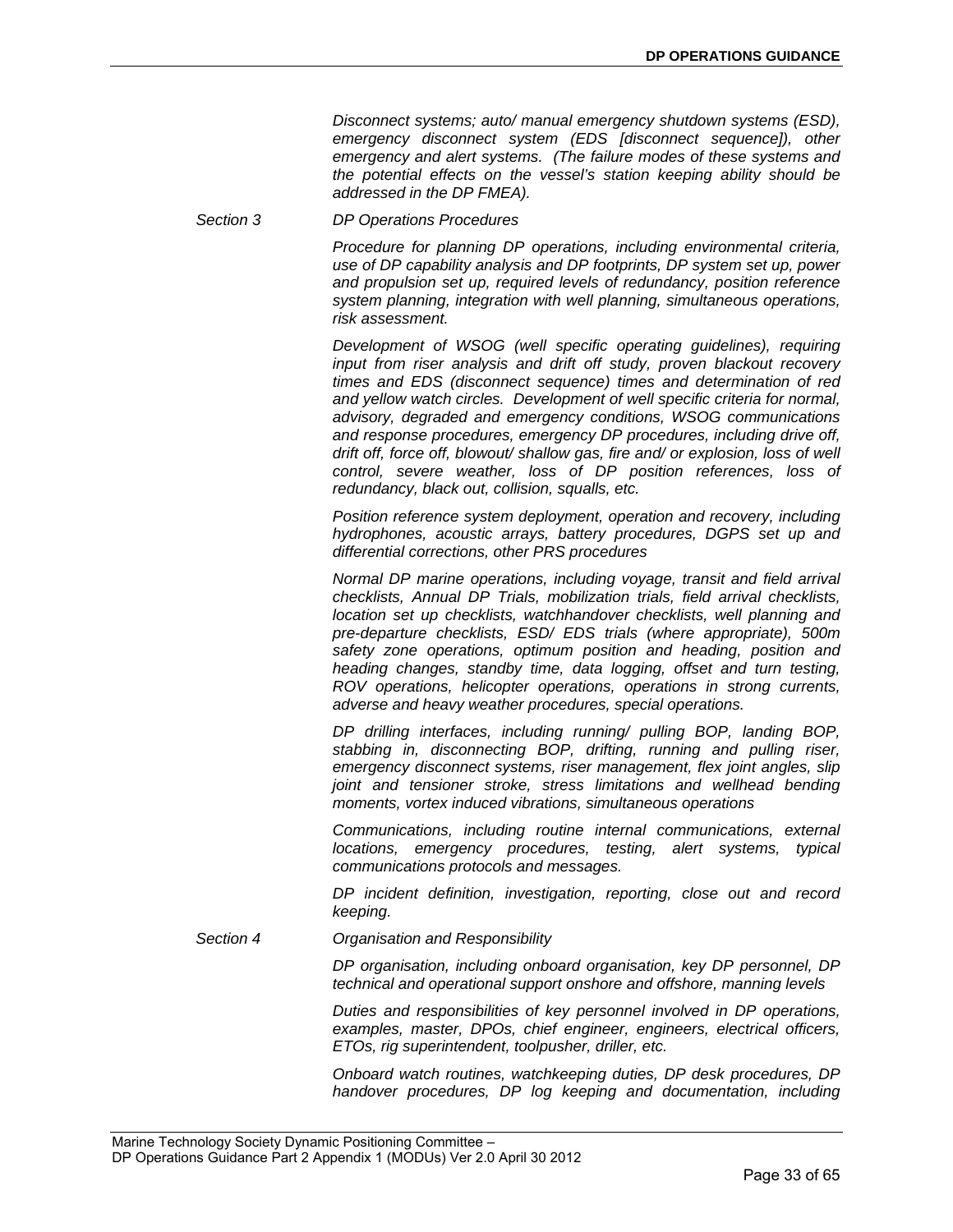*Disconnect systems; auto/ manual emergency shutdown systems (ESD), emergency disconnect system (EDS [disconnect sequence]), other emergency and alert systems. (The failure modes of these systems and the potential effects on the vessel's station keeping ability should be addressed in the DP FMEA).*

*Section 3* *DP Operations Procedures*

*Procedure for planning DP operations, including environmental criteria, use of DP capability analysis and DP footprints, DP system set up, power and propulsion set up, required levels of redundancy, position reference system planning, integration with well planning, simultaneous operations, risk assessment.*

*Development of WSOG (well specific operating guidelines), requiring input from riser analysis and drift off study, proven blackout recovery times and EDS (disconnect sequence) times and determination of red and yellow watch circles. Development of well specific criteria for normal, advisory, degraded and emergency conditions, WSOG communications and response procedures, emergency DP procedures, including drive off, drift off, force off, blowout/ shallow gas, fire and/ or explosion, loss of well control, severe weather, loss of DP position references, loss of redundancy, black out, collision, squalls, etc.*

*Position reference system deployment, operation and recovery, including hydrophones, acoustic arrays, battery procedures, DGPS set up and differential corrections, other PRS procedures*

*Normal DP marine operations, including voyage, transit and field arrival checklists, Annual DP Trials, mobilization trials, field arrival checklists, location set up checklists, watchhandover checklists, well planning and pre-departure checklists, ESD/ EDS trials (where appropriate), 500m safety zone operations, optimum position and heading, position and heading changes, standby time, data logging, offset and turn testing, ROV operations, helicopter operations, operations in strong currents, adverse and heavy weather procedures, special operations.*

*DP drilling interfaces, including running/ pulling BOP, landing BOP, stabbing in, disconnecting BOP, drifting, running and pulling riser, emergency disconnect systems, riser management, flex joint angles, slip joint and tensioner stroke, stress limitations and wellhead bending moments, vortex induced vibrations, simultaneous operations*

*Communications, including routine internal communications, external locations, emergency procedures, testing, alert systems, typical communications protocols and messages.*

*DP incident definition, investigation, reporting, close out and record keeping.*

*Section 4* *Organisation and Responsibility*

*DP organisation, including onboard organisation, key DP personnel, DP technical and operational support onshore and offshore, manning levels*

*Duties and responsibilities of key personnel involved in DP operations, examples, master, DPOs, chief engineer, engineers, electrical officers, ETOs, rig superintendent, toolpusher, driller, etc.*

*Onboard watch routines, watchkeeping duties, DP desk procedures, DP handover procedures, DP log keeping and documentation, including*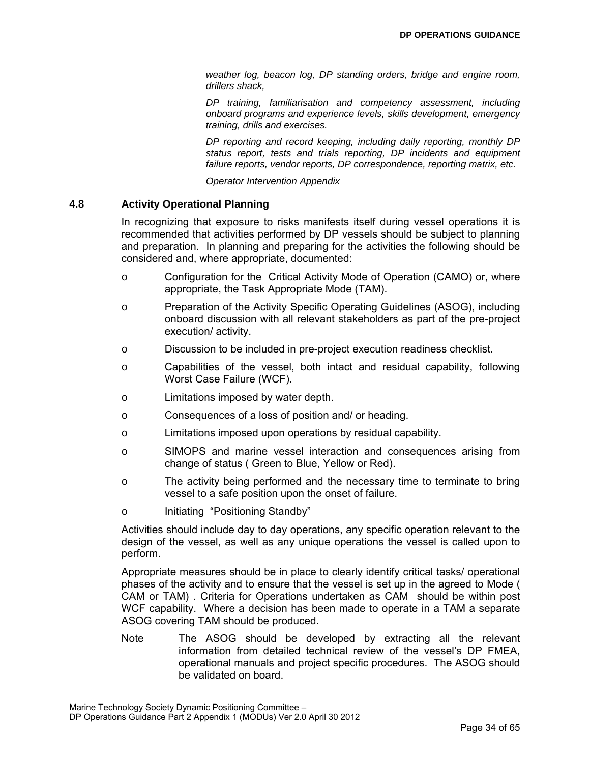*weather log, beacon log, DP standing orders, bridge and engine room, drillers shack,*

*DP training, familiarisation and competency assessment, including onboard programs and experience levels, skills development, emergency training, drills and exercises.*

*DP reporting and record keeping, including daily reporting, monthly DP status report, tests and trials reporting, DP incidents and equipment failure reports, vendor reports, DP correspondence, reporting matrix, etc.*

*Operator Intervention Appendix*

### 4.8 Activity Operational Planning

In recognizing that exposure to risks manifests itself during vessel operations it is recommended that activities performed by DP vessels should be subject to planning and preparation. In planning and preparing for the activities the following should be considered and, where appropriate, documented:

- Configuration for the Critical Activity Mode of Operation (CAMO) or, where appropriate, the Task Appropriate Mode (TAM).
- Preparation of the Activity Specific Operating Guidelines (ASOG), including onboard discussion with all relevant stakeholders as part of the pre-project execution/ activity.
- Discussion to be included in pre-project execution readiness checklist.
- Capabilities of the vessel, both intact and residual capability, following Worst Case Failure (WCF).
- Limitations imposed by water depth.
- Consequences of a loss of position and/ or heading.
- Limitations imposed upon operations by residual capability.
- SIMOPS and marine vessel interaction and consequences arising from change of status ( Green to Blue, Yellow or Red).
- The activity being performed and the necessary time to terminate to bring vessel to a safe position upon the onset of failure.
- Initiating "Positioning Standby"

Activities should include day to day operations, any specific operation relevant to the design of the vessel, as well as any unique operations the vessel is called upon to perform.

Appropriate measures should be in place to clearly identify critical tasks/ operational phases of the activity and to ensure that the vessel is set up in the agreed to Mode ( CAM or TAM) . Criteria for Operations undertaken as CAM should be within post WCF capability. Where a decision has been made to operate in a TAM a separate ASOG covering TAM should be produced.

Note The ASOG should be developed by extracting all the relevant information from detailed technical review of the vessel's DP FMEA, operational manuals and project specific procedures. The ASOG should be validated on board.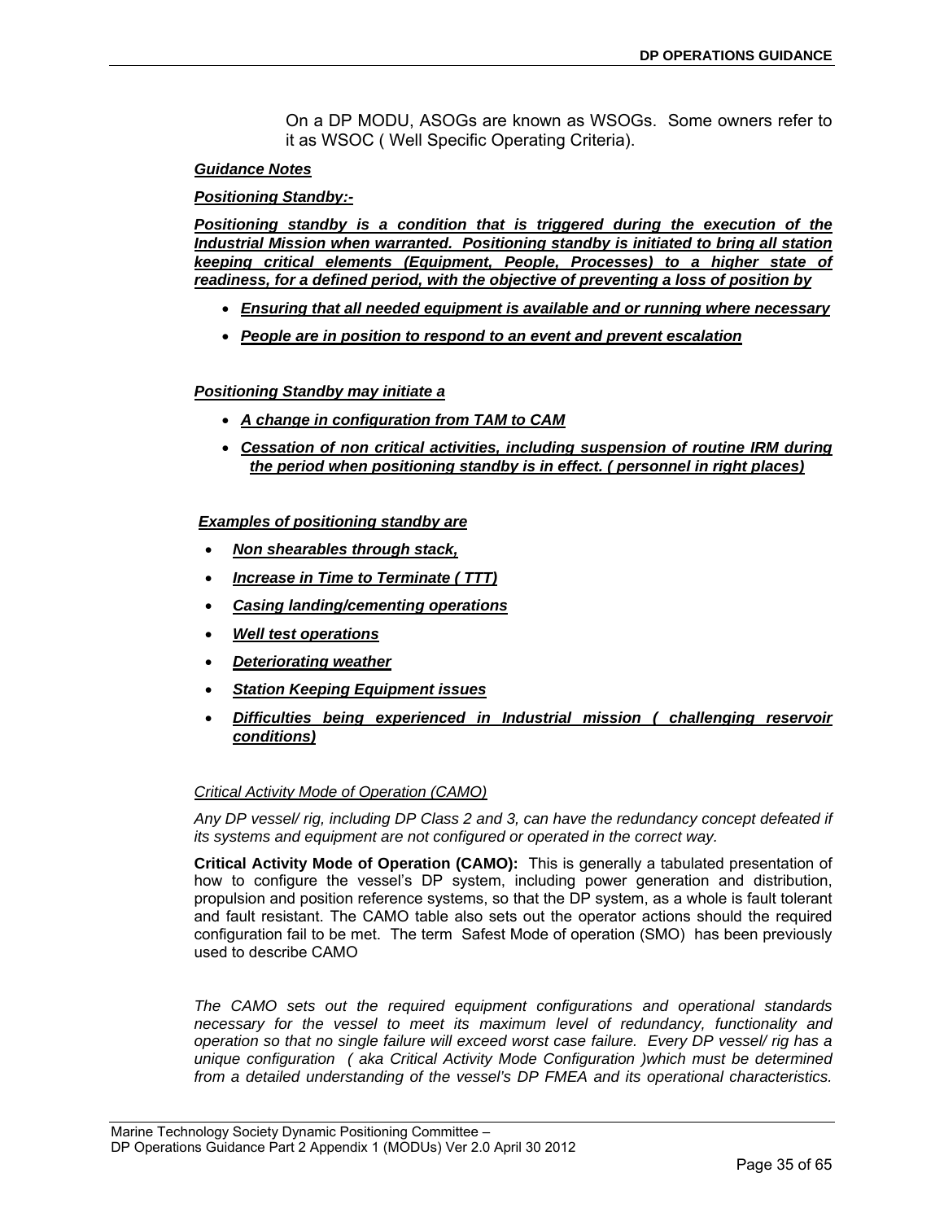On a DP MODU, ASOGs are known as WSOGs. Some owners refer to it as WSOC ( Well Specific Operating Criteria).

***Guidance Notes***

***Positioning Standby:-***

***Positioning standby is a condition that is triggered during the execution of the Industrial Mission when warranted. Positioning standby is initiated to bring all station keeping critical elements (Equipment, People, Processes) to a higher state of readiness, for a defined period, with the objective of preventing a loss of position by***

- ***Ensuring that all needed equipment is available and or running where necessary***
- ***People are in position to respond to an event and prevent escalation***

***Positioning Standby may initiate a***

- ***A change in configuration from TAM to CAM***
- ***Cessation of non critical activities, including suspension of routine IRM during the period when positioning standby is in effect. ( personnel in right places)***

***Examples of positioning standby are***

- ***Non shearables through stack,***
- ***Increase in Time to Terminate ( TTT)***
- ***Casing landing/cementing operations***
- ***Well test operations***
- ***Deteriorating weather***
- ***Station Keeping Equipment issues***
- ***Difficulties being experienced in Industrial mission ( challenging reservoir conditions)***

*Critical Activity Mode of Operation (CAMO)*

*Any DP vessel/ rig, including DP Class 2 and 3, can have the redundancy concept defeated if its systems and equipment are not configured or operated in the correct way.*

**Critical Activity Mode of Operation (CAMO):** This is generally a tabulated presentation of how to configure the vessel's DP system, including power generation and distribution, propulsion and position reference systems, so that the DP system, as a whole is fault tolerant and fault resistant. The CAMO table also sets out the operator actions should the required configuration fail to be met. The term Safest Mode of operation (SMO) has been previously used to describe CAMO

*The CAMO sets out the required equipment configurations and operational standards necessary for the vessel to meet its maximum level of redundancy, functionality and operation so that no single failure will exceed worst case failure. Every DP vessel/ rig has a unique configuration ( aka Critical Activity Mode Configuration )which must be determined from a detailed understanding of the vessel's DP FMEA and its operational characteristics.*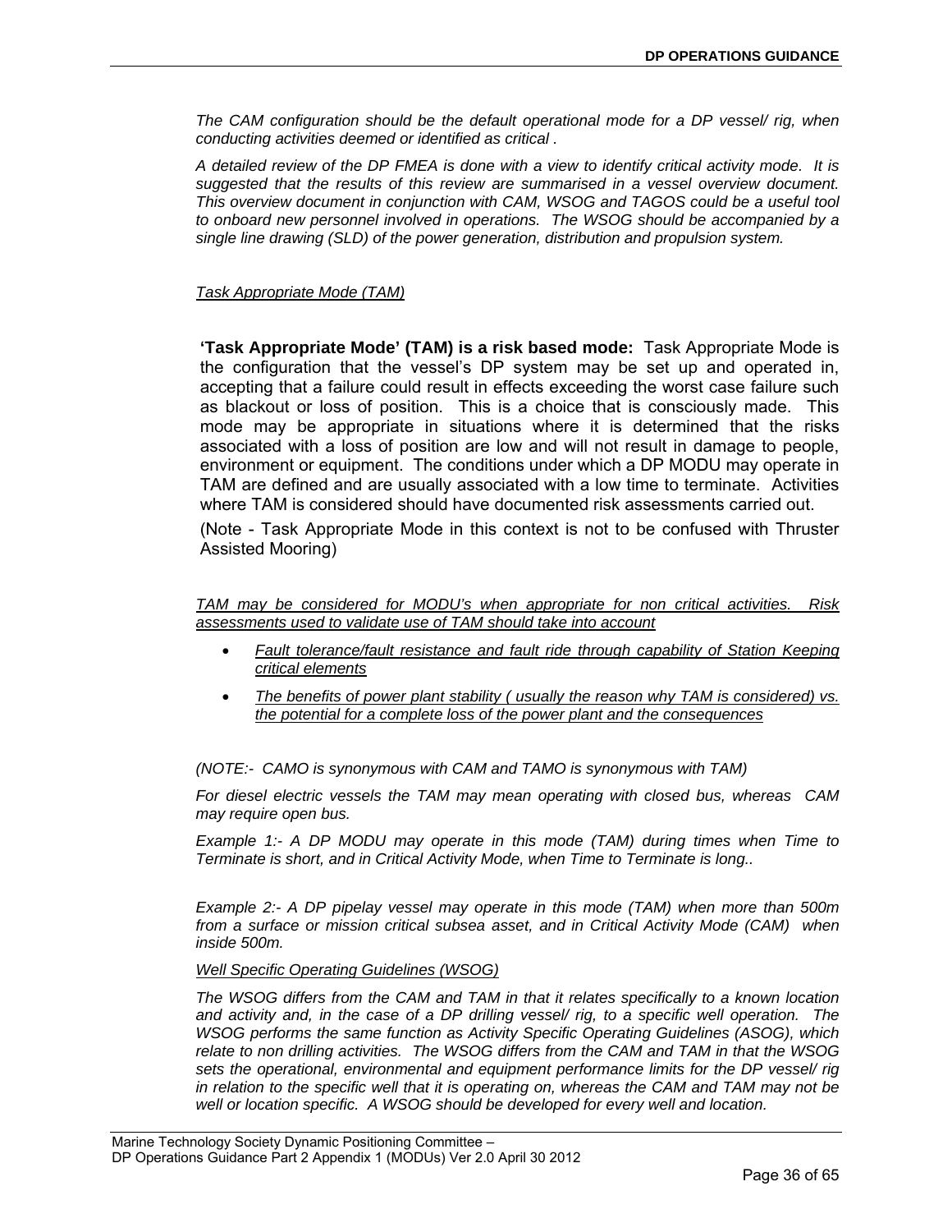*The CAM configuration should be the default operational mode for a DP vessel/ rig, when conducting activities deemed or identified as critical .*

*A detailed review of the DP FMEA is done with a view to identify critical activity mode. It is suggested that the results of this review are summarised in a vessel overview document. This overview document in conjunction with CAM, WSOG and TAGOS could be a useful tool to onboard new personnel involved in operations. The WSOG should be accompanied by a single line drawing (SLD) of the power generation, distribution and propulsion system.*

*Task Appropriate Mode (TAM)*

**'Task Appropriate Mode' (TAM) is a risk based mode:** Task Appropriate Mode is the configuration that the vessel's DP system may be set up and operated in, accepting that a failure could result in effects exceeding the worst case failure such as blackout or loss of position. This is a choice that is consciously made. This mode may be appropriate in situations where it is determined that the risks associated with a loss of position are low and will not result in damage to people, environment or equipment. The conditions under which a DP MODU may operate in TAM are defined and are usually associated with a low time to terminate. Activities where TAM is considered should have documented risk assessments carried out.

(Note - Task Appropriate Mode in this context is not to be confused with Thruster Assisted Mooring)

*TAM may be considered for MODU's when appropriate for non critical activities. Risk assessments used to validate use of TAM should take into account*

- *Fault tolerance/fault resistance and fault ride through capability of Station Keeping critical elements*
- *The benefits of power plant stability ( usually the reason why TAM is considered) vs. the potential for a complete loss of the power plant and the consequences*

*(NOTE:- CAMO is synonymous with CAM and TAMO is synonymous with TAM)*

*For diesel electric vessels the TAM may mean operating with closed bus, whereas CAM may require open bus.*

*Example 1:- A DP MODU may operate in this mode (TAM) during times when Time to Terminate is short, and in Critical Activity Mode, when Time to Terminate is long..*

*Example 2:- A DP pipelay vessel may operate in this mode (TAM) when more than 500m from a surface or mission critical subsea asset, and in Critical Activity Mode (CAM) when inside 500m.*

*Well Specific Operating Guidelines (WSOG)*

*The WSOG differs from the CAM and TAM in that it relates specifically to a known location and activity and, in the case of a DP drilling vessel/ rig, to a specific well operation. The WSOG performs the same function as Activity Specific Operating Guidelines (ASOG), which relate to non drilling activities. The WSOG differs from the CAM and TAM in that the WSOG sets the operational, environmental and equipment performance limits for the DP vessel/ rig in relation to the specific well that it is operating on, whereas the CAM and TAM may not be well or location specific. A WSOG should be developed for every well and location.*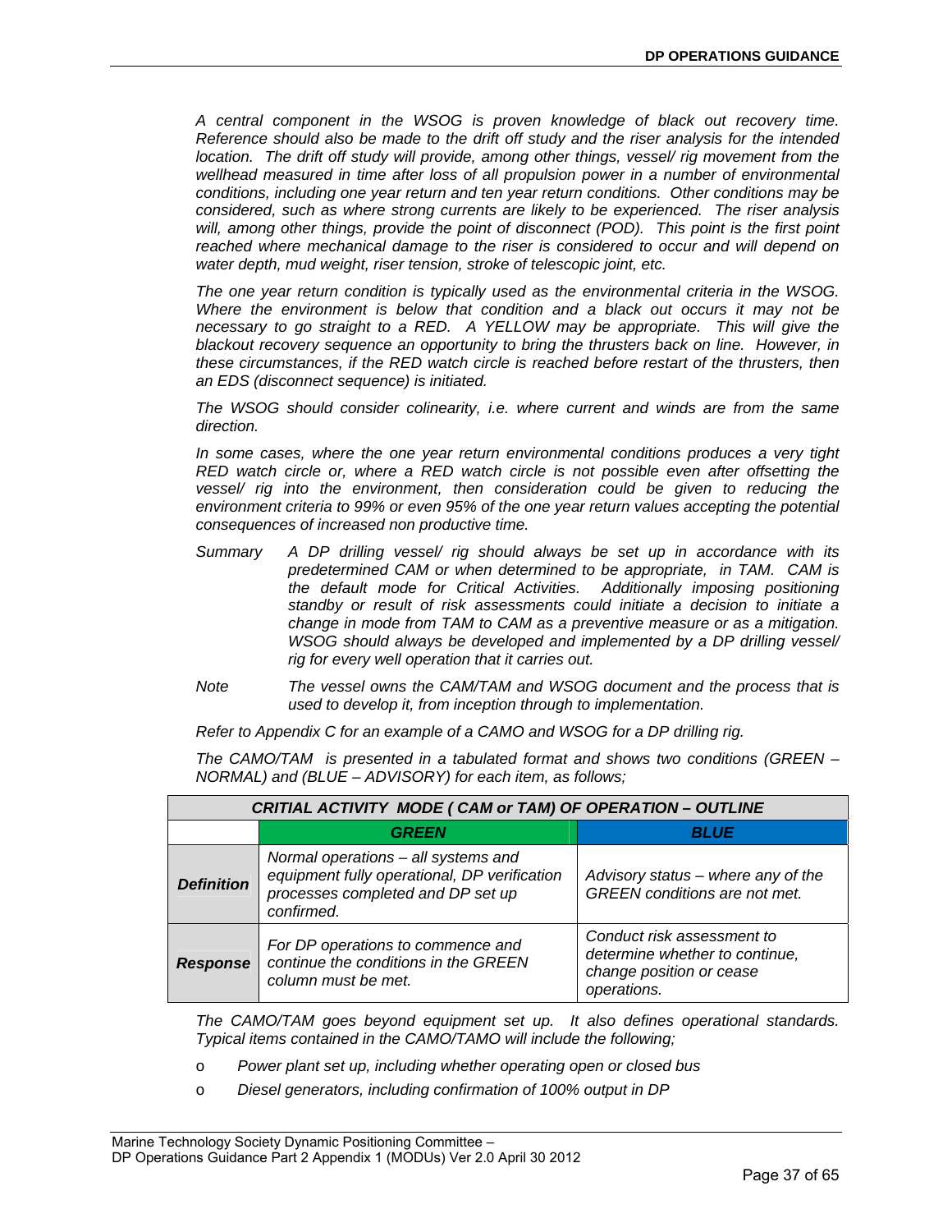*A central component in the WSOG is proven knowledge of black out recovery time. Reference should also be made to the drift off study and the riser analysis for the intended location. The drift off study will provide, among other things, vessel/ rig movement from the wellhead measured in time after loss of all propulsion power in a number of environmental conditions, including one year return and ten year return conditions. Other conditions may be considered, such as where strong currents are likely to be experienced. The riser analysis will, among other things, provide the point of disconnect (POD). This point is the first point reached where mechanical damage to the riser is considered to occur and will depend on water depth, mud weight, riser tension, stroke of telescopic joint, etc.*

*The one year return condition is typically used as the environmental criteria in the WSOG. Where the environment is below that condition and a black out occurs it may not be necessary to go straight to a RED. A YELLOW may be appropriate. This will give the blackout recovery sequence an opportunity to bring the thrusters back on line. However, in these circumstances, if the RED watch circle is reached before restart of the thrusters, then an EDS (disconnect sequence) is initiated.*

*The WSOG should consider colinearity, i.e. where current and winds are from the same direction.*

*In some cases, where the one year return environmental conditions produces a very tight RED watch circle or, where a RED watch circle is not possible even after offsetting the vessel/ rig into the environment, then consideration could be given to reducing the environment criteria to 99% or even 95% of the one year return values accepting the potential consequences of increased non productive time.*

*Summary* — *A DP drilling vessel/ rig should always be set up in accordance with its predetermined CAM or when determined to be appropriate, in TAM. CAM is the default mode for Critical Activities. Additionally imposing positioning standby or result of risk assessments could initiate a decision to initiate a change in mode from TAM to CAM as a preventive measure or as a mitigation. WSOG should always be developed and implemented by a DP drilling vessel/ rig for every well operation that it carries out.*

*Note* — *The vessel owns the CAM/TAM and WSOG document and the process that is used to develop it, from inception through to implementation.*

*Refer to Appendix C for an example of a CAMO and WSOG for a DP drilling rig.*

*The CAMO/TAM is presented in a tabulated format and shows two conditions (GREEN – NORMAL) and (BLUE – ADVISORY) for each item, as follows;*

| CRITIAL ACTIVITY MODE ( CAM or TAM) OF OPERATION – OUTLINE | | |
|---|---|---|
| | **GREEN** | **BLUE** |
| **Definition** | Normal operations – all systems and equipment fully operational, DP verification processes completed and DP set up confirmed. | Advisory status – where any of the GREEN conditions are not met. |
| **Response** | For DP operations to commence and continue the conditions in the GREEN column must be met. | Conduct risk assessment to determine whether to continue, change position or cease operations. |

*The CAMO/TAM goes beyond equipment set up. It also defines operational standards. Typical items contained in the CAMO/TAMO will include the following;*

- *Power plant set up, including whether operating open or closed bus*
- *Diesel generators, including confirmation of 100% output in DP*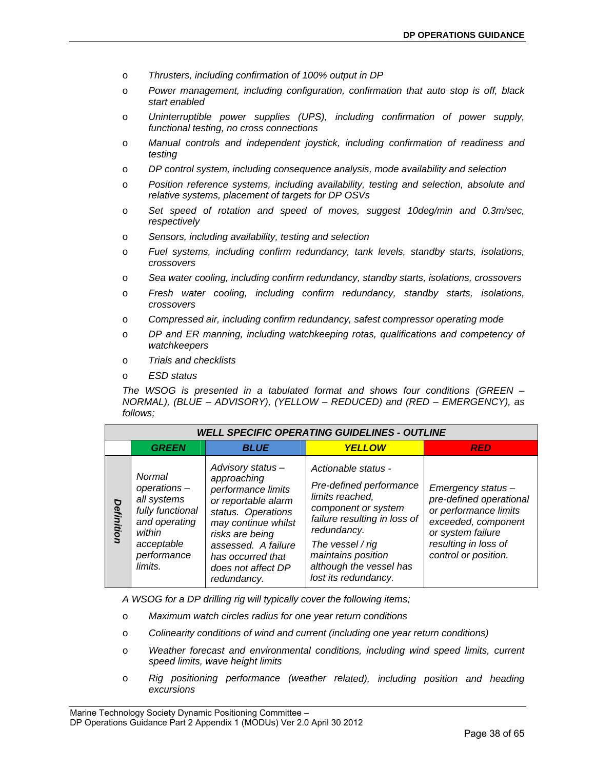- *Thrusters, including confirmation of 100% output in DP*
- *Power management, including configuration, confirmation that auto stop is off, black start enabled*
- *Uninterruptible power supplies (UPS), including confirmation of power supply, functional testing, no cross connections*
- *Manual controls and independent joystick, including confirmation of readiness and testing*
- *DP control system, including consequence analysis, mode availability and selection*
- *Position reference systems, including availability, testing and selection, absolute and relative systems, placement of targets for DP OSVs*
- *Set speed of rotation and speed of moves, suggest 10deg/min and 0.3m/sec, respectively*
- *Sensors, including availability, testing and selection*
- *Fuel systems, including confirm redundancy, tank levels, standby starts, isolations, crossovers*
- *Sea water cooling, including confirm redundancy, standby starts, isolations, crossovers*
- *Fresh water cooling, including confirm redundancy, standby starts, isolations, crossovers*
- *Compressed air, including confirm redundancy, safest compressor operating mode*
- *DP and ER manning, including watchkeeping rotas, qualifications and competency of watchkeepers*
- *Trials and checklists*
- *ESD status*

*The WSOG is presented in a tabulated format and shows four conditions (GREEN – NORMAL), (BLUE – ADVISORY), (YELLOW – REDUCED) and (RED – EMERGENCY), as follows;*

| ***WELL SPECIFIC OPERATING GUIDELINES - OUTLINE*** | | | | |
|---|---|---|---|---|
| | ***GREEN*** | ***BLUE*** | ***YELLOW*** | ***RED*** |
| ***Definition*** | *Normal operations – all systems fully functional and operating within acceptable performance limits.* | *Advisory status – approaching performance limits or reportable alarm status. Operations may continue whilst risks are being assessed. A failure has occurred that does not affect DP redundancy.* | *Actionable status - Pre-defined performance limits reached, component or system failure resulting in loss of redundancy. The vessel / rig maintains position although the vessel has lost its redundancy.* | *Emergency status – pre-defined operational or performance limits exceeded, component or system failure resulting in loss of control or position.* |

*A WSOG for a DP drilling rig will typically cover the following items;*

- *Maximum watch circles radius for one year return conditions*
- *Colinearity conditions of wind and current (including one year return conditions)*
- *Weather forecast and environmental conditions, including wind speed limits, current speed limits, wave height limits*
- *Rig positioning performance (weather related), including position and heading excursions*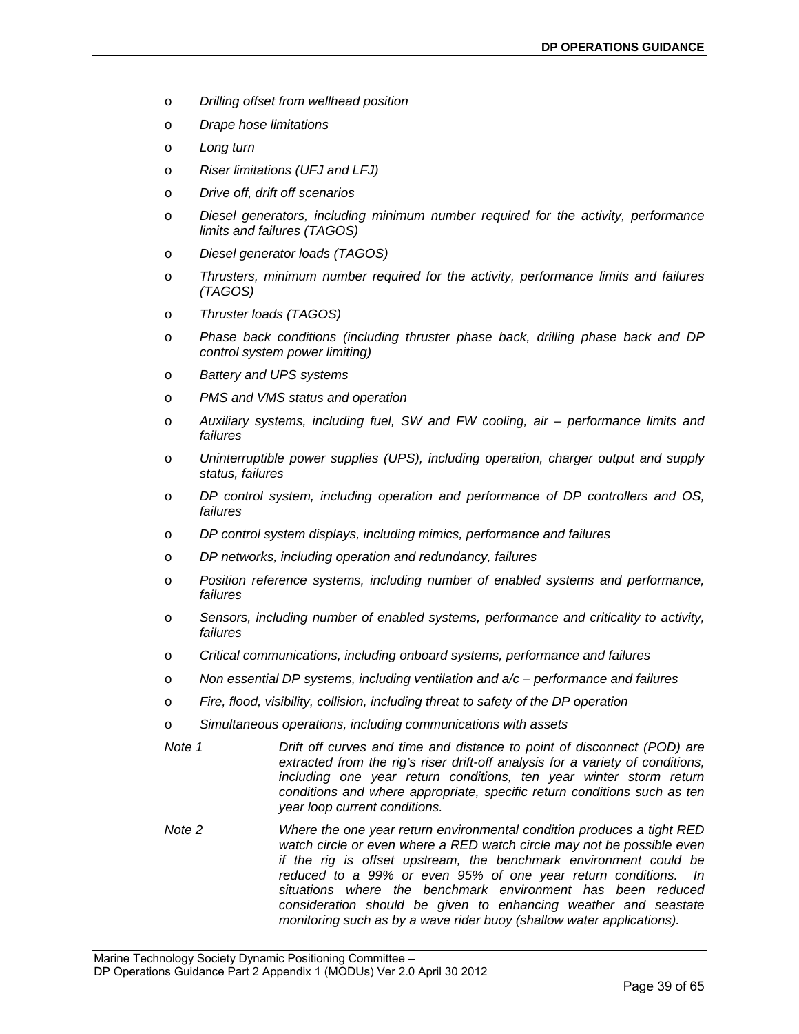- *Drilling offset from wellhead position*
- *Drape hose limitations*
- *Long turn*
- *Riser limitations (UFJ and LFJ)*
- *Drive off, drift off scenarios*
- *Diesel generators, including minimum number required for the activity, performance limits and failures (TAGOS)*
- *Diesel generator loads (TAGOS)*
- *Thrusters, minimum number required for the activity, performance limits and failures (TAGOS)*
- *Thruster loads (TAGOS)*
- *Phase back conditions (including thruster phase back, drilling phase back and DP control system power limiting)*
- *Battery and UPS systems*
- *PMS and VMS status and operation*
- *Auxiliary systems, including fuel, SW and FW cooling, air – performance limits and failures*
- *Uninterruptible power supplies (UPS), including operation, charger output and supply status, failures*
- *DP control system, including operation and performance of DP controllers and OS, failures*
- *DP control system displays, including mimics, performance and failures*
- *DP networks, including operation and redundancy, failures*
- *Position reference systems, including number of enabled systems and performance, failures*
- *Sensors, including number of enabled systems, performance and criticality to activity, failures*
- *Critical communications, including onboard systems, performance and failures*
- *Non essential DP systems, including ventilation and a/c – performance and failures*
- *Fire, flood, visibility, collision, including threat to safety of the DP operation*
- *Simultaneous operations, including communications with assets*

*Note 1* *Drift off curves and time and distance to point of disconnect (POD) are extracted from the rig's riser drift-off analysis for a variety of conditions, including one year return conditions, ten year winter storm return conditions and where appropriate, specific return conditions such as ten year loop current conditions.*

*Note 2* *Where the one year return environmental condition produces a tight RED watch circle or even where a RED watch circle may not be possible even if the rig is offset upstream, the benchmark environment could be reduced to a 99% or even 95% of one year return conditions. In situations where the benchmark environment has been reduced consideration should be given to enhancing weather and seastate monitoring such as by a wave rider buoy (shallow water applications).*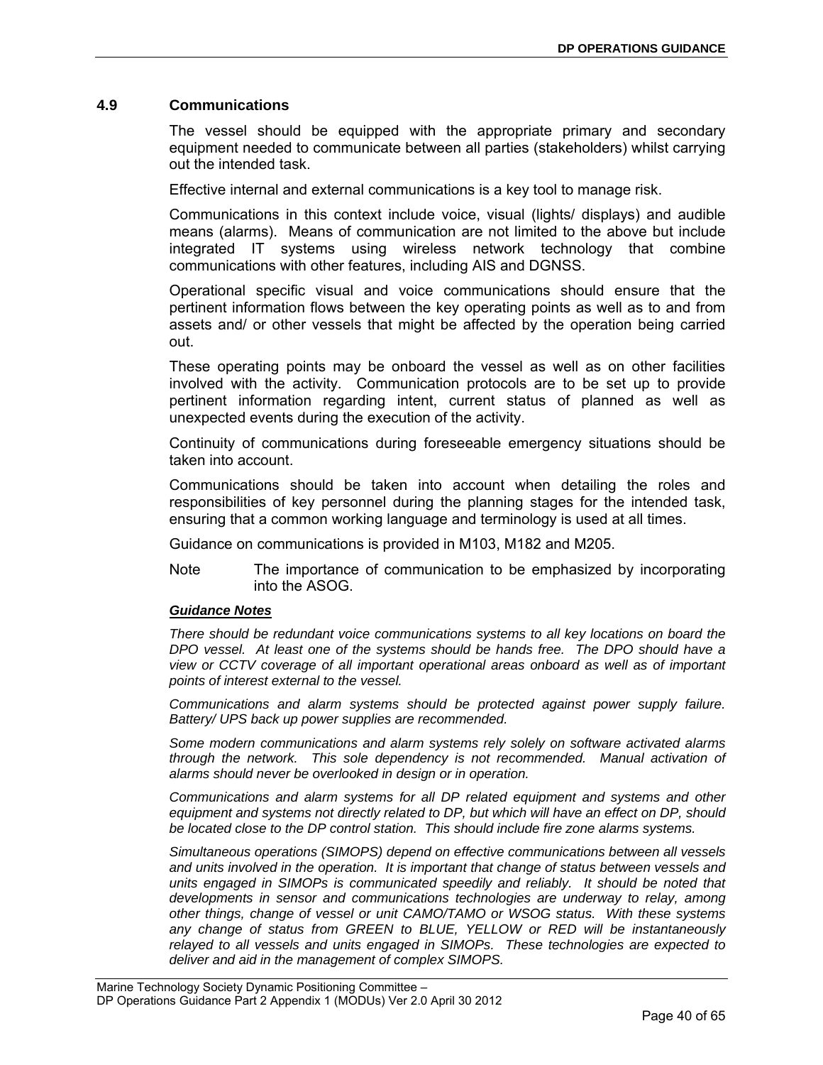## 4.9 Communications

The vessel should be equipped with the appropriate primary and secondary equipment needed to communicate between all parties (stakeholders) whilst carrying out the intended task.

Effective internal and external communications is a key tool to manage risk.

Communications in this context include voice, visual (lights/ displays) and audible means (alarms). Means of communication are not limited to the above but include integrated IT systems using wireless network technology that combine communications with other features, including AIS and DGNSS.

Operational specific visual and voice communications should ensure that the pertinent information flows between the key operating points as well as to and from assets and/ or other vessels that might be affected by the operation being carried out.

These operating points may be onboard the vessel as well as on other facilities involved with the activity. Communication protocols are to be set up to provide pertinent information regarding intent, current status of planned as well as unexpected events during the execution of the activity.

Continuity of communications during foreseeable emergency situations should be taken into account.

Communications should be taken into account when detailing the roles and responsibilities of key personnel during the planning stages for the intended task, ensuring that a common working language and terminology is used at all times.

Guidance on communications is provided in M103, M182 and M205.

Note The importance of communication to be emphasized by incorporating into the ASOG.

***Guidance Notes***

*There should be redundant voice communications systems to all key locations on board the DPO vessel. At least one of the systems should be hands free. The DPO should have a view or CCTV coverage of all important operational areas onboard as well as of important points of interest external to the vessel.*

*Communications and alarm systems should be protected against power supply failure. Battery/ UPS back up power supplies are recommended.*

*Some modern communications and alarm systems rely solely on software activated alarms through the network. This sole dependency is not recommended. Manual activation of alarms should never be overlooked in design or in operation.*

*Communications and alarm systems for all DP related equipment and systems and other equipment and systems not directly related to DP, but which will have an effect on DP, should be located close to the DP control station. This should include fire zone alarms systems.*

*Simultaneous operations (SIMOPS) depend on effective communications between all vessels and units involved in the operation. It is important that change of status between vessels and units engaged in SIMOPs is communicated speedily and reliably. It should be noted that developments in sensor and communications technologies are underway to relay, among other things, change of vessel or unit CAMO/TAMO or WSOG status. With these systems any change of status from GREEN to BLUE, YELLOW or RED will be instantaneously relayed to all vessels and units engaged in SIMOPs. These technologies are expected to deliver and aid in the management of complex SIMOPS.*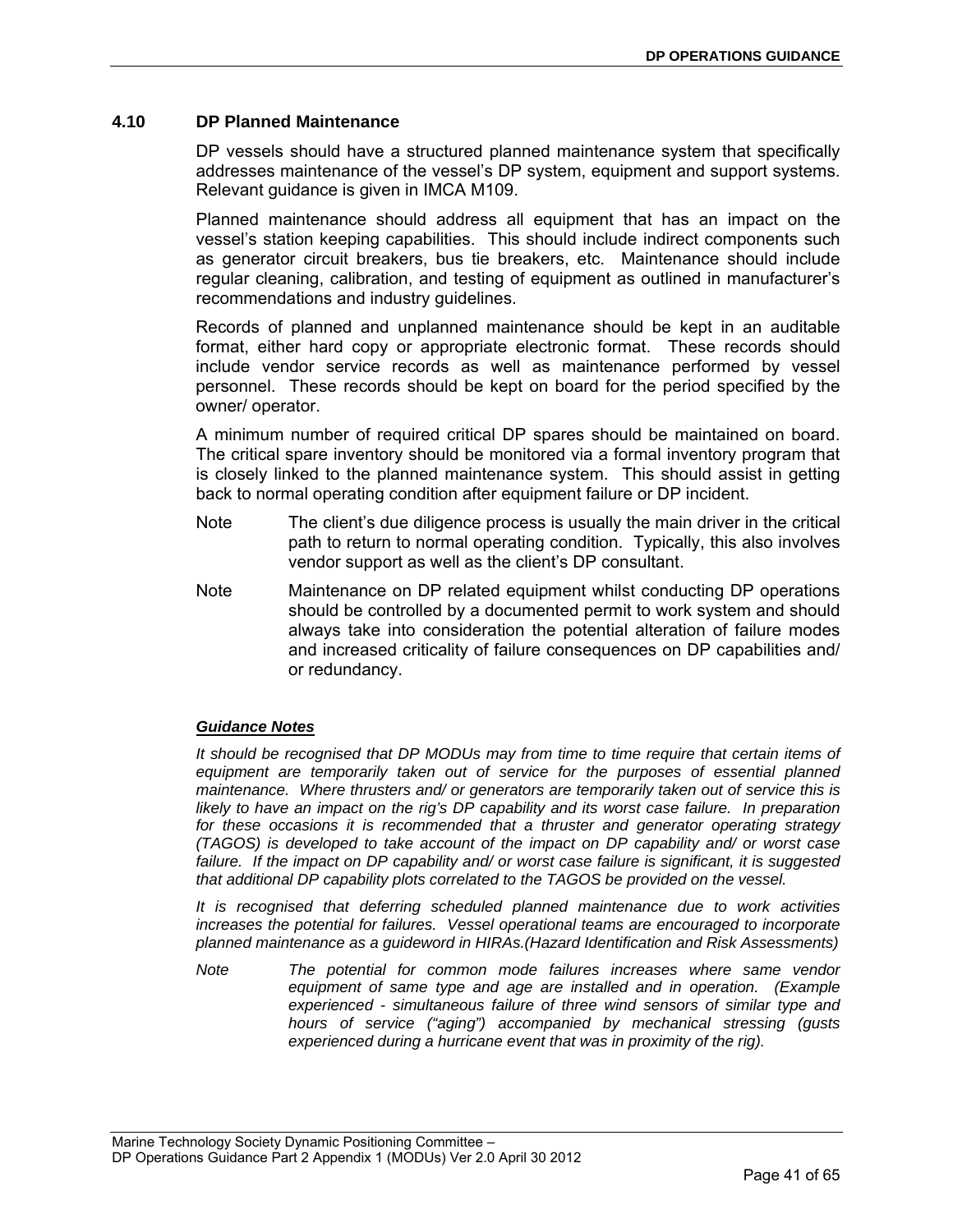## 4.10 DP Planned Maintenance

DP vessels should have a structured planned maintenance system that specifically addresses maintenance of the vessel's DP system, equipment and support systems. Relevant guidance is given in IMCA M109.

Planned maintenance should address all equipment that has an impact on the vessel's station keeping capabilities. This should include indirect components such as generator circuit breakers, bus tie breakers, etc. Maintenance should include regular cleaning, calibration, and testing of equipment as outlined in manufacturer's recommendations and industry guidelines.

Records of planned and unplanned maintenance should be kept in an auditable format, either hard copy or appropriate electronic format. These records should include vendor service records as well as maintenance performed by vessel personnel. These records should be kept on board for the period specified by the owner/ operator.

A minimum number of required critical DP spares should be maintained on board. The critical spare inventory should be monitored via a formal inventory program that is closely linked to the planned maintenance system. This should assist in getting back to normal operating condition after equipment failure or DP incident.

Note The client's due diligence process is usually the main driver in the critical path to return to normal operating condition. Typically, this also involves vendor support as well as the client's DP consultant.

Note Maintenance on DP related equipment whilst conducting DP operations should be controlled by a documented permit to work system and should always take into consideration the potential alteration of failure modes and increased criticality of failure consequences on DP capabilities and/ or redundancy.

***Guidance Notes***

*It should be recognised that DP MODUs may from time to time require that certain items of equipment are temporarily taken out of service for the purposes of essential planned maintenance. Where thrusters and/ or generators are temporarily taken out of service this is likely to have an impact on the rig's DP capability and its worst case failure. In preparation for these occasions it is recommended that a thruster and generator operating strategy (TAGOS) is developed to take account of the impact on DP capability and/ or worst case failure. If the impact on DP capability and/ or worst case failure is significant, it is suggested that additional DP capability plots correlated to the TAGOS be provided on the vessel.*

*It is recognised that deferring scheduled planned maintenance due to work activities increases the potential for failures. Vessel operational teams are encouraged to incorporate planned maintenance as a guideword in HIRAs.(Hazard Identification and Risk Assessments)*

*Note The potential for common mode failures increases where same vendor equipment of same type and age are installed and in operation. (Example experienced - simultaneous failure of three wind sensors of similar type and hours of service ("aging") accompanied by mechanical stressing (gusts experienced during a hurricane event that was in proximity of the rig).*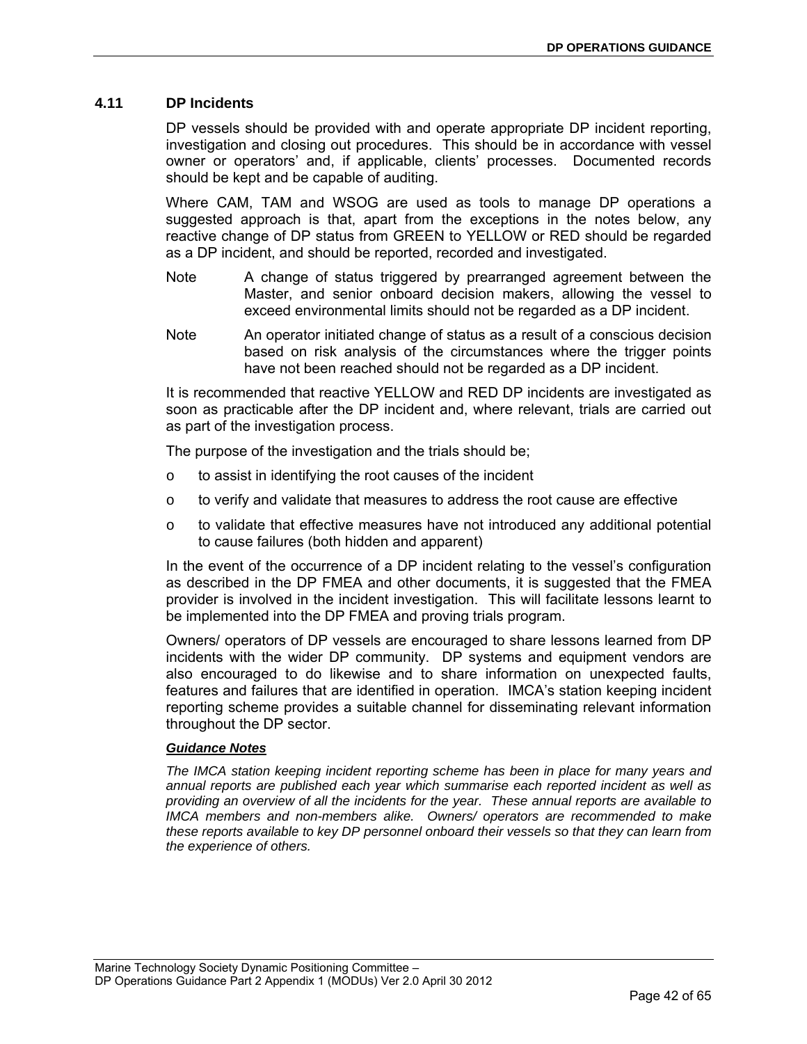### 4.11 DP Incidents

DP vessels should be provided with and operate appropriate DP incident reporting, investigation and closing out procedures. This should be in accordance with vessel owner or operators' and, if applicable, clients' processes. Documented records should be kept and be capable of auditing.

Where CAM, TAM and WSOG are used as tools to manage DP operations a suggested approach is that, apart from the exceptions in the notes below, any reactive change of DP status from GREEN to YELLOW or RED should be regarded as a DP incident, and should be reported, recorded and investigated.

Note A change of status triggered by prearranged agreement between the Master, and senior onboard decision makers, allowing the vessel to exceed environmental limits should not be regarded as a DP incident.

Note An operator initiated change of status as a result of a conscious decision based on risk analysis of the circumstances where the trigger points have not been reached should not be regarded as a DP incident.

It is recommended that reactive YELLOW and RED DP incidents are investigated as soon as practicable after the DP incident and, where relevant, trials are carried out as part of the investigation process.

The purpose of the investigation and the trials should be;

- to assist in identifying the root causes of the incident
- to verify and validate that measures to address the root cause are effective
- to validate that effective measures have not introduced any additional potential to cause failures (both hidden and apparent)

In the event of the occurrence of a DP incident relating to the vessel's configuration as described in the DP FMEA and other documents, it is suggested that the FMEA provider is involved in the incident investigation. This will facilitate lessons learnt to be implemented into the DP FMEA and proving trials program.

Owners/ operators of DP vessels are encouraged to share lessons learned from DP incidents with the wider DP community. DP systems and equipment vendors are also encouraged to do likewise and to share information on unexpected faults, features and failures that are identified in operation. IMCA's station keeping incident reporting scheme provides a suitable channel for disseminating relevant information throughout the DP sector.

***Guidance Notes***

*The IMCA station keeping incident reporting scheme has been in place for many years and annual reports are published each year which summarise each reported incident as well as providing an overview of all the incidents for the year. These annual reports are available to IMCA members and non-members alike. Owners/ operators are recommended to make these reports available to key DP personnel onboard their vessels so that they can learn from the experience of others.*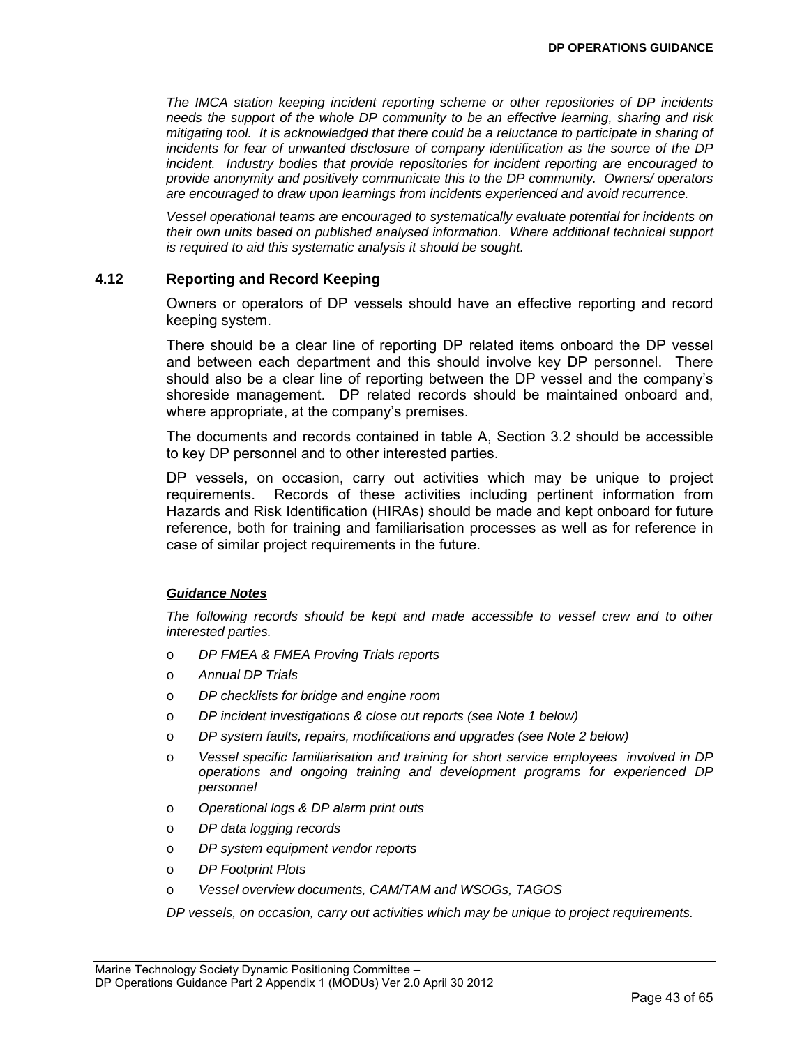*The IMCA station keeping incident reporting scheme or other repositories of DP incidents needs the support of the whole DP community to be an effective learning, sharing and risk mitigating tool. It is acknowledged that there could be a reluctance to participate in sharing of incidents for fear of unwanted disclosure of company identification as the source of the DP incident. Industry bodies that provide repositories for incident reporting are encouraged to provide anonymity and positively communicate this to the DP community. Owners/ operators are encouraged to draw upon learnings from incidents experienced and avoid recurrence.*

*Vessel operational teams are encouraged to systematically evaluate potential for incidents on their own units based on published analysed information. Where additional technical support is required to aid this systematic analysis it should be sought.*

### 4.12 Reporting and Record Keeping

Owners or operators of DP vessels should have an effective reporting and record keeping system.

There should be a clear line of reporting DP related items onboard the DP vessel and between each department and this should involve key DP personnel. There should also be a clear line of reporting between the DP vessel and the company's shoreside management. DP related records should be maintained onboard and, where appropriate, at the company's premises.

The documents and records contained in table A, Section 3.2 should be accessible to key DP personnel and to other interested parties.

DP vessels, on occasion, carry out activities which may be unique to project requirements. Records of these activities including pertinent information from Hazards and Risk Identification (HIRAs) should be made and kept onboard for future reference, both for training and familiarisation processes as well as for reference in case of similar project requirements in the future.

***Guidance Notes***

*The following records should be kept and made accessible to vessel crew and to other interested parties.*

- *DP FMEA & FMEA Proving Trials reports*
- *Annual DP Trials*
- *DP checklists for bridge and engine room*
- *DP incident investigations & close out reports (see Note 1 below)*
- *DP system faults, repairs, modifications and upgrades (see Note 2 below)*
- *Vessel specific familiarisation and training for short service employees involved in DP operations and ongoing training and development programs for experienced DP personnel*
- *Operational logs & DP alarm print outs*
- *DP data logging records*
- *DP system equipment vendor reports*
- *DP Footprint Plots*
- *Vessel overview documents, CAM/TAM and WSOGs, TAGOS*

*DP vessels, on occasion, carry out activities which may be unique to project requirements.*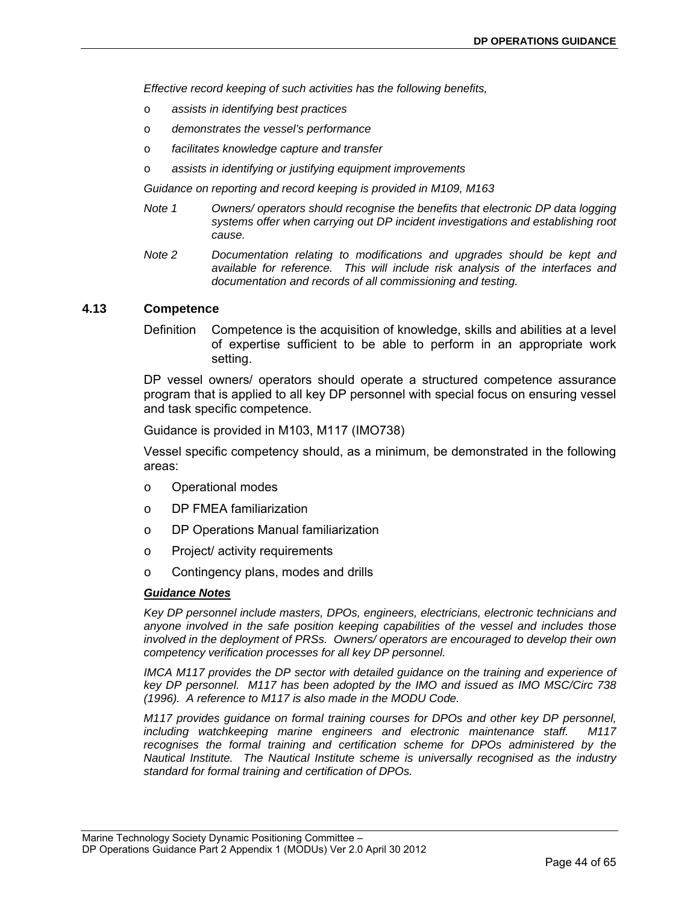*Effective record keeping of such activities has the following benefits,*

- *assists in identifying best practices*
- *demonstrates the vessel's performance*
- *facilitates knowledge capture and transfer*
- *assists in identifying or justifying equipment improvements*

*Guidance on reporting and record keeping is provided in M109, M163*

*Note 1 Owners/ operators should recognise the benefits that electronic DP data logging systems offer when carrying out DP incident investigations and establishing root cause.*

*Note 2 Documentation relating to modifications and upgrades should be kept and available for reference. This will include risk analysis of the interfaces and documentation and records of all commissioning and testing.*

## 4.13 Competence

Definition Competence is the acquisition of knowledge, skills and abilities at a level of expertise sufficient to be able to perform in an appropriate work setting.

DP vessel owners/ operators should operate a structured competence assurance program that is applied to all key DP personnel with special focus on ensuring vessel and task specific competence.

Guidance is provided in M103, M117 (IMO738)

Vessel specific competency should, as a minimum, be demonstrated in the following areas:

- Operational modes
- DP FMEA familiarization
- DP Operations Manual familiarization
- Project/ activity requirements
- Contingency plans, modes and drills

***Guidance Notes***

*Key DP personnel include masters, DPOs, engineers, electricians, electronic technicians and anyone involved in the safe position keeping capabilities of the vessel and includes those involved in the deployment of PRSs. Owners/ operators are encouraged to develop their own competency verification processes for all key DP personnel.*

*IMCA M117 provides the DP sector with detailed guidance on the training and experience of key DP personnel. M117 has been adopted by the IMO and issued as IMO MSC/Circ 738 (1996). A reference to M117 is also made in the MODU Code.*

*M117 provides guidance on formal training courses for DPOs and other key DP personnel, including watchkeeping marine engineers and electronic maintenance staff. M117 recognises the formal training and certification scheme for DPOs administered by the Nautical Institute. The Nautical Institute scheme is universally recognised as the industry standard for formal training and certification of DPOs.*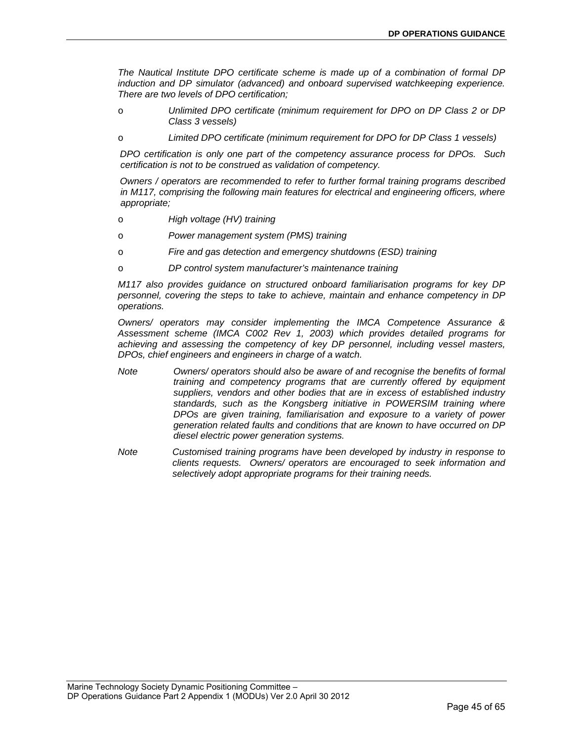*The Nautical Institute DPO certificate scheme is made up of a combination of formal DP induction and DP simulator (advanced) and onboard supervised watchkeeping experience. There are two levels of DPO certification;*

- *Unlimited DPO certificate (minimum requirement for DPO on DP Class 2 or DP Class 3 vessels)*
- *Limited DPO certificate (minimum requirement for DPO for DP Class 1 vessels)*

*DPO certification is only one part of the competency assurance process for DPOs. Such certification is not to be construed as validation of competency.*

*Owners / operators are recommended to refer to further formal training programs described in M117, comprising the following main features for electrical and engineering officers, where appropriate;*

- *High voltage (HV) training*
- *Power management system (PMS) training*
- *Fire and gas detection and emergency shutdowns (ESD) training*
- *DP control system manufacturer's maintenance training*

*M117 also provides guidance on structured onboard familiarisation programs for key DP personnel, covering the steps to take to achieve, maintain and enhance competency in DP operations.*

*Owners/ operators may consider implementing the IMCA Competence Assurance & Assessment scheme (IMCA C002 Rev 1, 2003) which provides detailed programs for achieving and assessing the competency of key DP personnel, including vessel masters, DPOs, chief engineers and engineers in charge of a watch.*

*Note* &nbsp;&nbsp;&nbsp; *Owners/ operators should also be aware of and recognise the benefits of formal training and competency programs that are currently offered by equipment suppliers, vendors and other bodies that are in excess of established industry standards, such as the Kongsberg initiative in POWERSIM training where DPOs are given training, familiarisation and exposure to a variety of power generation related faults and conditions that are known to have occurred on DP diesel electric power generation systems.*

*Note* &nbsp;&nbsp;&nbsp; *Customised training programs have been developed by industry in response to clients requests. Owners/ operators are encouraged to seek information and selectively adopt appropriate programs for their training needs.*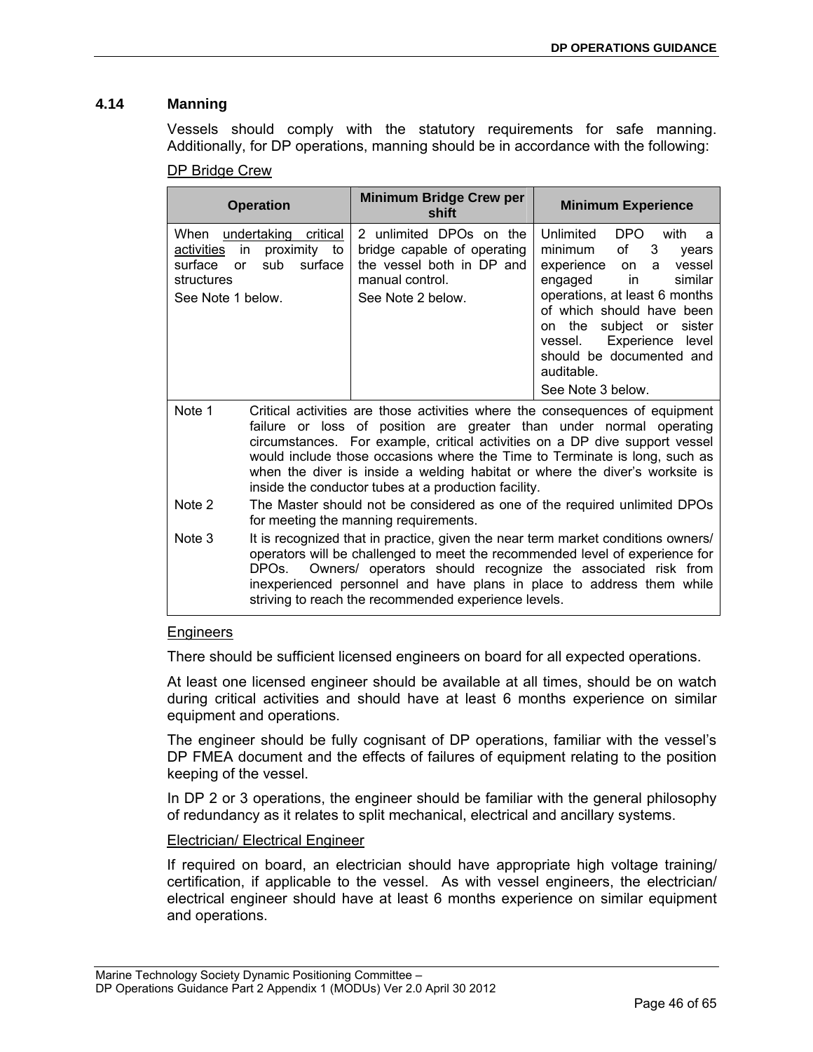### 4.14 Manning

Vessels should comply with the statutory requirements for safe manning. Additionally, for DP operations, manning should be in accordance with the following:

DP Bridge Crew

| Operation | Minimum Bridge Crew per shift | Minimum Experience |
|---|---|---|
| When undertaking critical activities in proximity to surface or sub surface structures<br>See Note 1 below. | 2 unlimited DPOs on the bridge capable of operating the vessel both in DP and manual control.<br>See Note 2 below. | Unlimited DPO with a minimum of 3 years experience on a vessel engaged in similar operations, at least 6 months of which should have been on the subject or sister vessel. Experience level should be documented and auditable.<br>See Note 3 below. |
| Note 1 | Critical activities are those activities where the consequences of equipment failure or loss of position are greater than under normal operating circumstances. For example, critical activities on a DP dive support vessel would include those occasions where the Time to Terminate is long, such as when the diver is inside a welding habitat or where the diver's worksite is inside the conductor tubes at a production facility. | |
| Note 2 | The Master should not be considered as one of the required unlimited DPOs for meeting the manning requirements. | |
| Note 3 | It is recognized that in practice, given the near term market conditions owners/ operators will be challenged to meet the recommended level of experience for DPOs. Owners/ operators should recognize the associated risk from inexperienced personnel and have plans in place to address them while striving to reach the recommended experience levels. | |

Engineers

There should be sufficient licensed engineers on board for all expected operations.

At least one licensed engineer should be available at all times, should be on watch during critical activities and should have at least 6 months experience on similar equipment and operations.

The engineer should be fully cognisant of DP operations, familiar with the vessel's DP FMEA document and the effects of failures of equipment relating to the position keeping of the vessel.

In DP 2 or 3 operations, the engineer should be familiar with the general philosophy of redundancy as it relates to split mechanical, electrical and ancillary systems.

Electrician/ Electrical Engineer

If required on board, an electrician should have appropriate high voltage training/ certification, if applicable to the vessel. As with vessel engineers, the electrician/ electrical engineer should have at least 6 months experience on similar equipment and operations.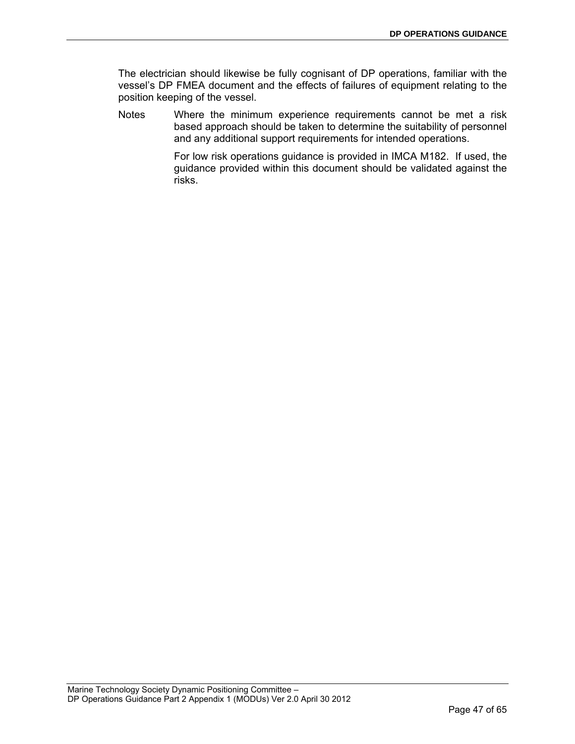The electrician should likewise be fully cognisant of DP operations, familiar with the vessel's DP FMEA document and the effects of failures of equipment relating to the position keeping of the vessel.

Notes Where the minimum experience requirements cannot be met a risk based approach should be taken to determine the suitability of personnel and any additional support requirements for intended operations.

For low risk operations guidance is provided in IMCA M182. If used, the guidance provided within this document should be validated against the risks.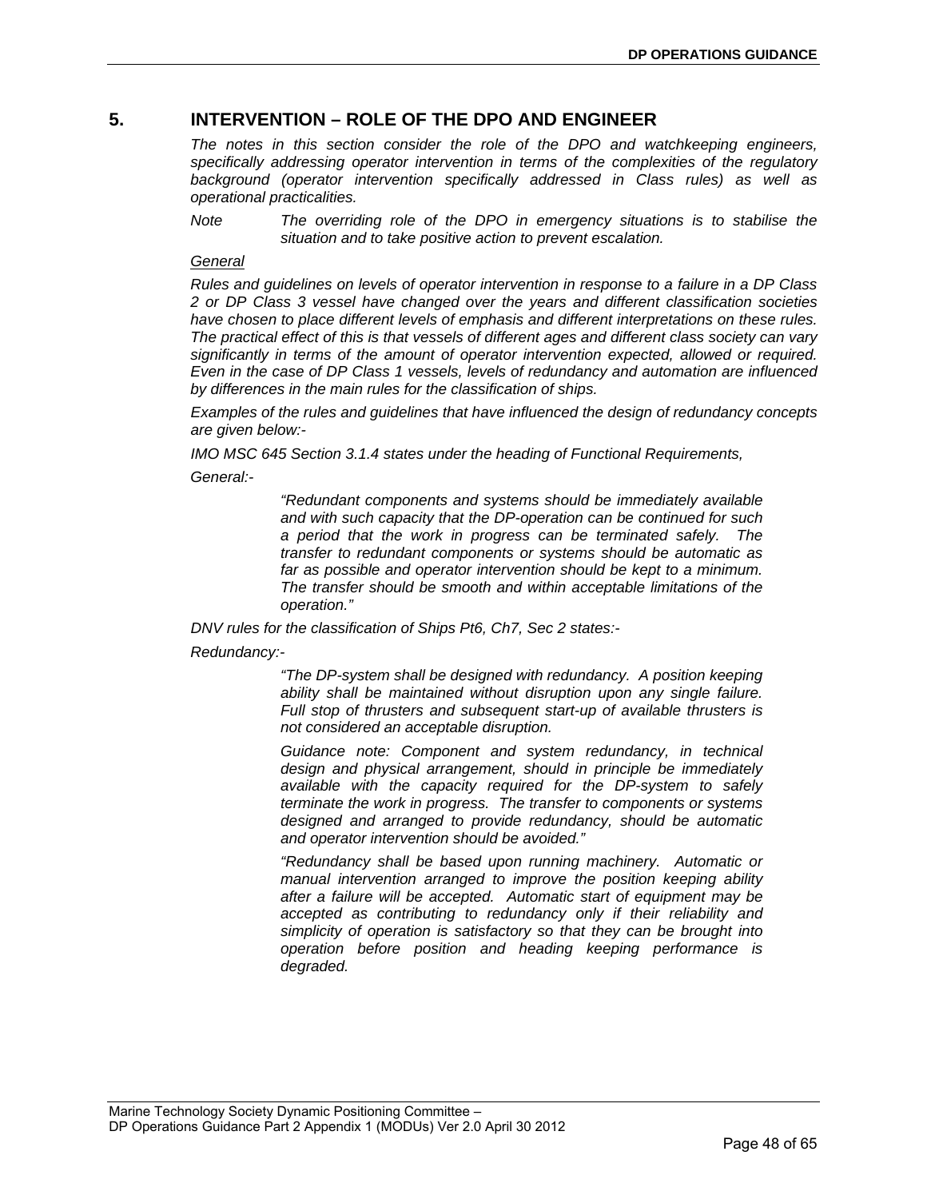# 5. INTERVENTION – ROLE OF THE DPO AND ENGINEER

*The notes in this section consider the role of the DPO and watchkeeping engineers, specifically addressing operator intervention in terms of the complexities of the regulatory background (operator intervention specifically addressed in Class rules) as well as operational practicalities.*

*Note* *The overriding role of the DPO in emergency situations is to stabilise the situation and to take positive action to prevent escalation.*

*General*

*Rules and guidelines on levels of operator intervention in response to a failure in a DP Class 2 or DP Class 3 vessel have changed over the years and different classification societies have chosen to place different levels of emphasis and different interpretations on these rules. The practical effect of this is that vessels of different ages and different class society can vary significantly in terms of the amount of operator intervention expected, allowed or required. Even in the case of DP Class 1 vessels, levels of redundancy and automation are influenced by differences in the main rules for the classification of ships.*

*Examples of the rules and guidelines that have influenced the design of redundancy concepts are given below:-*

*IMO MSC 645 Section 3.1.4 states under the heading of Functional Requirements,*

*General:-*

> *"Redundant components and systems should be immediately available and with such capacity that the DP-operation can be continued for such a period that the work in progress can be terminated safely. The transfer to redundant components or systems should be automatic as far as possible and operator intervention should be kept to a minimum. The transfer should be smooth and within acceptable limitations of the operation."*

*DNV rules for the classification of Ships Pt6, Ch7, Sec 2 states:-*

*Redundancy:-*

> *"The DP-system shall be designed with redundancy. A position keeping ability shall be maintained without disruption upon any single failure. Full stop of thrusters and subsequent start-up of available thrusters is not considered an acceptable disruption.*
>
> *Guidance note: Component and system redundancy, in technical design and physical arrangement, should in principle be immediately available with the capacity required for the DP-system to safely terminate the work in progress. The transfer to components or systems designed and arranged to provide redundancy, should be automatic and operator intervention should be avoided."*
>
> *"Redundancy shall be based upon running machinery. Automatic or manual intervention arranged to improve the position keeping ability after a failure will be accepted. Automatic start of equipment may be accepted as contributing to redundancy only if their reliability and simplicity of operation is satisfactory so that they can be brought into operation before position and heading keeping performance is degraded.*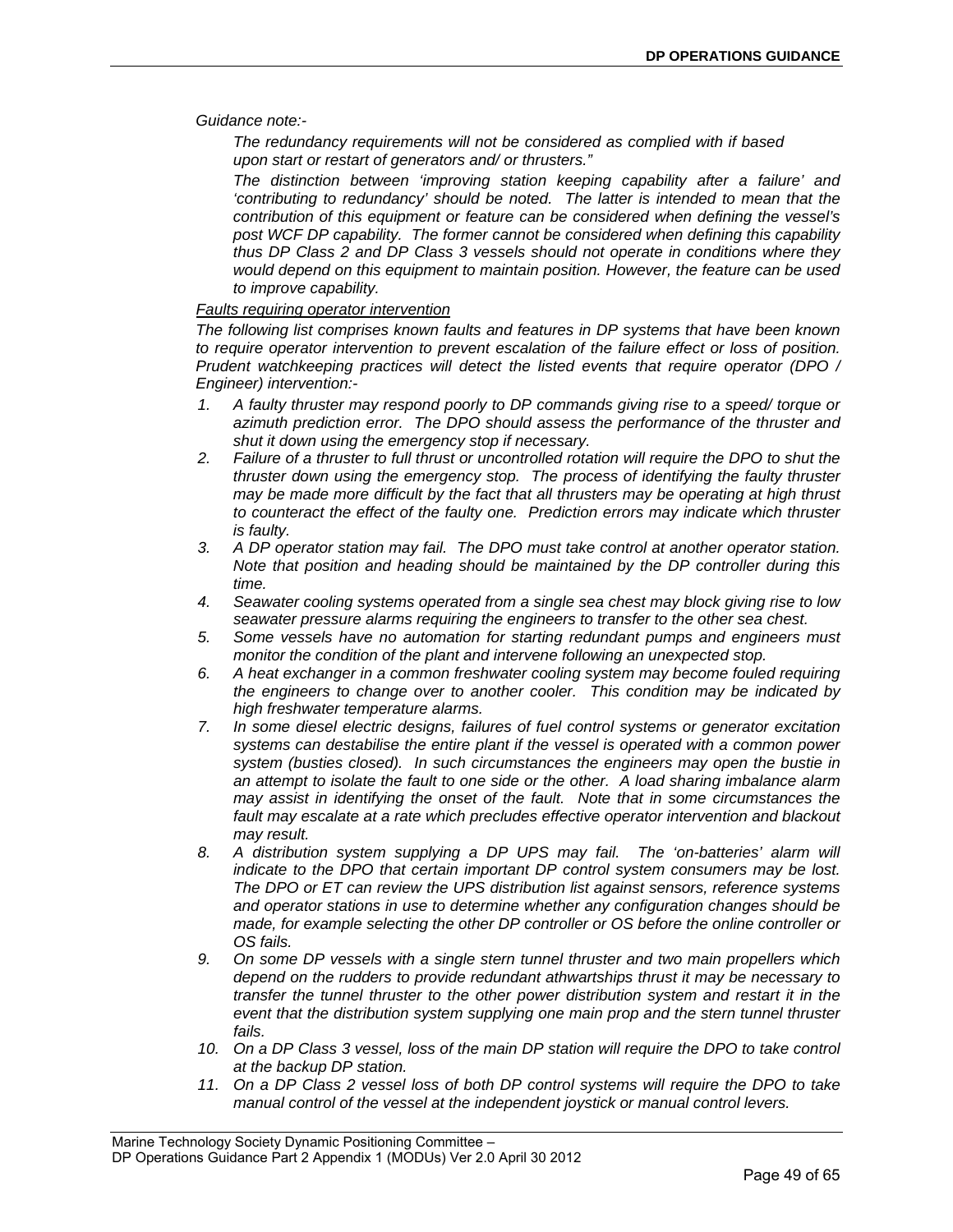*Guidance note:-*

*The redundancy requirements will not be considered as complied with if based upon start or restart of generators and/ or thrusters."*

*The distinction between 'improving station keeping capability after a failure' and 'contributing to redundancy' should be noted. The latter is intended to mean that the contribution of this equipment or feature can be considered when defining the vessel's post WCF DP capability. The former cannot be considered when defining this capability thus DP Class 2 and DP Class 3 vessels should not operate in conditions where they would depend on this equipment to maintain position. However, the feature can be used to improve capability.*

*<u>Faults requiring operator intervention</u>*

*The following list comprises known faults and features in DP systems that have been known to require operator intervention to prevent escalation of the failure effect or loss of position. Prudent watchkeeping practices will detect the listed events that require operator (DPO / Engineer) intervention:-*

1. *A faulty thruster may respond poorly to DP commands giving rise to a speed/ torque or azimuth prediction error. The DPO should assess the performance of the thruster and shut it down using the emergency stop if necessary.*
2. *Failure of a thruster to full thrust or uncontrolled rotation will require the DPO to shut the thruster down using the emergency stop. The process of identifying the faulty thruster may be made more difficult by the fact that all thrusters may be operating at high thrust to counteract the effect of the faulty one. Prediction errors may indicate which thruster is faulty.*
3. *A DP operator station may fail. The DPO must take control at another operator station. Note that position and heading should be maintained by the DP controller during this time.*
4. *Seawater cooling systems operated from a single sea chest may block giving rise to low seawater pressure alarms requiring the engineers to transfer to the other sea chest.*
5. *Some vessels have no automation for starting redundant pumps and engineers must monitor the condition of the plant and intervene following an unexpected stop.*
6. *A heat exchanger in a common freshwater cooling system may become fouled requiring the engineers to change over to another cooler. This condition may be indicated by high freshwater temperature alarms.*
7. *In some diesel electric designs, failures of fuel control systems or generator excitation systems can destabilise the entire plant if the vessel is operated with a common power system (busties closed). In such circumstances the engineers may open the bustie in an attempt to isolate the fault to one side or the other. A load sharing imbalance alarm may assist in identifying the onset of the fault. Note that in some circumstances the fault may escalate at a rate which precludes effective operator intervention and blackout may result.*
8. *A distribution system supplying a DP UPS may fail. The 'on-batteries' alarm will indicate to the DPO that certain important DP control system consumers may be lost. The DPO or ET can review the UPS distribution list against sensors, reference systems and operator stations in use to determine whether any configuration changes should be made, for example selecting the other DP controller or OS before the online controller or OS fails.*
9. *On some DP vessels with a single stern tunnel thruster and two main propellers which depend on the rudders to provide redundant athwartships thrust it may be necessary to transfer the tunnel thruster to the other power distribution system and restart it in the event that the distribution system supplying one main prop and the stern tunnel thruster fails.*
10. *On a DP Class 3 vessel, loss of the main DP station will require the DPO to take control at the backup DP station.*
11. *On a DP Class 2 vessel loss of both DP control systems will require the DPO to take manual control of the vessel at the independent joystick or manual control levers.*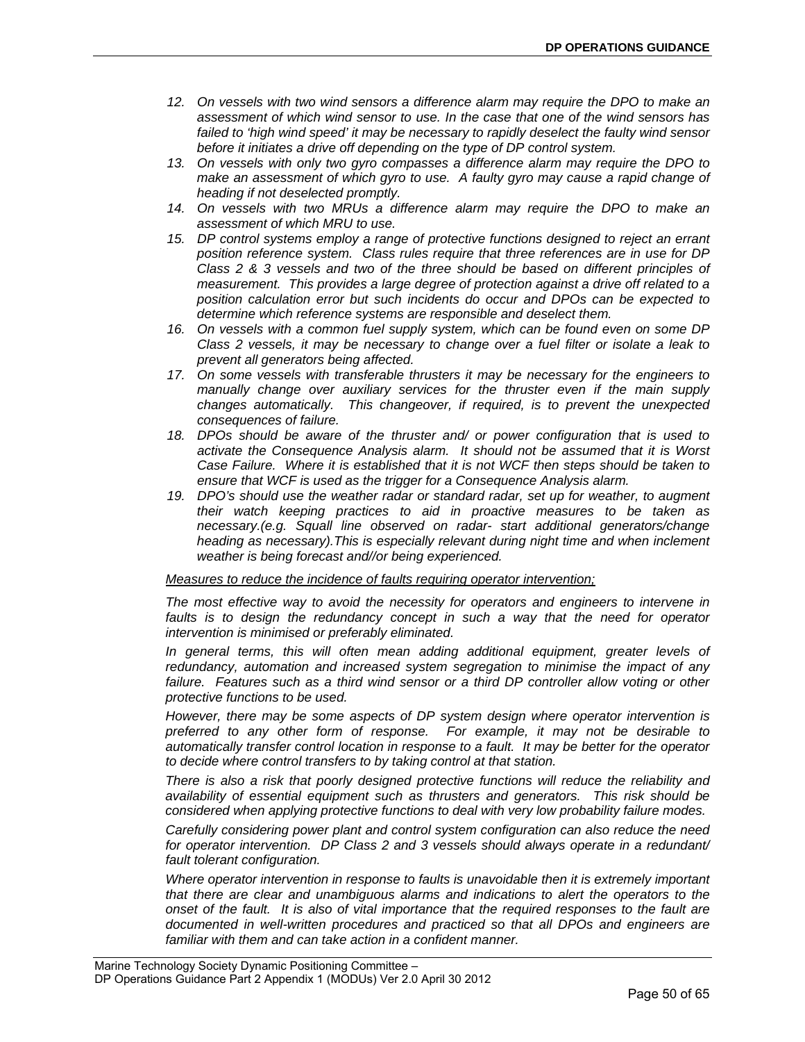*12. On vessels with two wind sensors a difference alarm may require the DPO to make an assessment of which wind sensor to use. In the case that one of the wind sensors has failed to 'high wind speed' it may be necessary to rapidly deselect the faulty wind sensor before it initiates a drive off depending on the type of DP control system.*

*13. On vessels with only two gyro compasses a difference alarm may require the DPO to make an assessment of which gyro to use. A faulty gyro may cause a rapid change of heading if not deselected promptly.*

*14. On vessels with two MRUs a difference alarm may require the DPO to make an assessment of which MRU to use.*

*15. DP control systems employ a range of protective functions designed to reject an errant position reference system. Class rules require that three references are in use for DP Class 2 & 3 vessels and two of the three should be based on different principles of measurement. This provides a large degree of protection against a drive off related to a position calculation error but such incidents do occur and DPOs can be expected to determine which reference systems are responsible and deselect them.*

*16. On vessels with a common fuel supply system, which can be found even on some DP Class 2 vessels, it may be necessary to change over a fuel filter or isolate a leak to prevent all generators being affected.*

*17. On some vessels with transferable thrusters it may be necessary for the engineers to manually change over auxiliary services for the thruster even if the main supply changes automatically. This changeover, if required, is to prevent the unexpected consequences of failure.*

*18. DPOs should be aware of the thruster and/ or power configuration that is used to activate the Consequence Analysis alarm. It should not be assumed that it is Worst Case Failure. Where it is established that it is not WCF then steps should be taken to ensure that WCF is used as the trigger for a Consequence Analysis alarm.*

*19. DPO's should use the weather radar or standard radar, set up for weather, to augment their watch keeping practices to aid in proactive measures to be taken as necessary.(e.g. Squall line observed on radar- start additional generators/change heading as necessary).This is especially relevant during night time and when inclement weather is being forecast and//or being experienced.*

*<u>Measures to reduce the incidence of faults requiring operator intervention;</u>*

*The most effective way to avoid the necessity for operators and engineers to intervene in faults is to design the redundancy concept in such a way that the need for operator intervention is minimised or preferably eliminated.*

*In general terms, this will often mean adding additional equipment, greater levels of redundancy, automation and increased system segregation to minimise the impact of any failure. Features such as a third wind sensor or a third DP controller allow voting or other protective functions to be used.*

*However, there may be some aspects of DP system design where operator intervention is preferred to any other form of response. For example, it may not be desirable to automatically transfer control location in response to a fault. It may be better for the operator to decide where control transfers to by taking control at that station.*

*There is also a risk that poorly designed protective functions will reduce the reliability and availability of essential equipment such as thrusters and generators. This risk should be considered when applying protective functions to deal with very low probability failure modes.*

*Carefully considering power plant and control system configuration can also reduce the need for operator intervention. DP Class 2 and 3 vessels should always operate in a redundant/ fault tolerant configuration.*

*Where operator intervention in response to faults is unavoidable then it is extremely important that there are clear and unambiguous alarms and indications to alert the operators to the onset of the fault. It is also of vital importance that the required responses to the fault are documented in well-written procedures and practiced so that all DPOs and engineers are familiar with them and can take action in a confident manner.*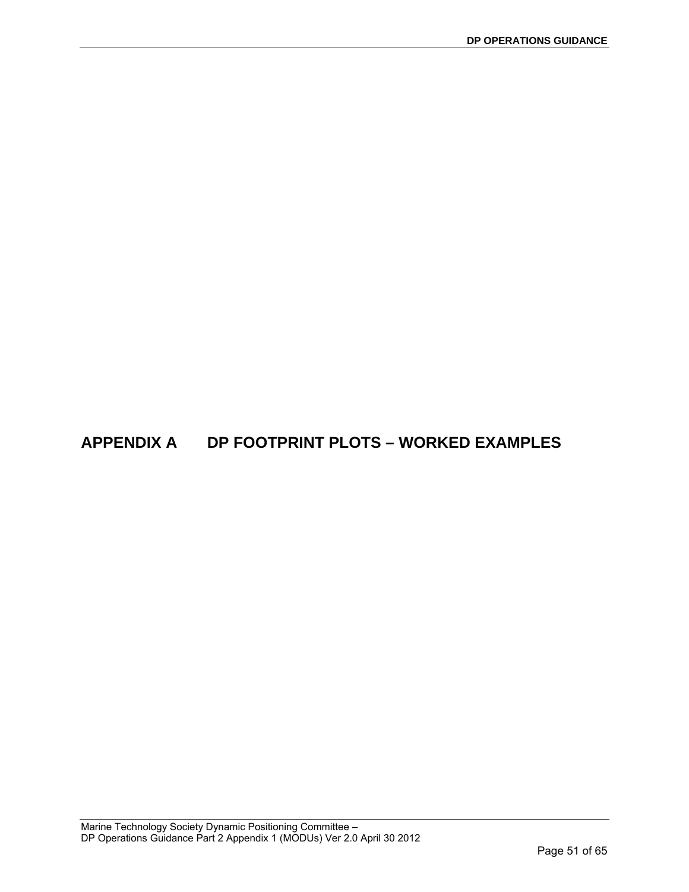# APPENDIX A DP FOOTPRINT PLOTS – WORKED EXAMPLES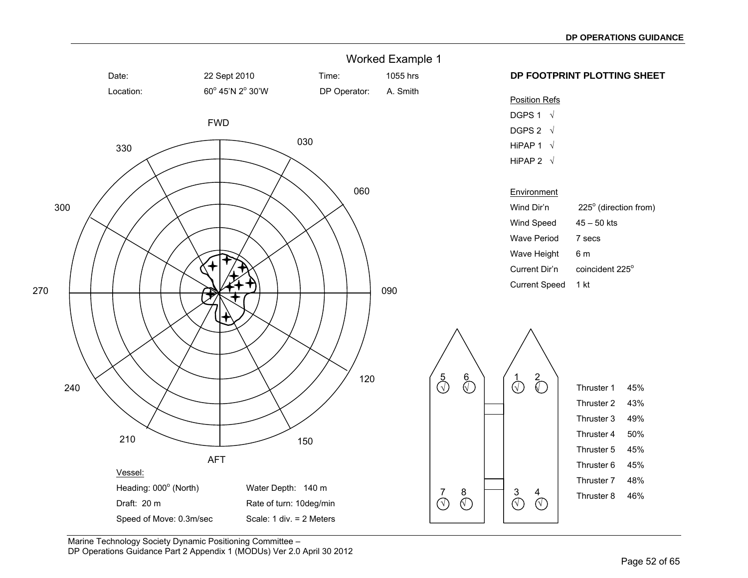# Worked Example 1

Date: 22 Sept 2010 Time: 1055 hrs

Location: 60° 45'N 2° 30'W DP Operator: A. Smith

## DP FOOTPRINT PLOTTING SHEET

Position Refs

DGPS 1 √

DGPS 2 √

HiPAP 1 √

HiPAP 2 √

Environment

| | |
|---|---|
| Wind Dir'n | 225° (direction from) |
| Wind Speed | 45 – 50 kts |
| Wave Period | 7 secs |
| Wave Height | 6 m |
| Current Dir'n | coincident 225° |
| Current Speed | 1 kt |

FWD

330 030 060 300 270 090 240 120 210 150

AFT

5 6 1 2

√ √ √ √

7 8 3 4

√ √ √ √

| | |
|---|---|
| Thruster 1 | 45% |
| Thruster 2 | 43% |
| Thruster 3 | 49% |
| Thruster 4 | 50% |
| Thruster 5 | 45% |
| Thruster 6 | 45% |
| Thruster 7 | 48% |
| Thruster 8 | 46% |

Vessel:

Heading: 000° (North) Water Depth: 140 m

Draft: 20 m Rate of turn: 10deg/min

Speed of Move: 0.3m/sec Scale: 1 div. = 2 Meters

Marine Technology Society Dynamic Positioning Committee –
DP Operations Guidance Part 2 Appendix 1 (MODUs) Ver 2.0 April 30 2012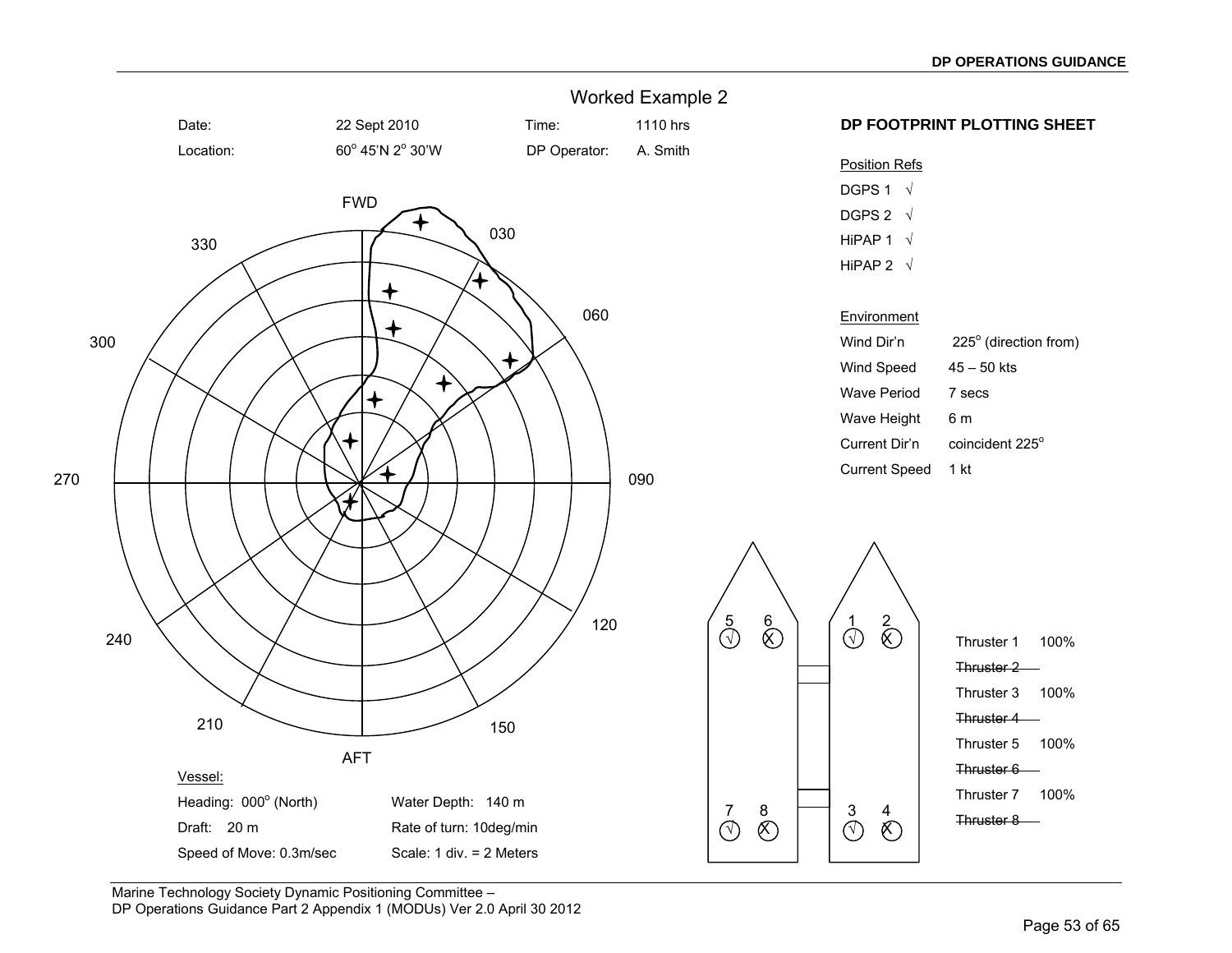# Worked Example 2

Date: 22 Sept 2010 Time: 1110 hrs

Location: 60° 45'N 2° 30'W DP Operator: A. Smith

## DP FOOTPRINT PLOTTING SHEET

Position Refs

- DGPS 1 √
- DGPS 2 √
- HiPAP 1 √
- HiPAP 2 √

Environment

| | |
|---|---|
| Wind Dir'n | 225° (direction from) |
| Wind Speed | 45 – 50 kts |
| Wave Period | 7 secs |
| Wave Height | 6 m |
| Current Dir'n | coincident 225° |
| Current Speed | 1 kt |

FWD, AFT, 030, 060, 090, 120, 150, 210, 240, 270, 300, 330

Vessel:

Heading: 000° (North) Water Depth: 140 m

Draft: 20 m Rate of turn: 10deg/min

Speed of Move: 0.3m/sec Scale: 1 div. = 2 Meters

5 √ 6 X 1 √ 2 X

7 √ 8 X 3 √ 4 X

- Thruster 1 100%
- ~~Thruster 2~~
- Thruster 3 100%
- ~~Thruster 4~~
- Thruster 5 100%
- ~~Thruster 6~~
- Thruster 7 100%
- ~~Thruster 8~~

Marine Technology Society Dynamic Positioning Committee –
DP Operations Guidance Part 2 Appendix 1 (MODUs) Ver 2.0 April 30 2012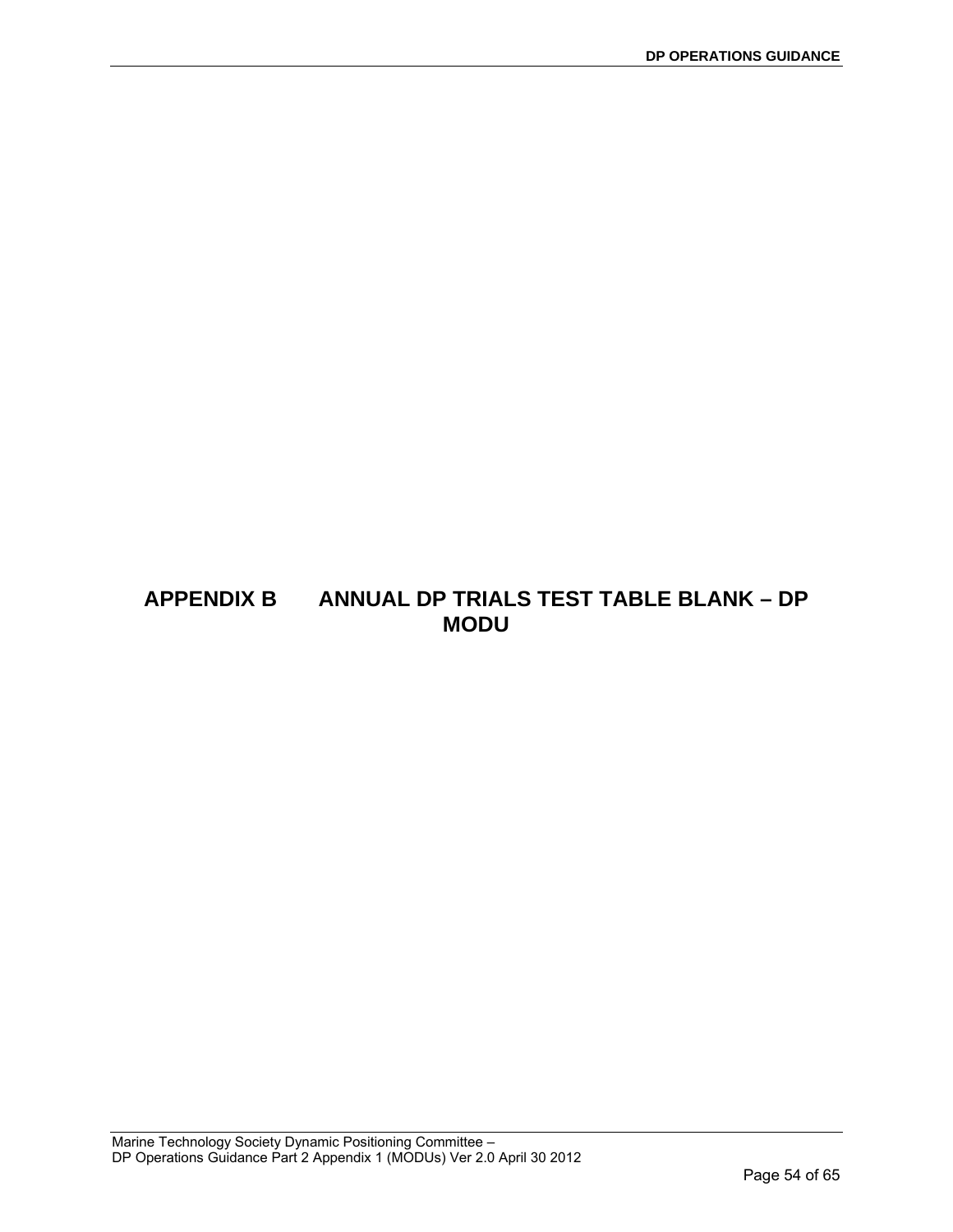# APPENDIX B ANNUAL DP TRIALS TEST TABLE BLANK – DP MODU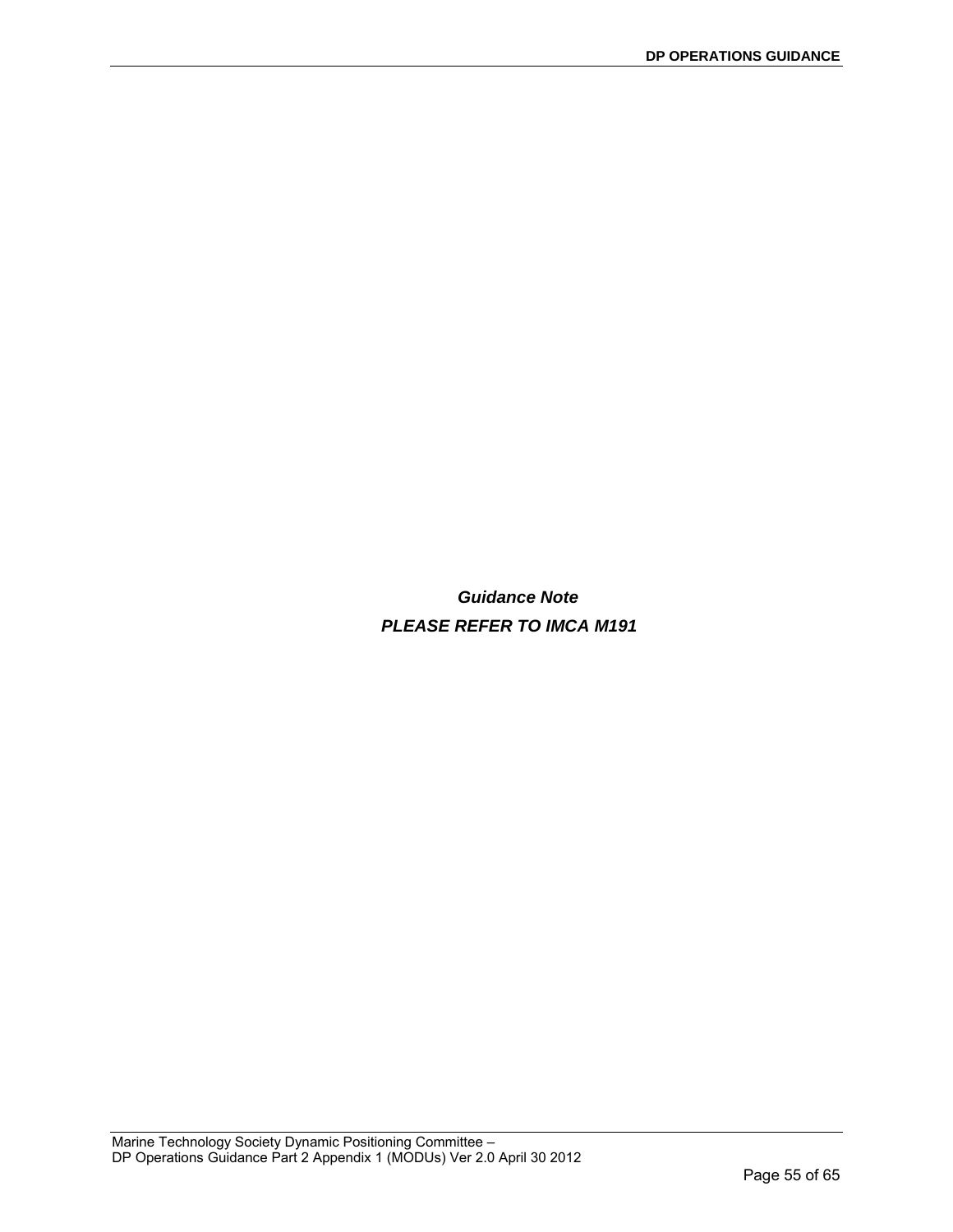***Guidance Note***

***PLEASE REFER TO IMCA M191***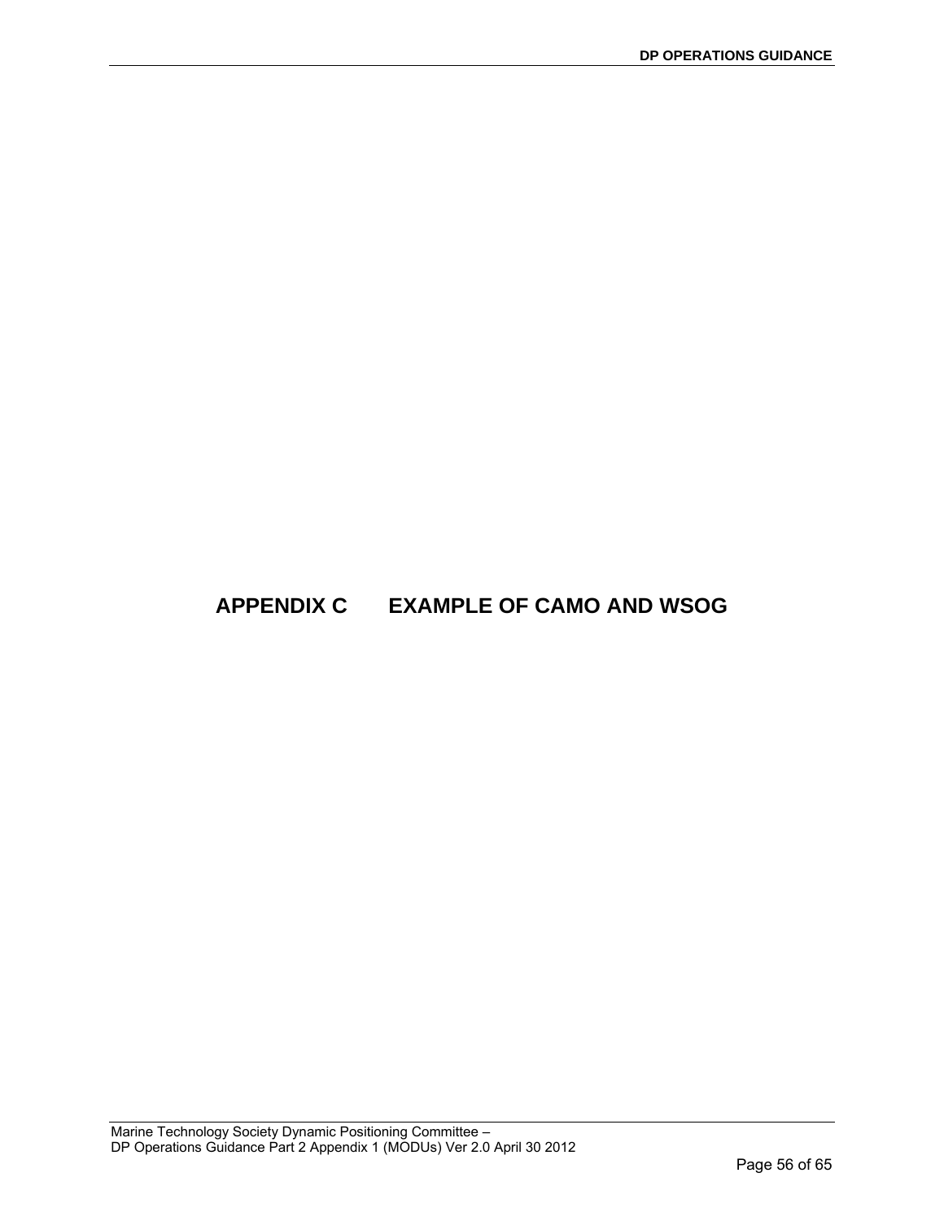# APPENDIX C EXAMPLE OF CAMO AND WSOG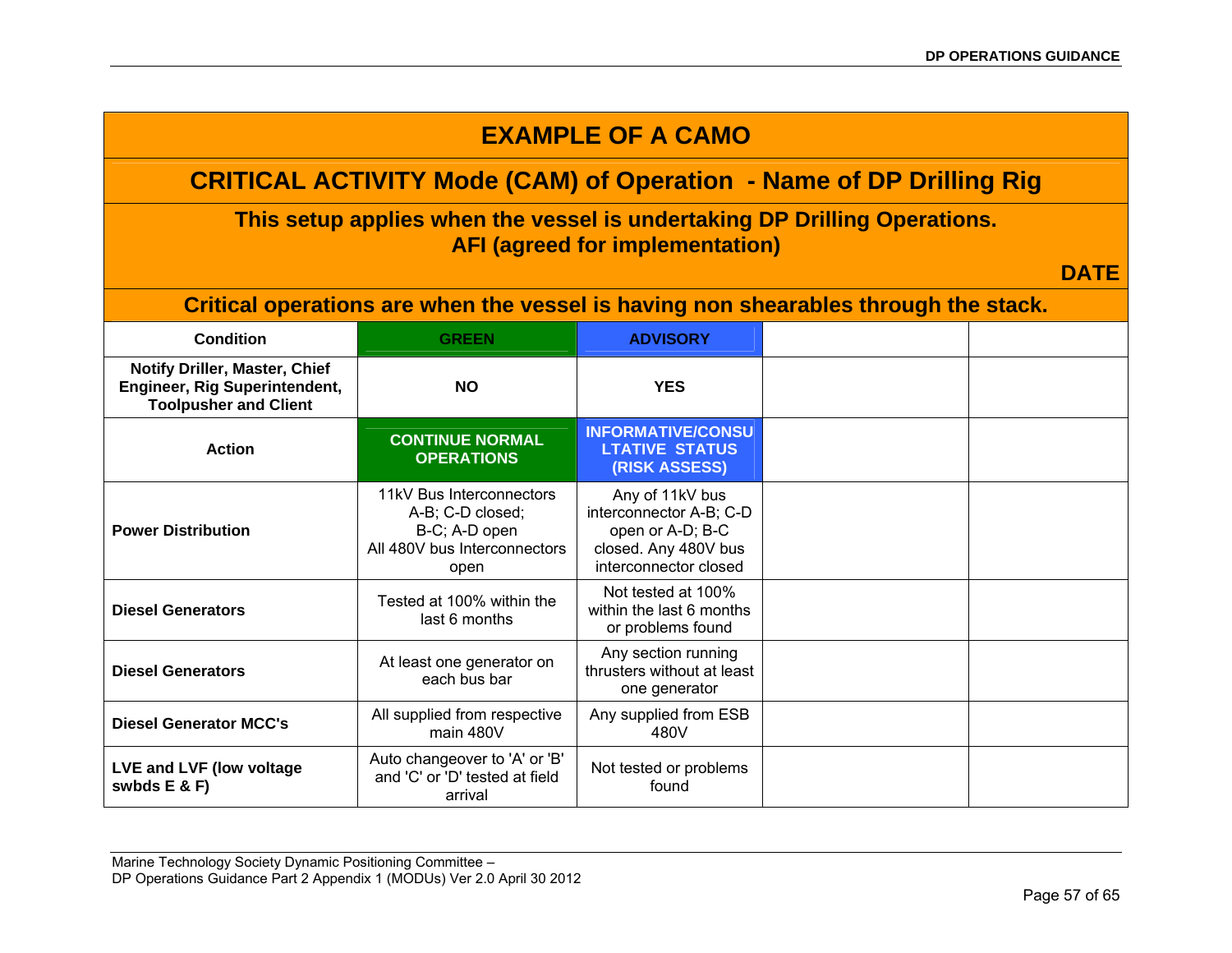# EXAMPLE OF A CAMO

## CRITICAL ACTIVITY Mode (CAM) of Operation - Name of DP Drilling Rig

**This setup applies when the vessel is undertaking DP Drilling Operations.**
**AFI (agreed for implementation)**

**DATE**

**Critical operations are when the vessel is having non shearables through the stack.**

| Condition | GREEN | ADVISORY | | |
|---|---|---|---|---|
| **Notify Driller, Master, Chief Engineer, Rig Superintendent, Toolpusher and Client** | **NO** | **YES** | | |
| **Action** | **CONTINUE NORMAL OPERATIONS** | **INFORMATIVE/CONSULTATIVE STATUS (RISK ASSESS)** | | |
| **Power Distribution** | 11kV Bus Interconnectors A-B; C-D closed; B-C; A-D open All 480V bus Interconnectors open | Any of 11kV bus interconnector A-B; C-D open or A-D; B-C closed. Any 480V bus interconnector closed | | |
| **Diesel Generators** | Tested at 100% within the last 6 months | Not tested at 100% within the last 6 months or problems found | | |
| **Diesel Generators** | At least one generator on each bus bar | Any section running thrusters without at least one generator | | |
| **Diesel Generator MCC's** | All supplied from respective main 480V | Any supplied from ESB 480V | | |
| **LVE and LVF (low voltage swbds E & F)** | Auto changeover to 'A' or 'B' and 'C' or 'D' tested at field arrival | Not tested or problems found | | |

Marine Technology Society Dynamic Positioning Committee –
DP Operations Guidance Part 2 Appendix 1 (MODUs) Ver 2.0 April 30 2012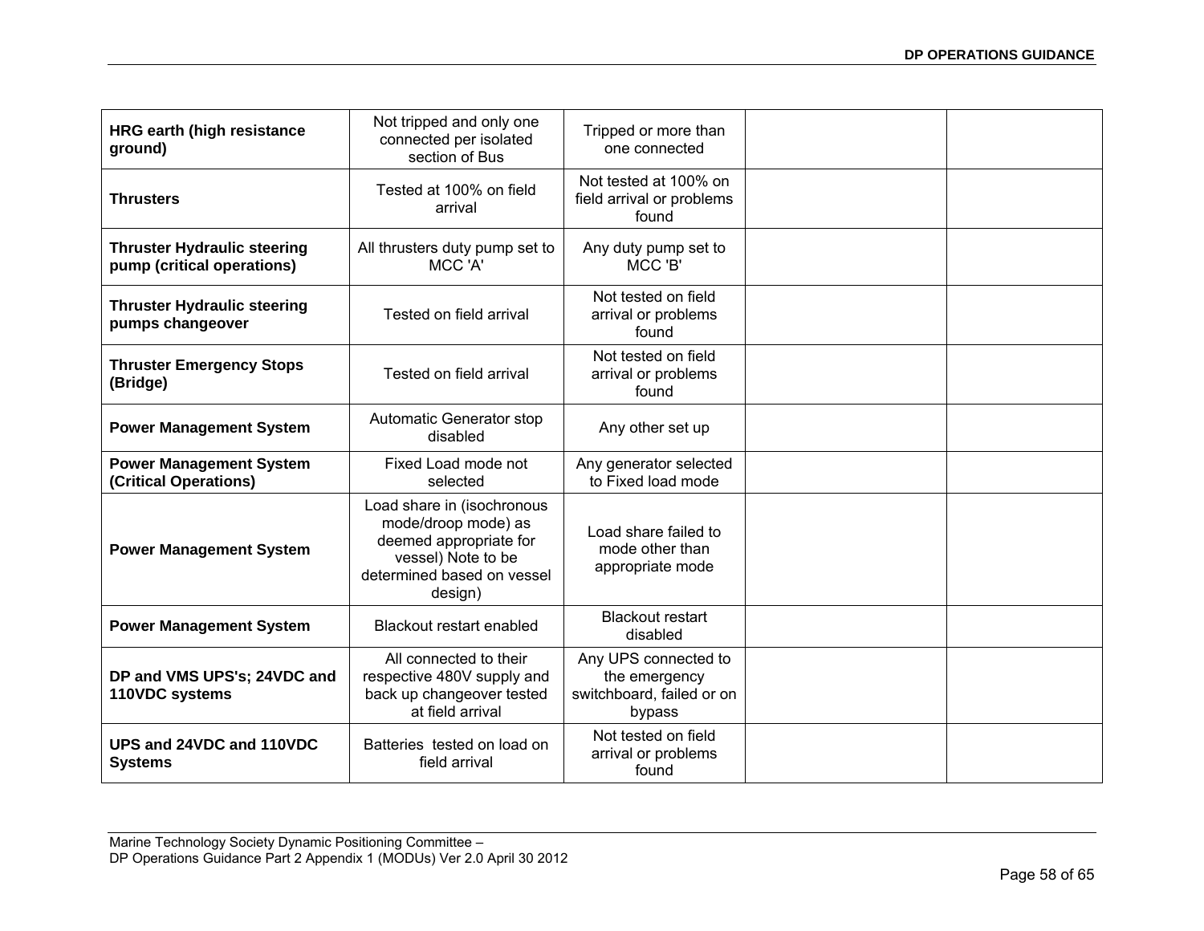| | | | | |
|---|---|---|---|---|
| **HRG earth (high resistance ground)** | Not tripped and only one connected per isolated section of Bus | Tripped or more than one connected | | |
| **Thrusters** | Tested at 100% on field arrival | Not tested at 100% on field arrival or problems found | | |
| **Thruster Hydraulic steering pump (critical operations)** | All thrusters duty pump set to MCC 'A' | Any duty pump set to MCC 'B' | | |
| **Thruster Hydraulic steering pumps changeover** | Tested on field arrival | Not tested on field arrival or problems found | | |
| **Thruster Emergency Stops (Bridge)** | Tested on field arrival | Not tested on field arrival or problems found | | |
| **Power Management System** | Automatic Generator stop disabled | Any other set up | | |
| **Power Management System (Critical Operations)** | Fixed Load mode not selected | Any generator selected to Fixed load mode | | |
| **Power Management System** | Load share in (isochronous mode/droop mode) as deemed appropriate for vessel) Note to be determined based on vessel design) | Load share failed to mode other than appropriate mode | | |
| **Power Management System** | Blackout restart enabled | Blackout restart disabled | | |
| **DP and VMS UPS's; 24VDC and 110VDC systems** | All connected to their respective 480V supply and back up changeover tested at field arrival | Any UPS connected to the emergency switchboard, failed or on bypass | | |
| **UPS and 24VDC and 110VDC Systems** | Batteries tested on load on field arrival | Not tested on field arrival or problems found | | |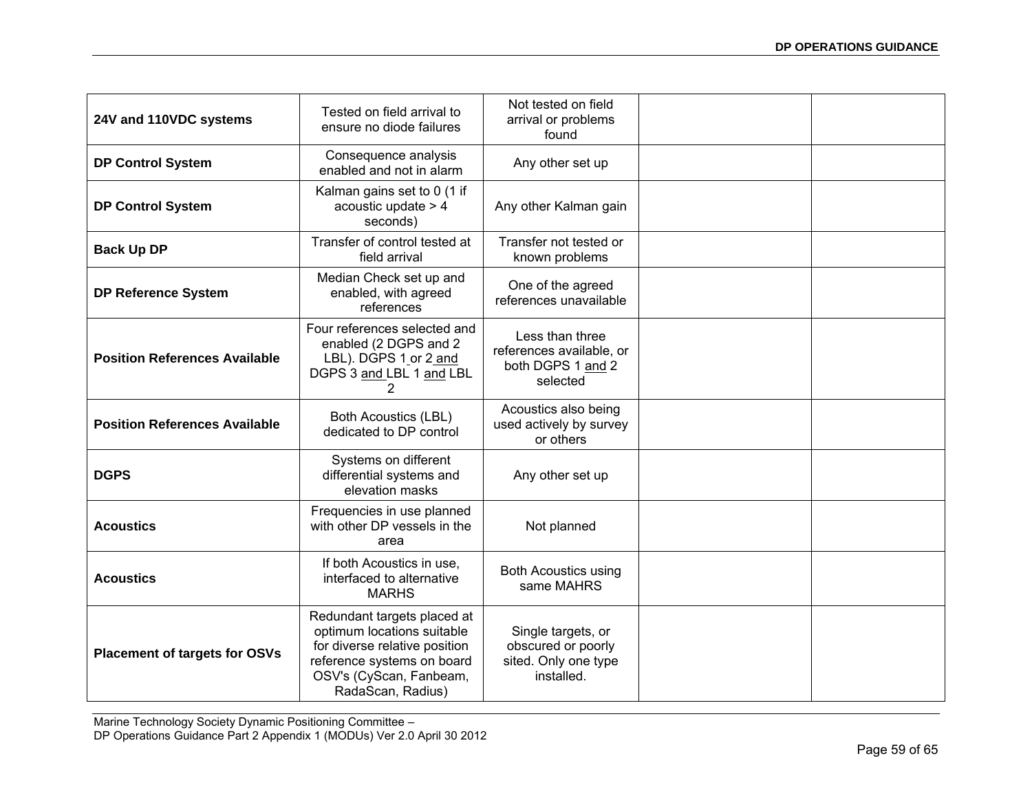| | | | | |
|---|---|---|---|---|
| **24V and 110VDC systems** | Tested on field arrival to ensure no diode failures | Not tested on field arrival or problems found | | |
| **DP Control System** | Consequence analysis enabled and not in alarm | Any other set up | | |
| **DP Control System** | Kalman gains set to 0 (1 if acoustic update > 4 seconds) | Any other Kalman gain | | |
| **Back Up DP** | Transfer of control tested at field arrival | Transfer not tested or known problems | | |
| **DP Reference System** | Median Check set up and enabled, with agreed references | One of the agreed references unavailable | | |
| **Position References Available** | Four references selected and enabled (2 DGPS and 2 LBL). DGPS 1 or 2 and DGPS 3 and LBL 1 and LBL 2 | Less than three references available, or both DGPS 1 and 2 selected | | |
| **Position References Available** | Both Acoustics (LBL) dedicated to DP control | Acoustics also being used actively by survey or others | | |
| **DGPS** | Systems on different differential systems and elevation masks | Any other set up | | |
| **Acoustics** | Frequencies in use planned with other DP vessels in the area | Not planned | | |
| **Acoustics** | If both Acoustics in use, interfaced to alternative MARHS | Both Acoustics using same MAHRS | | |
| **Placement of targets for OSVs** | Redundant targets placed at optimum locations suitable for diverse relative position reference systems on board OSV's (CyScan, Fanbeam, RadaScan, Radius) | Single targets, or obscured or poorly sited. Only one type installed. | | |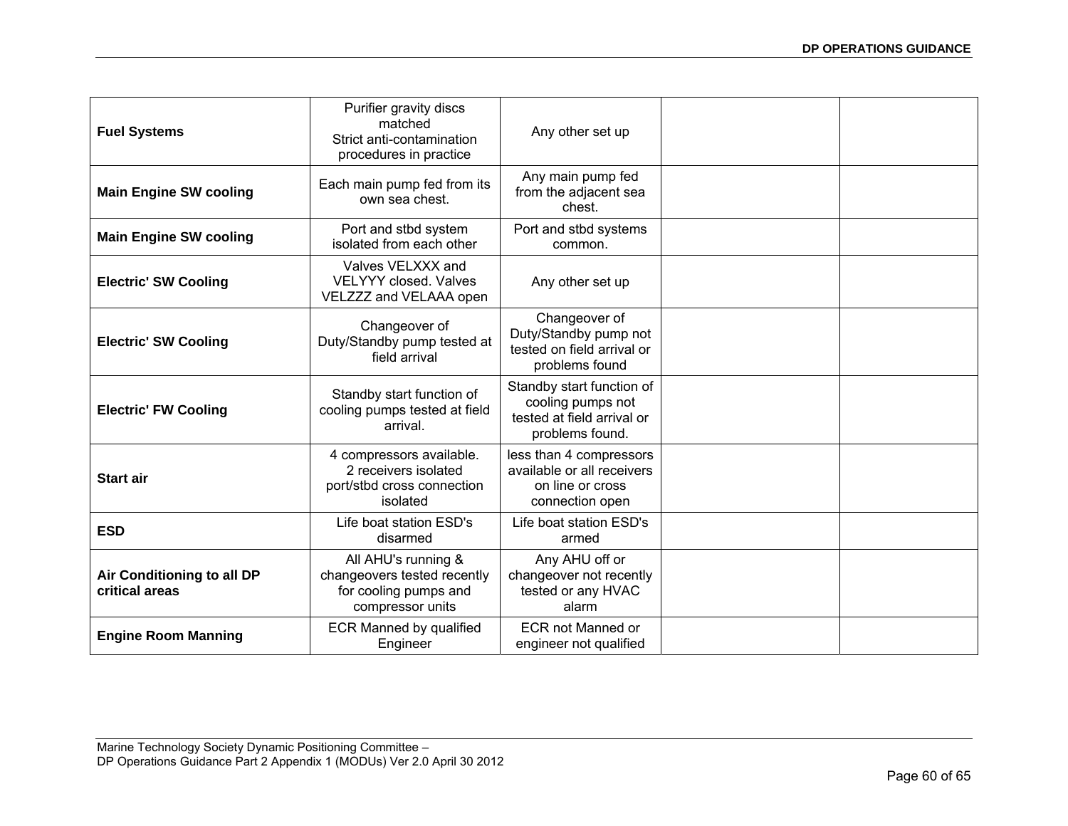| **Fuel Systems** | Purifier gravity discs matched<br>Strict anti-contamination procedures in practice | Any other set up | | |
|---|---|---|---|---|
| **Main Engine SW cooling** | Each main pump fed from its own sea chest. | Any main pump fed from the adjacent sea chest. | | |
| **Main Engine SW cooling** | Port and stbd system isolated from each other | Port and stbd systems common. | | |
| **Electric' SW Cooling** | Valves VELXXX and VELYYY closed. Valves VELZZZ and VELAAA open | Any other set up | | |
| **Electric' SW Cooling** | Changeover of Duty/Standby pump tested at field arrival | Changeover of Duty/Standby pump not tested on field arrival or problems found | | |
| **Electric' FW Cooling** | Standby start function of cooling pumps tested at field arrival. | Standby start function of cooling pumps not tested at field arrival or problems found. | | |
| **Start air** | 4 compressors available.<br>2 receivers isolated port/stbd cross connection isolated | less than 4 compressors available or all receivers on line or cross connection open | | |
| **ESD** | Life boat station ESD's disarmed | Life boat station ESD's armed | | |
| **Air Conditioning to all DP critical areas** | All AHU's running & changeovers tested recently for cooling pumps and compressor units | Any AHU off or changeover not recently tested or any HVAC alarm | | |
| **Engine Room Manning** | ECR Manned by qualified Engineer | ECR not Manned or engineer not qualified | | |

Marine Technology Society Dynamic Positioning Committee –
DP Operations Guidance Part 2 Appendix 1 (MODUs) Ver 2.0 April 30 2012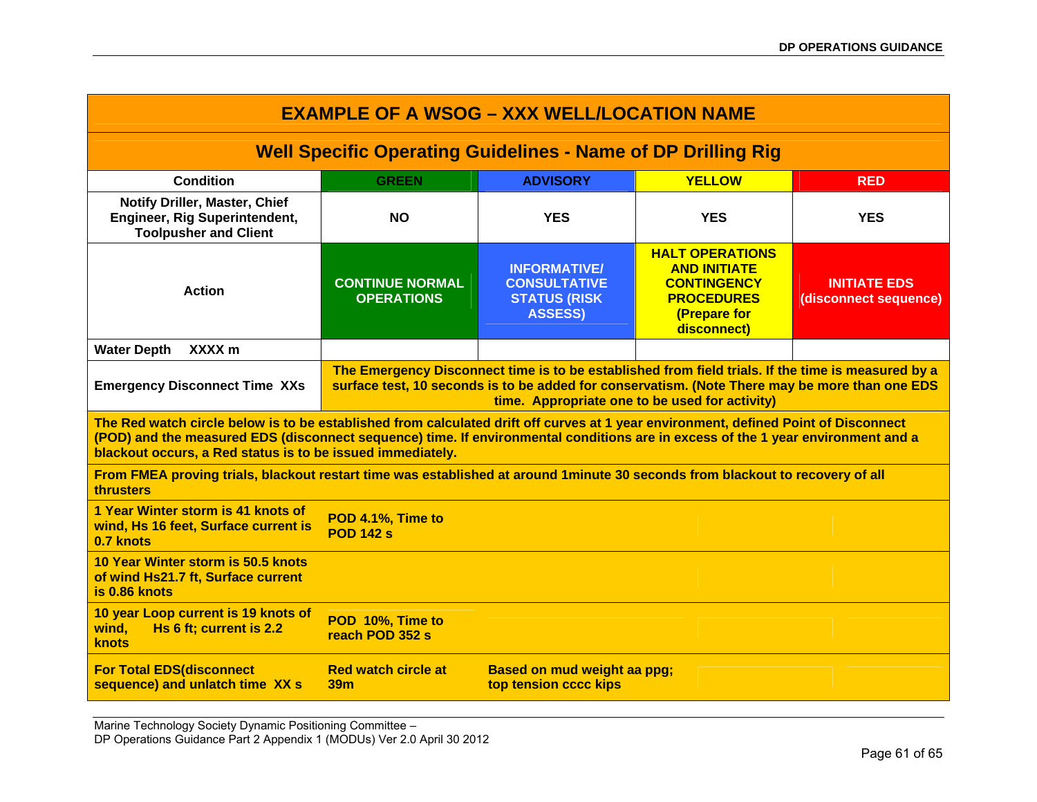| EXAMPLE OF A WSOG – XXX WELL/LOCATION NAME | | | | |
|---|---|---|---|---|
| **Well Specific Operating Guidelines - Name of DP Drilling Rig** | | | | |
| **Condition** | **GREEN** | **ADVISORY** | **YELLOW** | **RED** |
| **Notify Driller, Master, Chief Engineer, Rig Superintendent, Toolpusher and Client** | **NO** | **YES** | **YES** | **YES** |
| **Action** | **CONTINUE NORMAL OPERATIONS** | **INFORMATIVE/ CONSULTATIVE STATUS (RISK ASSESS)** | **HALT OPERATIONS AND INITIATE CONTINGENCY PROCEDURES (Prepare for disconnect)** | **INITIATE EDS (disconnect sequence)** |
| **Water Depth XXXX m** | | | | |
| **Emergency Disconnect Time XXs** | **The Emergency Disconnect time is to be established from field trials. If the time is measured by a surface test, 10 seconds is to be added for conservatism. (Note There may be more than one EDS time. Appropriate one to be used for activity)** | | | |
| **The Red watch circle below is to be established from calculated drift off curves at 1 year environment, defined Point of Disconnect (POD) and the measured EDS (disconnect sequence) time. If environmental conditions are in excess of the 1 year environment and a blackout occurs, a Red status is to be issued immediately.** | | | | |
| **From FMEA proving trials, blackout restart time was established at around 1minute 30 seconds from blackout to recovery of all thrusters** | | | | |
| **1 Year Winter storm is 41 knots of wind, Hs 16 feet, Surface current is 0.7 knots** | **POD 4.1%, Time to POD 142 s** | | | |
| **10 Year Winter storm is 50.5 knots of wind Hs21.7 ft, Surface current is 0.86 knots** | | | | |
| **10 year Loop current is 19 knots of wind, Hs 6 ft; current is 2.2 knots** | **POD 10%, Time to reach POD 352 s** | | | |
| **For Total EDS(disconnect sequence) and unlatch time XX s** | **Red watch circle at 39m** | **Based on mud weight aa ppg; top tension cccc kips** | | |

Marine Technology Society Dynamic Positioning Committee –
DP Operations Guidance Part 2 Appendix 1 (MODUs) Ver 2.0 April 30 2012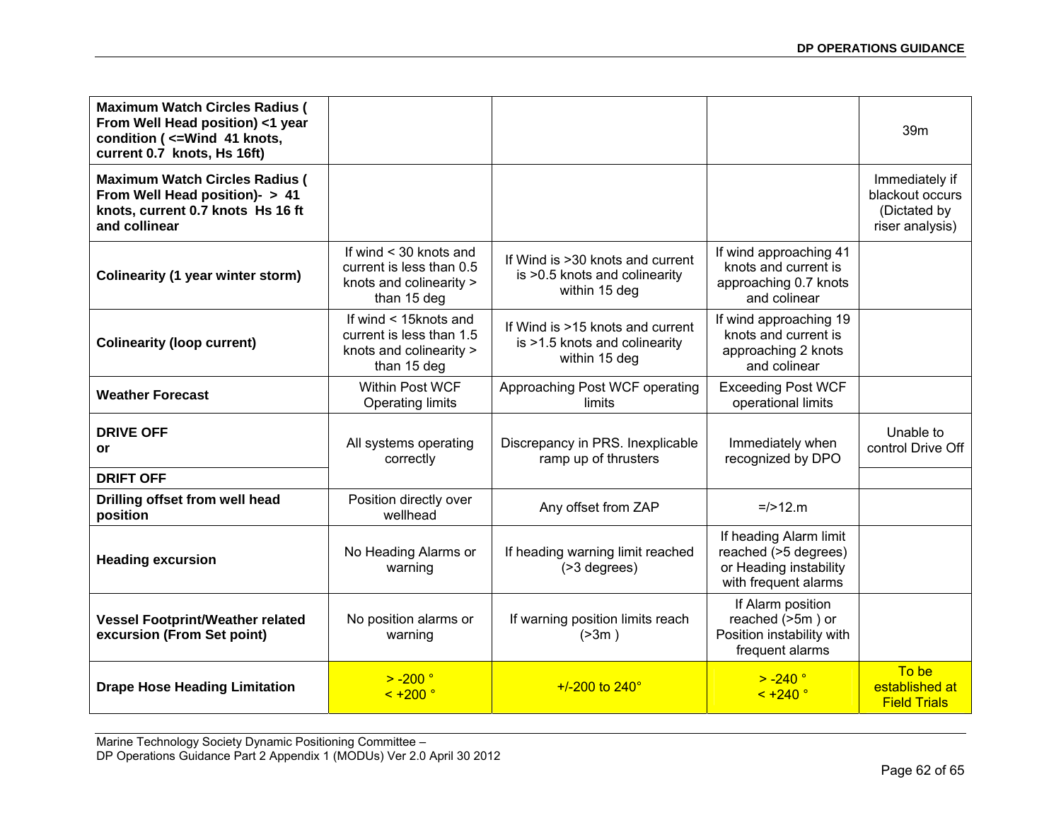| | | | | |
|---|---|---|---|---|
| **Maximum Watch Circles Radius ( From Well Head position) <1 year condition ( <=Wind 41 knots, current 0.7 knots, Hs 16ft)** | | | | 39m |
| **Maximum Watch Circles Radius ( From Well Head position)- > 41 knots, current 0.7 knots Hs 16 ft and collinear** | | | | Immediately if blackout occurs (Dictated by riser analysis) |
| **Colinearity (1 year winter storm)** | If wind < 30 knots and current is less than 0.5 knots and colinearity > than 15 deg | If Wind is >30 knots and current is >0.5 knots and colinearity within 15 deg | If wind approaching 41 knots and current is approaching 0.7 knots and colinear | |
| **Colinearity (loop current)** | If wind < 15knots and current is less than 1.5 knots and colinearity > than 15 deg | If Wind is >15 knots and current is >1.5 knots and colinearity within 15 deg | If wind approaching 19 knots and current is approaching 2 knots and colinear | |
| **Weather Forecast** | Within Post WCF Operating limits | Approaching Post WCF operating limits | Exceeding Post WCF operational limits | |
| **DRIVE OFF or** | All systems operating correctly | Discrepancy in PRS. Inexplicable ramp up of thrusters | Immediately when recognized by DPO | Unable to control Drive Off |
| **DRIFT OFF** | | | | |
| **Drilling offset from well head position** | Position directly over wellhead | Any offset from ZAP | =/>12.m | |
| **Heading excursion** | No Heading Alarms or warning | If heading warning limit reached (>3 degrees) | If heading Alarm limit reached (>5 degrees) or Heading instability with frequent alarms | |
| **Vessel Footprint/Weather related excursion (From Set point)** | No position alarms or warning | If warning position limits reach (>3m ) | If Alarm position reached (>5m ) or Position instability with frequent alarms | |
| **Drape Hose Heading Limitation** | > -200 ° < +200 ° | +/-200 to 240° | > -240 ° < +240 ° | To be established at Field Trials |

Marine Technology Society Dynamic Positioning Committee –
DP Operations Guidance Part 2 Appendix 1 (MODUs) Ver 2.0 April 30 2012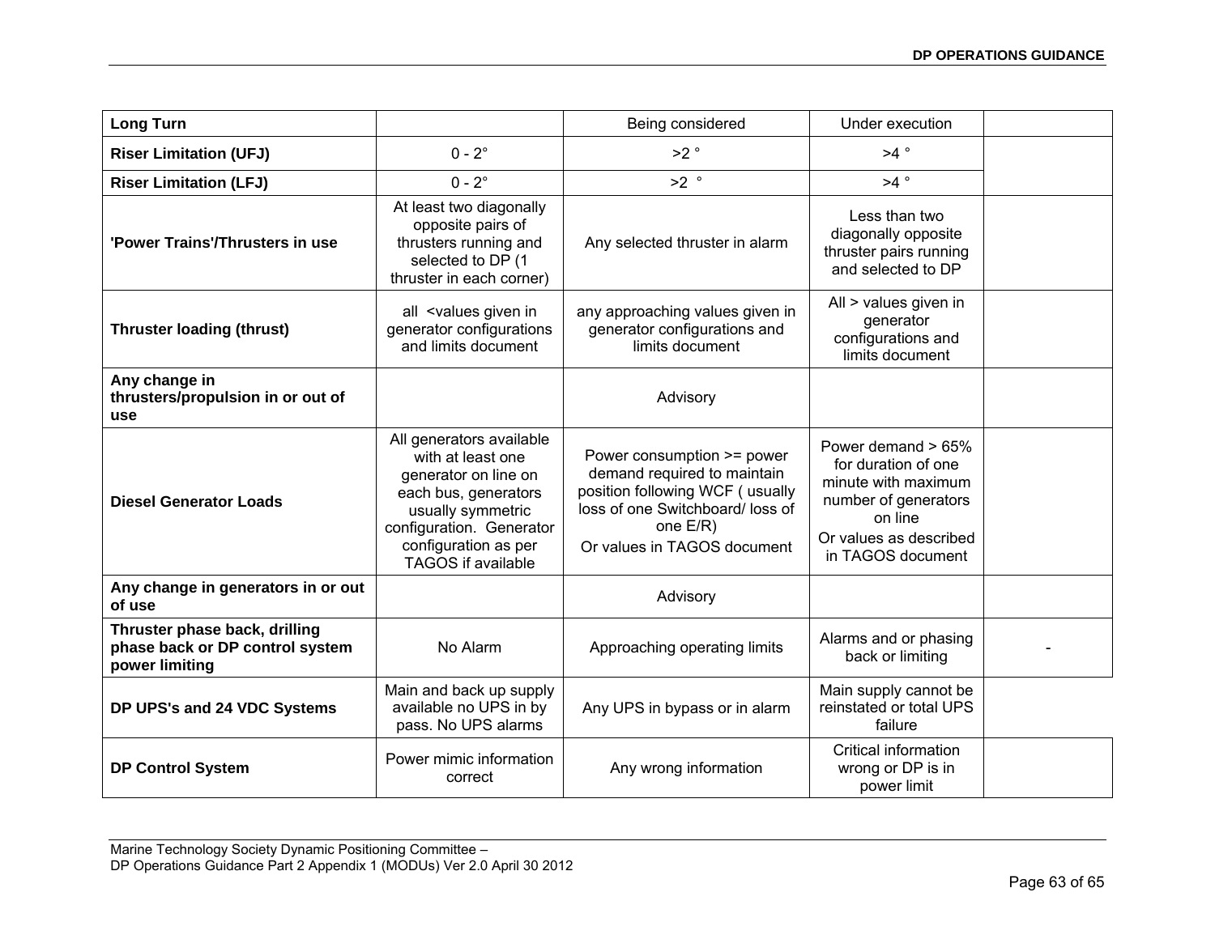| Long Turn | | Being considered | Under execution | |
|---|---|---|---|---|
| **Riser Limitation (UFJ)** | 0 - 2° | >2 ° | >4 ° | |
| **Riser Limitation (LFJ)** | 0 - 2° | >2 ° | >4 ° | |
| **'Power Trains'/Thrusters in use** | At least two diagonally opposite pairs of thrusters running and selected to DP (1 thruster in each corner) | Any selected thruster in alarm | Less than two diagonally opposite thruster pairs running and selected to DP | |
| **Thruster loading (thrust)** | all <values given in generator configurations and limits document | any approaching values given in generator configurations and limits document | All > values given in generator configurations and limits document | |
| **Any change in thrusters/propulsion in or out of use** | | Advisory | | |
| **Diesel Generator Loads** | All generators available with at least one generator on line on each bus, generators usually symmetric configuration. Generator configuration as per TAGOS if available | Power consumption >= power demand required to maintain position following WCF ( usually loss of one Switchboard/ loss of one E/R)<br>Or values in TAGOS document | Power demand > 65% for duration of one minute with maximum number of generators on line<br>Or values as described in TAGOS document | |
| **Any change in generators in or out of use** | | Advisory | | |
| **Thruster phase back, drilling phase back or DP control system power limiting** | No Alarm | Approaching operating limits | Alarms and or phasing back or limiting | - |
| **DP UPS's and 24 VDC Systems** | Main and back up supply available no UPS in by pass. No UPS alarms | Any UPS in bypass or in alarm | Main supply cannot be reinstated or total UPS failure | |
| **DP Control System** | Power mimic information correct | Any wrong information | Critical information wrong or DP is in power limit | |

Marine Technology Society Dynamic Positioning Committee –
DP Operations Guidance Part 2 Appendix 1 (MODUs) Ver 2.0 April 30 2012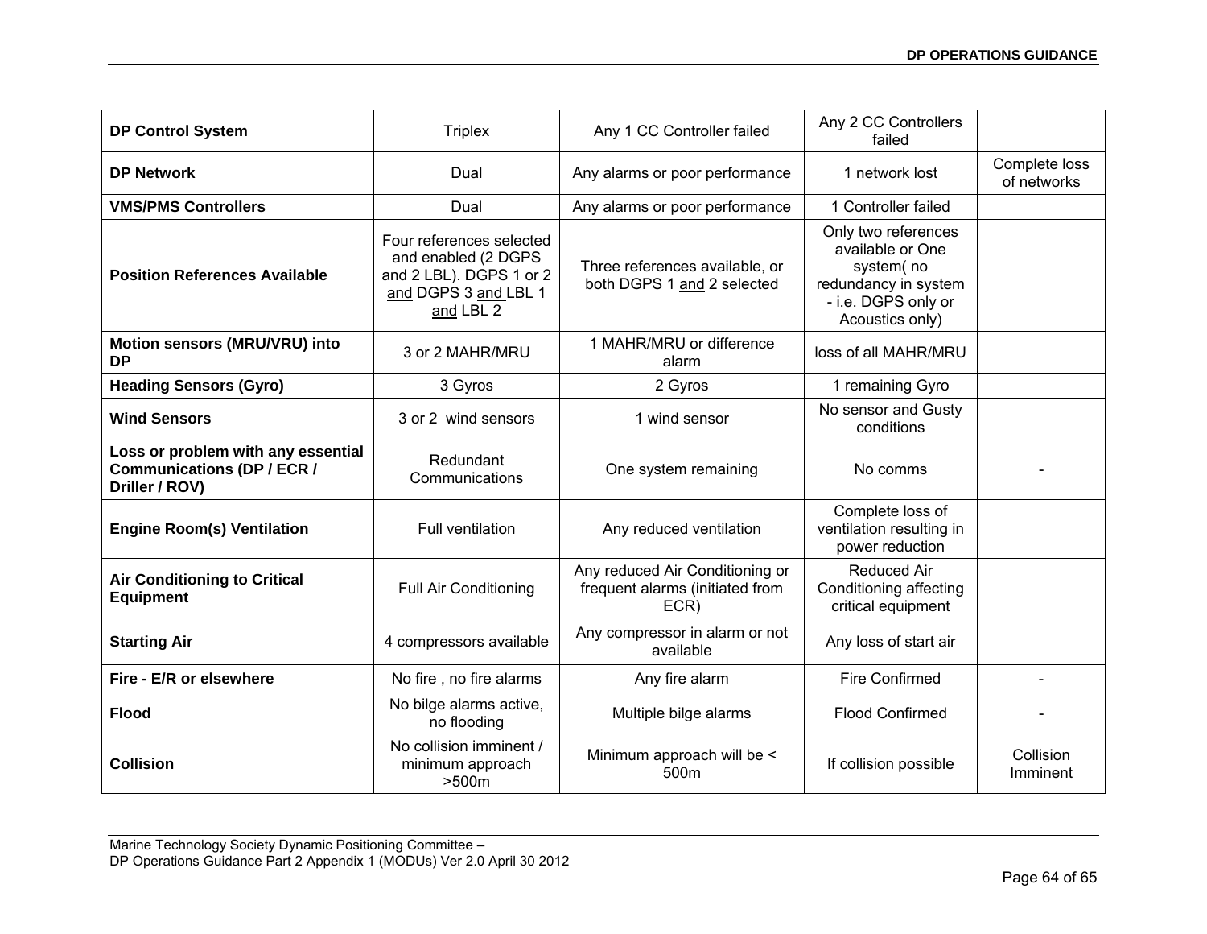| **DP Control System** | Triplex | Any 1 CC Controller failed | Any 2 CC Controllers failed | |
|---|---|---|---|---|
| **DP Network** | Dual | Any alarms or poor performance | 1 network lost | Complete loss of networks |
| **VMS/PMS Controllers** | Dual | Any alarms or poor performance | 1 Controller failed | |
| **Position References Available** | Four references selected and enabled (2 DGPS and 2 LBL). DGPS 1 or 2 and DGPS 3 and LBL 1 and LBL 2 | Three references available, or both DGPS 1 and 2 selected | Only two references available or One system( no redundancy in system - i.e. DGPS only or Acoustics only) | |
| **Motion sensors (MRU/VRU) into DP** | 3 or 2 MAHR/MRU | 1 MAHR/MRU or difference alarm | loss of all MAHR/MRU | |
| **Heading Sensors (Gyro)** | 3 Gyros | 2 Gyros | 1 remaining Gyro | |
| **Wind Sensors** | 3 or 2 wind sensors | 1 wind sensor | No sensor and Gusty conditions | |
| **Loss or problem with any essential Communications (DP / ECR / Driller / ROV)** | Redundant Communications | One system remaining | No comms | - |
| **Engine Room(s) Ventilation** | Full ventilation | Any reduced ventilation | Complete loss of ventilation resulting in power reduction | |
| **Air Conditioning to Critical Equipment** | Full Air Conditioning | Any reduced Air Conditioning or frequent alarms (initiated from ECR) | Reduced Air Conditioning affecting critical equipment | |
| **Starting Air** | 4 compressors available | Any compressor in alarm or not available | Any loss of start air | |
| **Fire - E/R or elsewhere** | No fire , no fire alarms | Any fire alarm | Fire Confirmed | - |
| **Flood** | No bilge alarms active, no flooding | Multiple bilge alarms | Flood Confirmed | - |
| **Collision** | No collision imminent / minimum approach >500m | Minimum approach will be < 500m | If collision possible | Collision Imminent |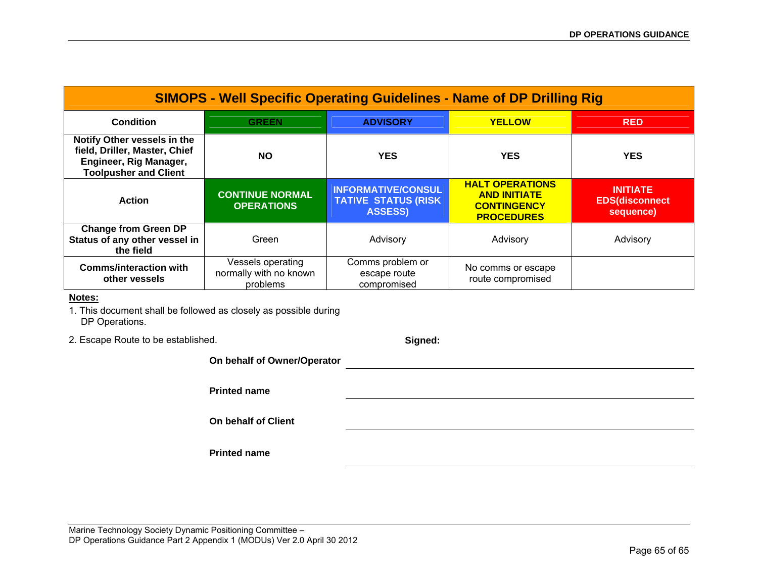| SIMOPS - Well Specific Operating Guidelines - Name of DP Drilling Rig | | | | |
|---|---|---|---|---|
| **Condition** | **GREEN** | **ADVISORY** | **YELLOW** | **RED** |
| **Notify Other vessels in the field, Driller, Master, Chief Engineer, Rig Manager, Toolpusher and Client** | **NO** | **YES** | **YES** | **YES** |
| **Action** | **CONTINUE NORMAL OPERATIONS** | **INFORMATIVE/CONSULTATIVE STATUS (RISK ASSESS)** | **HALT OPERATIONS AND INITIATE CONTINGENCY PROCEDURES** | **INITIATE EDS(disconnect sequence)** |
| **Change from Green DP Status of any other vessel in the field** | Green | Advisory | Advisory | Advisory |
| **Comms/interaction with other vessels** | Vessels operating normally with no known problems | Comms problem or escape route compromised | No comms or escape route compromised | |

**Notes:**

1. This document shall be followed as closely as possible during DP Operations.
2. Escape Route to be established.

**Signed:**

**On behalf of Owner/Operator** ______________________________

**Printed name** ______________________________

**On behalf of Client** ______________________________

**Printed name** ______________________________

Marine Technology Society Dynamic Positioning Committee –
DP Operations Guidance Part 2 Appendix 1 (MODUs) Ver 2.0 April 30 2012